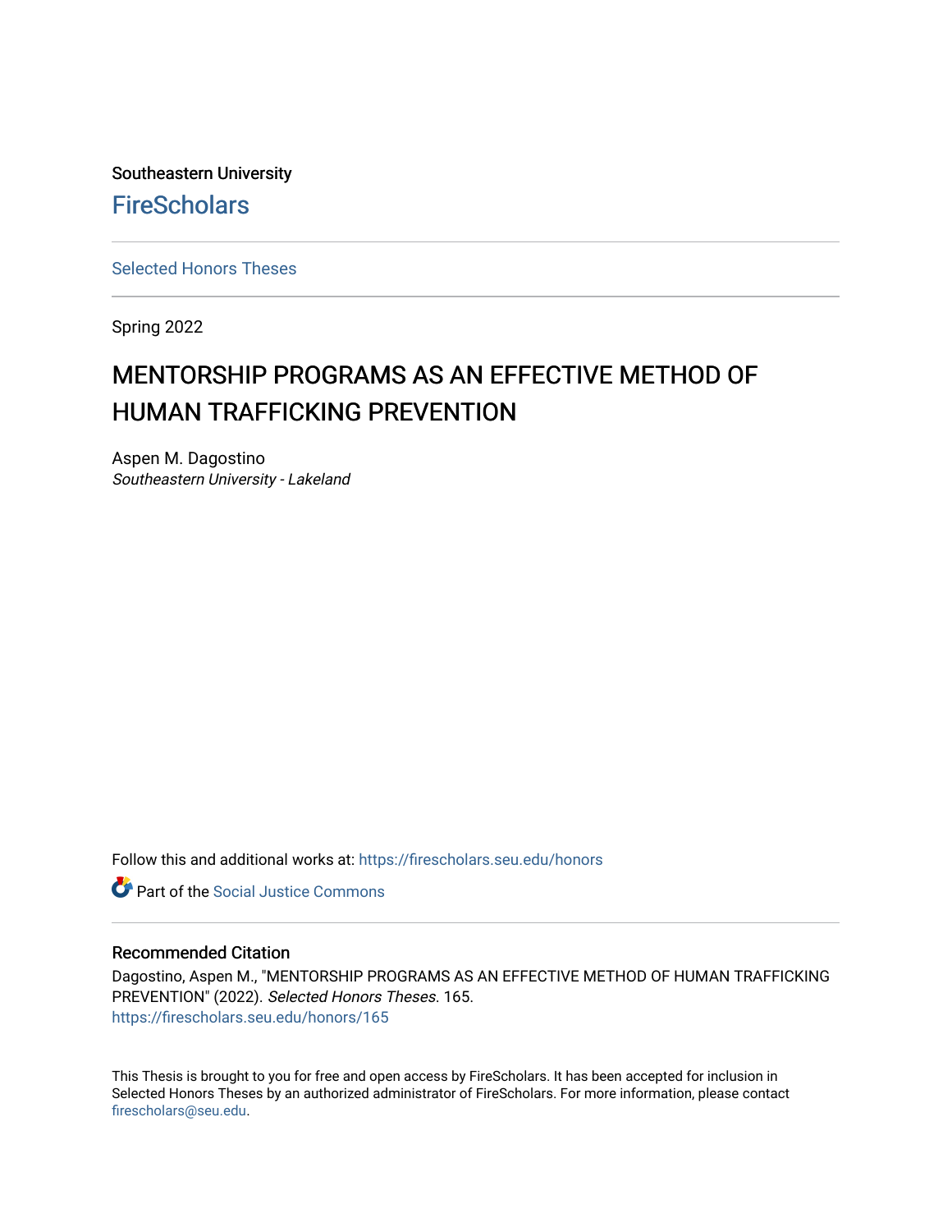Southeastern University

FireScholars

Selected Honors Theses

Spring 2022

# MENTORSHIP PROGRAMS AS AN EFFECTIVE METHOD OF HUMAN TRAFFICKING PREVENTION

Aspen M. Dagostino
*Southeastern University - Lakeland*

Follow this and additional works at: https://firescholars.seu.edu/honors

Part of the Social Justice Commons

## Recommended Citation

Dagostino, Aspen M., "MENTORSHIP PROGRAMS AS AN EFFECTIVE METHOD OF HUMAN TRAFFICKING PREVENTION" (2022). *Selected Honors Theses*. 165.
https://firescholars.seu.edu/honors/165

This Thesis is brought to you for free and open access by FireScholars. It has been accepted for inclusion in Selected Honors Theses by an authorized administrator of FireScholars. For more information, please contact firescholars@seu.edu.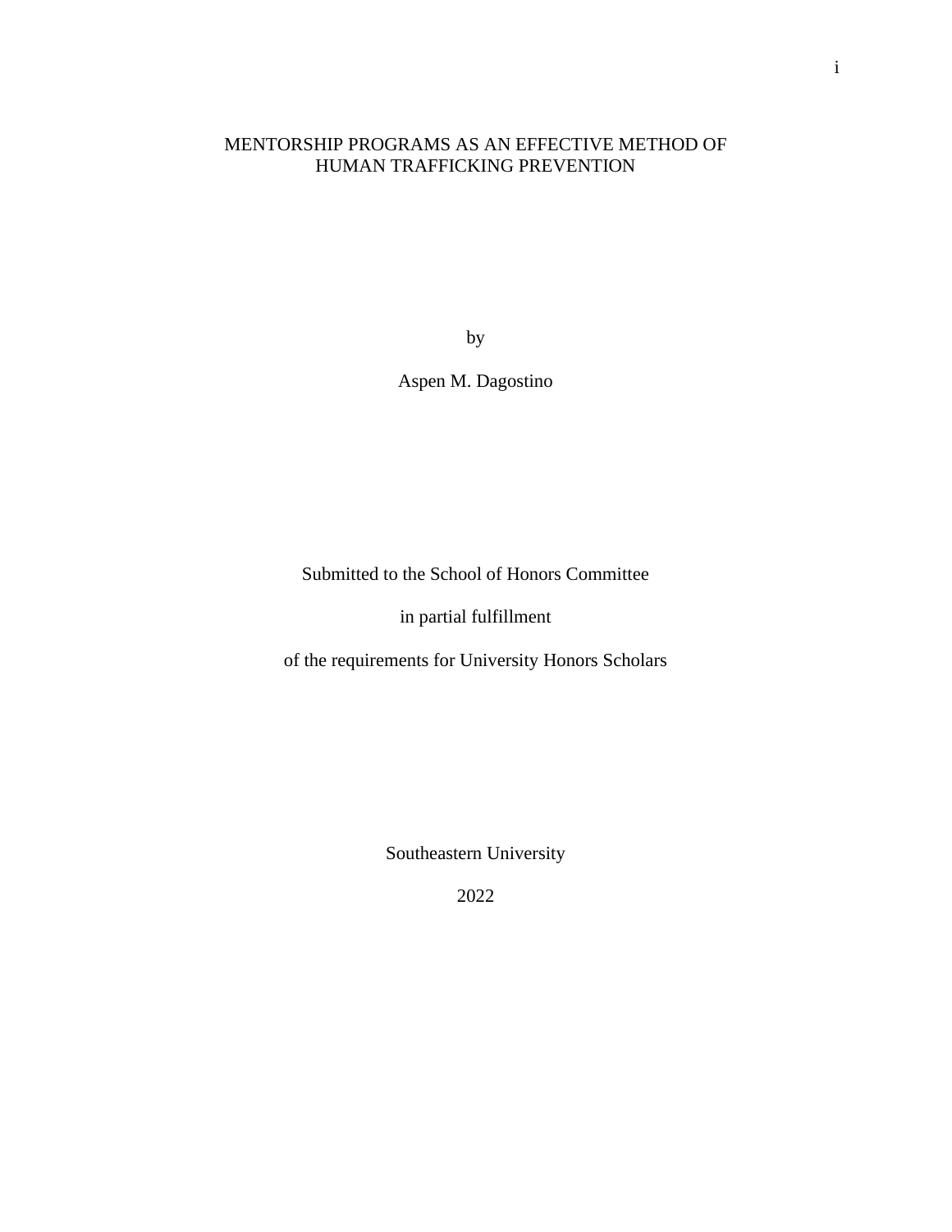# MENTORSHIP PROGRAMS AS AN EFFECTIVE METHOD OF HUMAN TRAFFICKING PREVENTION

by

Aspen M. Dagostino

Submitted to the School of Honors Committee

in partial fulfillment

of the requirements for University Honors Scholars

Southeastern University

2022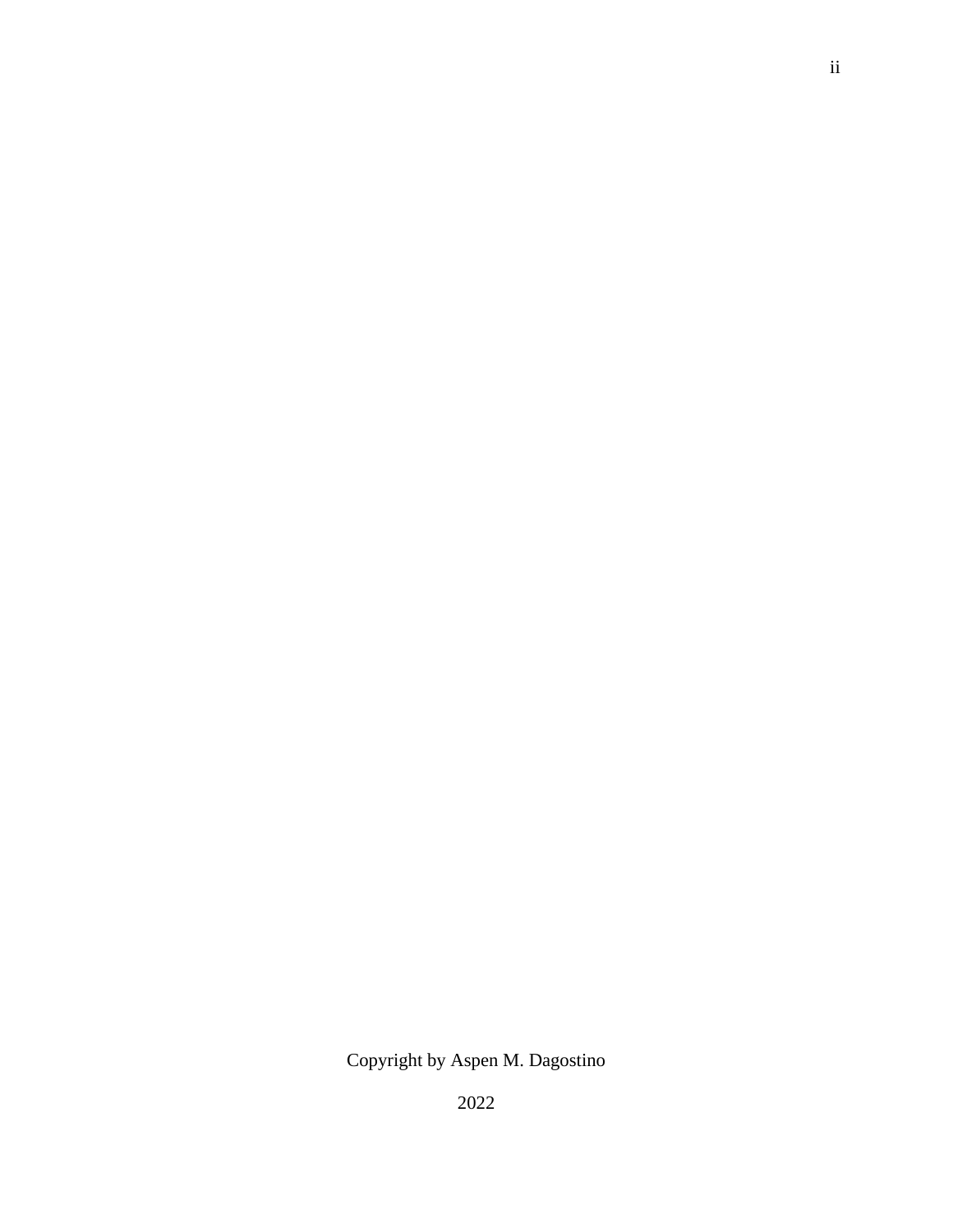Copyright by Aspen M. Dagostino

2022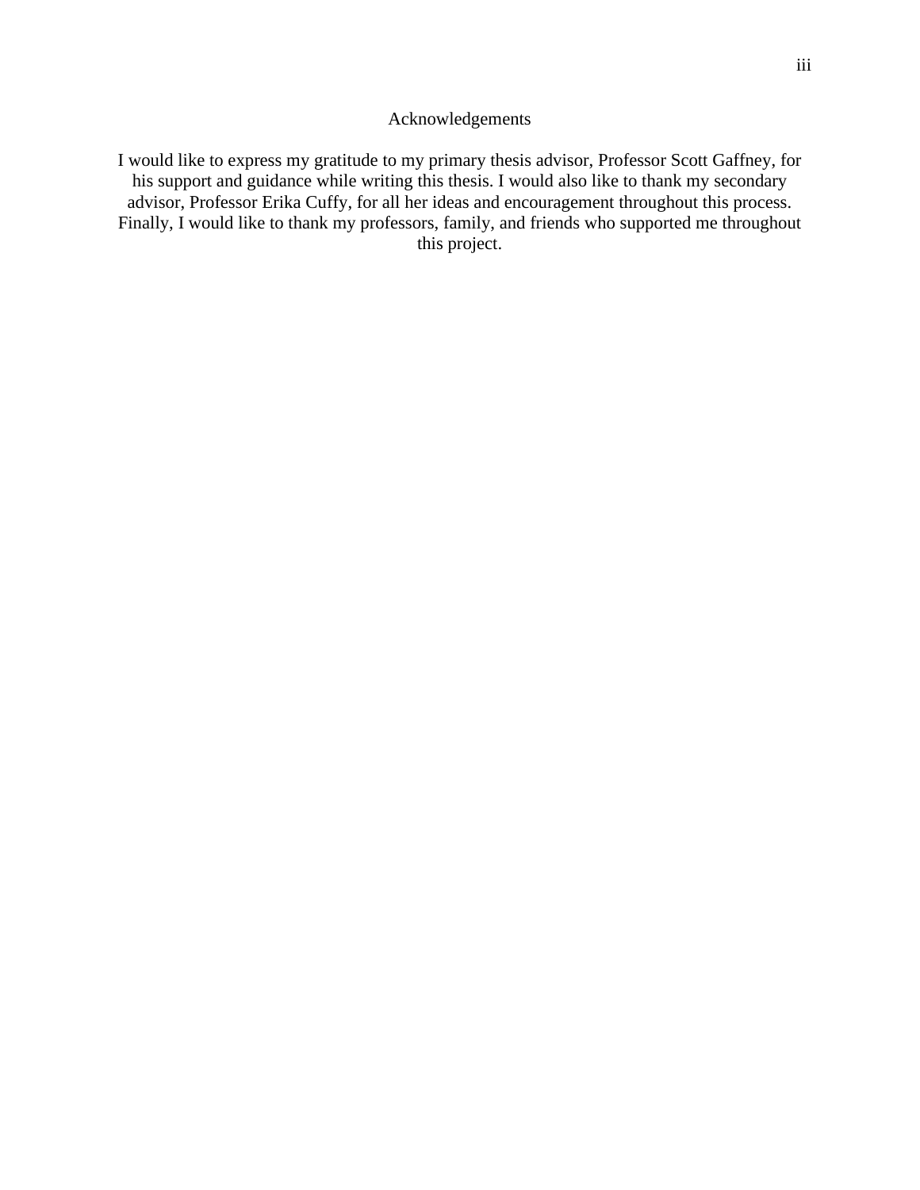# Acknowledgements

I would like to express my gratitude to my primary thesis advisor, Professor Scott Gaffney, for his support and guidance while writing this thesis. I would also like to thank my secondary advisor, Professor Erika Cuffy, for all her ideas and encouragement throughout this process. Finally, I would like to thank my professors, family, and friends who supported me throughout this project.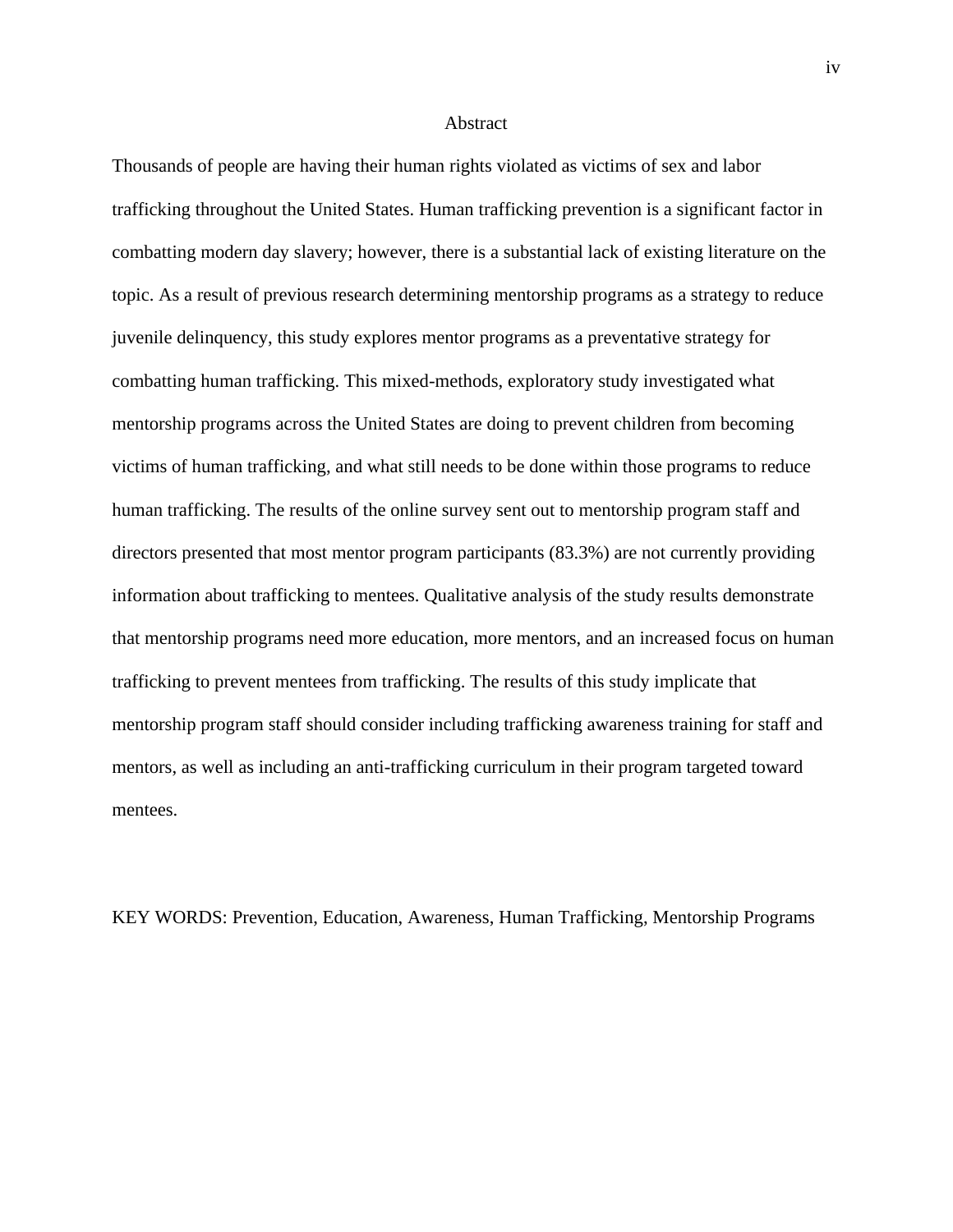# Abstract

Thousands of people are having their human rights violated as victims of sex and labor trafficking throughout the United States. Human trafficking prevention is a significant factor in combatting modern day slavery; however, there is a substantial lack of existing literature on the topic. As a result of previous research determining mentorship programs as a strategy to reduce juvenile delinquency, this study explores mentor programs as a preventative strategy for combatting human trafficking. This mixed-methods, exploratory study investigated what mentorship programs across the United States are doing to prevent children from becoming victims of human trafficking, and what still needs to be done within those programs to reduce human trafficking. The results of the online survey sent out to mentorship program staff and directors presented that most mentor program participants (83.3%) are not currently providing information about trafficking to mentees. Qualitative analysis of the study results demonstrate that mentorship programs need more education, more mentors, and an increased focus on human trafficking to prevent mentees from trafficking. The results of this study implicate that mentorship program staff should consider including trafficking awareness training for staff and mentors, as well as including an anti-trafficking curriculum in their program targeted toward mentees.

KEY WORDS: Prevention, Education, Awareness, Human Trafficking, Mentorship Programs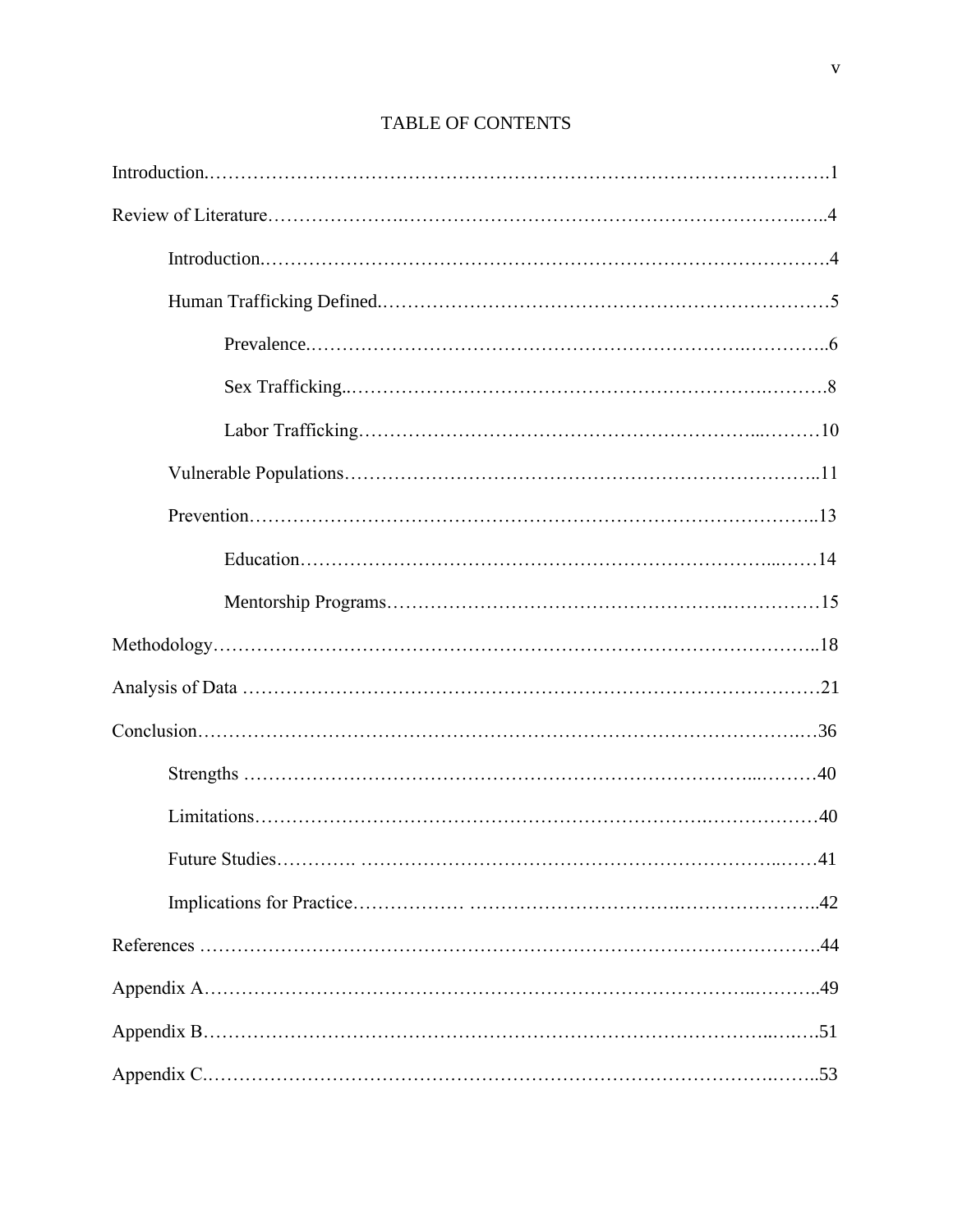# TABLE OF CONTENTS

Introduction......................................................................................................1

Review of Literature..........................................................................................4

- Introduction..................................................................................................4
- Human Trafficking Defined...........................................................................5
  - Prevalence...............................................................................................6
  - Sex Trafficking.........................................................................................8
  - Labor Trafficking....................................................................................10
- Vulnerable Populations...............................................................................11
- Prevention...................................................................................................13
  - Education................................................................................................14
  - Mentorship Programs..............................................................................15

Methodology....................................................................................................18

Analysis of Data..............................................................................................21

Conclusion.......................................................................................................36

- Strengths.....................................................................................................40
- Limitations..................................................................................................40
- Future Studies.............................................................................................41
- Implications for Practice.............................................................................42

References........................................................................................................44

Appendix A......................................................................................................49

Appendix B......................................................................................................51

Appendix C......................................................................................................53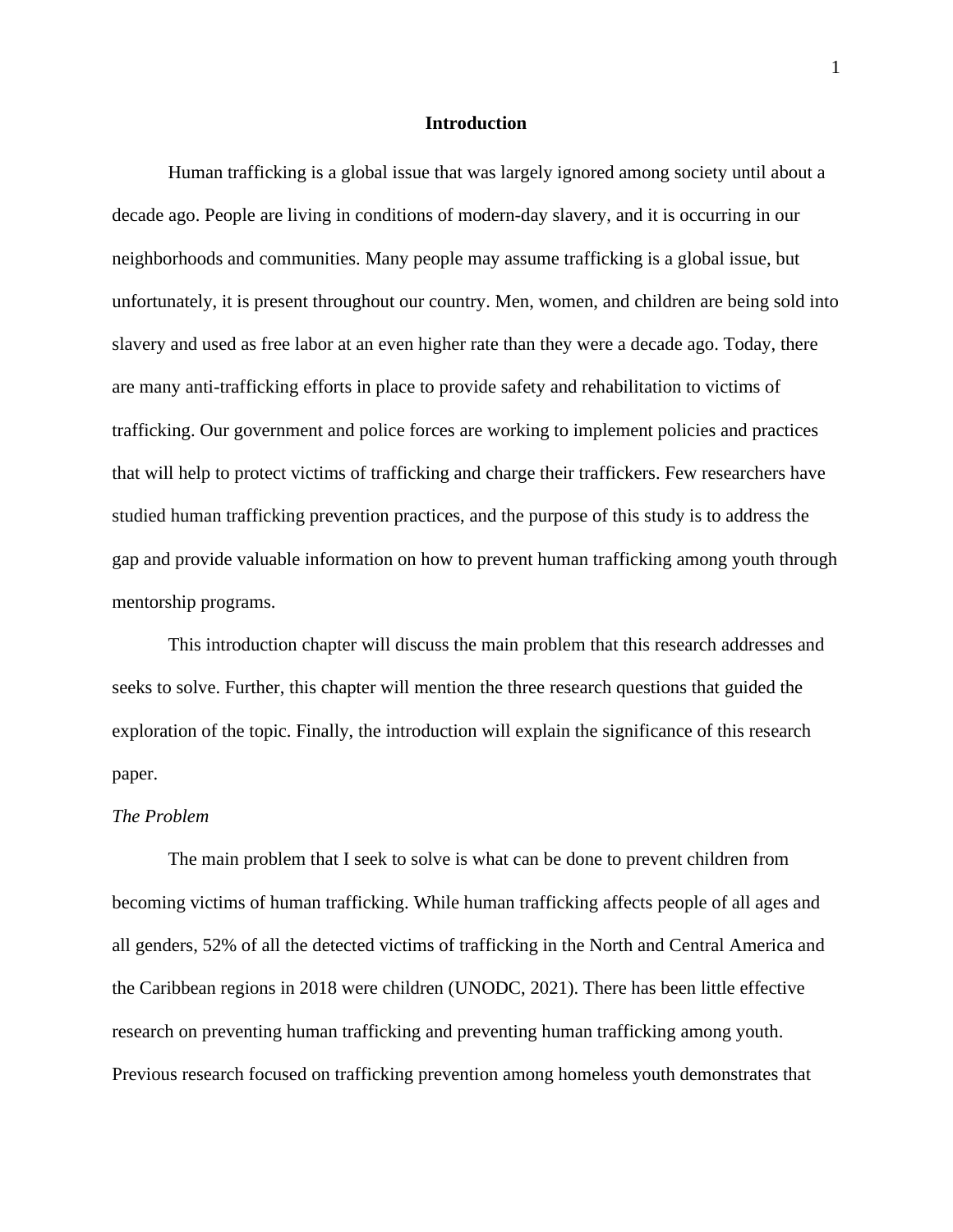# Introduction

Human trafficking is a global issue that was largely ignored among society until about a decade ago. People are living in conditions of modern-day slavery, and it is occurring in our neighborhoods and communities. Many people may assume trafficking is a global issue, but unfortunately, it is present throughout our country. Men, women, and children are being sold into slavery and used as free labor at an even higher rate than they were a decade ago. Today, there are many anti-trafficking efforts in place to provide safety and rehabilitation to victims of trafficking. Our government and police forces are working to implement policies and practices that will help to protect victims of trafficking and charge their traffickers. Few researchers have studied human trafficking prevention practices, and the purpose of this study is to address the gap and provide valuable information on how to prevent human trafficking among youth through mentorship programs.

This introduction chapter will discuss the main problem that this research addresses and seeks to solve. Further, this chapter will mention the three research questions that guided the exploration of the topic. Finally, the introduction will explain the significance of this research paper.

## *The Problem*

The main problem that I seek to solve is what can be done to prevent children from becoming victims of human trafficking. While human trafficking affects people of all ages and all genders, 52% of all the detected victims of trafficking in the North and Central America and the Caribbean regions in 2018 were children (UNODC, 2021). There has been little effective research on preventing human trafficking and preventing human trafficking among youth. Previous research focused on trafficking prevention among homeless youth demonstrates that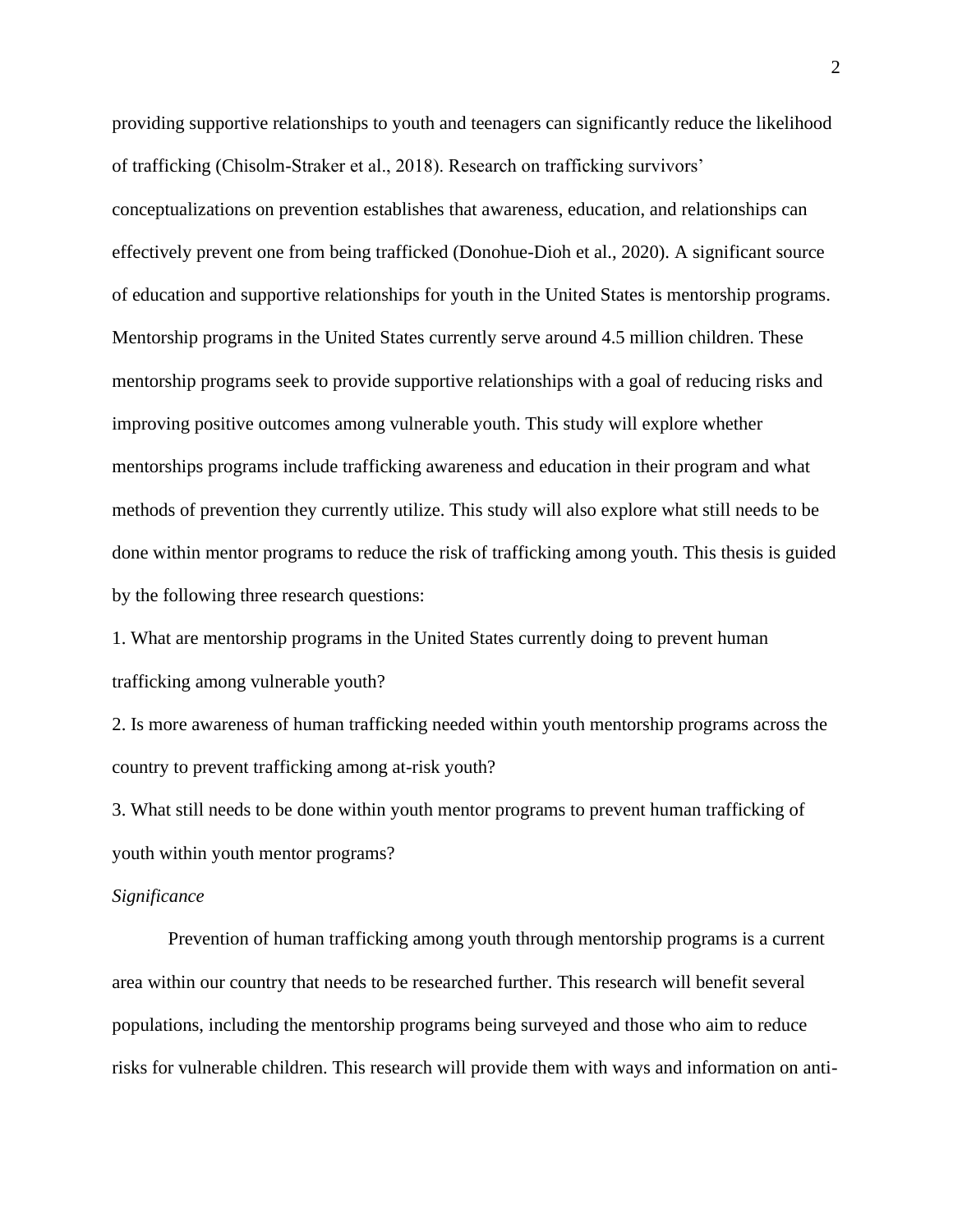providing supportive relationships to youth and teenagers can significantly reduce the likelihood of trafficking (Chisolm-Straker et al., 2018). Research on trafficking survivors' conceptualizations on prevention establishes that awareness, education, and relationships can effectively prevent one from being trafficked (Donohue-Dioh et al., 2020). A significant source of education and supportive relationships for youth in the United States is mentorship programs. Mentorship programs in the United States currently serve around 4.5 million children. These mentorship programs seek to provide supportive relationships with a goal of reducing risks and improving positive outcomes among vulnerable youth. This study will explore whether mentorships programs include trafficking awareness and education in their program and what methods of prevention they currently utilize. This study will also explore what still needs to be done within mentor programs to reduce the risk of trafficking among youth. This thesis is guided by the following three research questions:

1. What are mentorship programs in the United States currently doing to prevent human trafficking among vulnerable youth?
2. Is more awareness of human trafficking needed within youth mentorship programs across the country to prevent trafficking among at-risk youth?
3. What still needs to be done within youth mentor programs to prevent human trafficking of youth within youth mentor programs?

*Significance*

Prevention of human trafficking among youth through mentorship programs is a current area within our country that needs to be researched further. This research will benefit several populations, including the mentorship programs being surveyed and those who aim to reduce risks for vulnerable children. This research will provide them with ways and information on anti-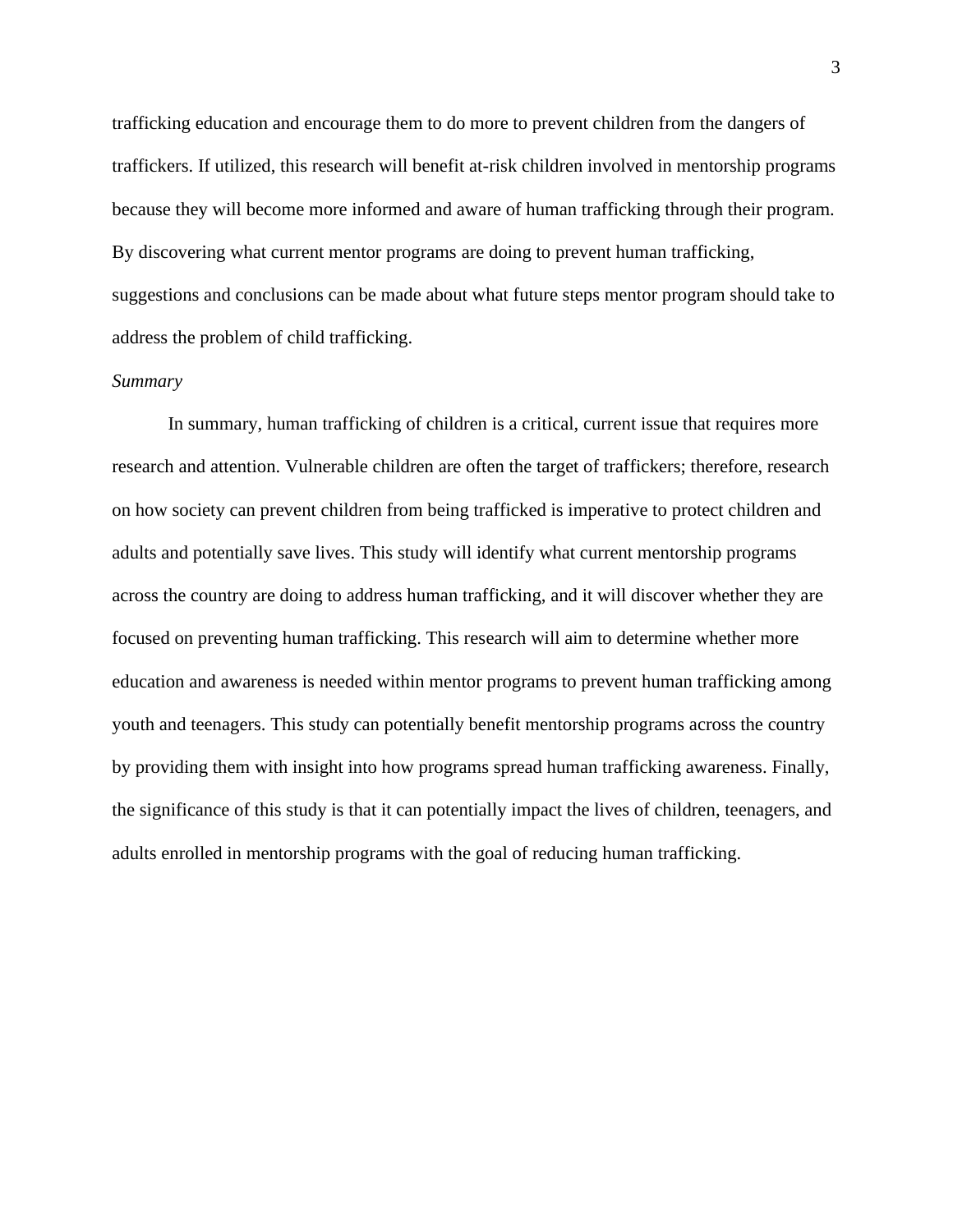trafficking education and encourage them to do more to prevent children from the dangers of traffickers. If utilized, this research will benefit at-risk children involved in mentorship programs because they will become more informed and aware of human trafficking through their program. By discovering what current mentor programs are doing to prevent human trafficking, suggestions and conclusions can be made about what future steps mentor program should take to address the problem of child trafficking.

*Summary*

In summary, human trafficking of children is a critical, current issue that requires more research and attention. Vulnerable children are often the target of traffickers; therefore, research on how society can prevent children from being trafficked is imperative to protect children and adults and potentially save lives. This study will identify what current mentorship programs across the country are doing to address human trafficking, and it will discover whether they are focused on preventing human trafficking. This research will aim to determine whether more education and awareness is needed within mentor programs to prevent human trafficking among youth and teenagers. This study can potentially benefit mentorship programs across the country by providing them with insight into how programs spread human trafficking awareness. Finally, the significance of this study is that it can potentially impact the lives of children, teenagers, and adults enrolled in mentorship programs with the goal of reducing human trafficking.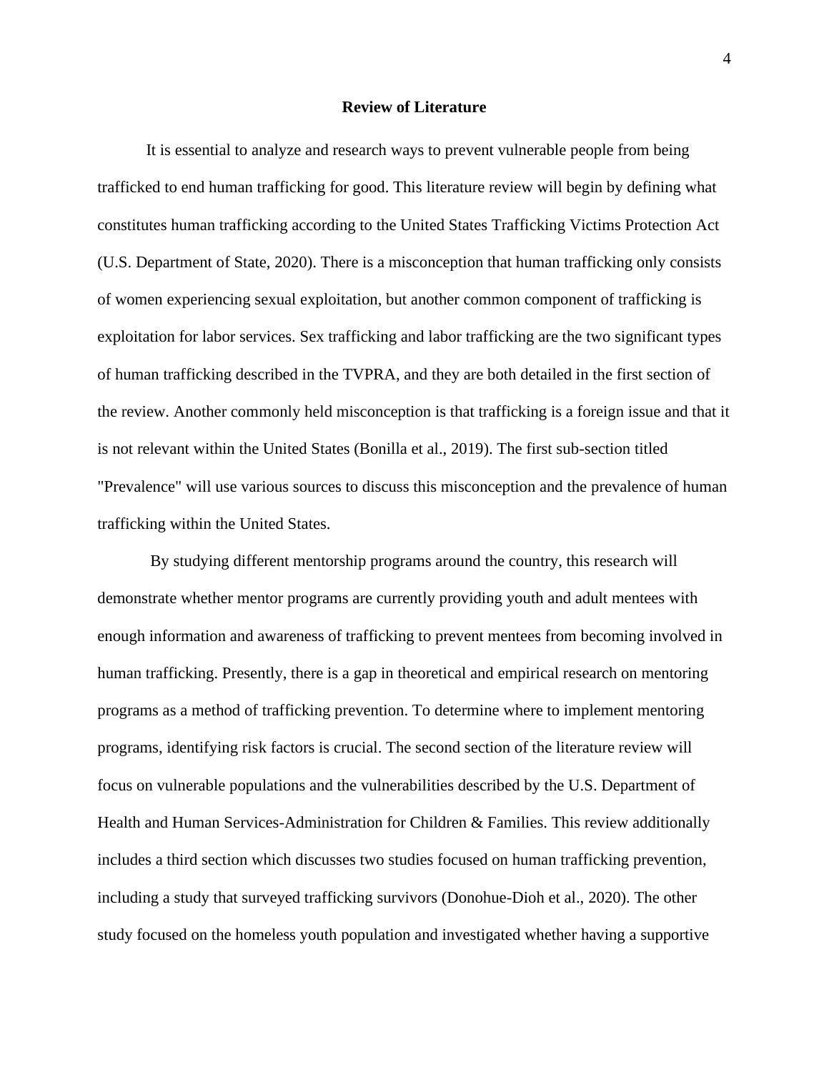## Review of Literature

It is essential to analyze and research ways to prevent vulnerable people from being trafficked to end human trafficking for good. This literature review will begin by defining what constitutes human trafficking according to the United States Trafficking Victims Protection Act (U.S. Department of State, 2020). There is a misconception that human trafficking only consists of women experiencing sexual exploitation, but another common component of trafficking is exploitation for labor services. Sex trafficking and labor trafficking are the two significant types of human trafficking described in the TVPRA, and they are both detailed in the first section of the review. Another commonly held misconception is that trafficking is a foreign issue and that it is not relevant within the United States (Bonilla et al., 2019). The first sub-section titled "Prevalence" will use various sources to discuss this misconception and the prevalence of human trafficking within the United States.

By studying different mentorship programs around the country, this research will demonstrate whether mentor programs are currently providing youth and adult mentees with enough information and awareness of trafficking to prevent mentees from becoming involved in human trafficking. Presently, there is a gap in theoretical and empirical research on mentoring programs as a method of trafficking prevention. To determine where to implement mentoring programs, identifying risk factors is crucial. The second section of the literature review will focus on vulnerable populations and the vulnerabilities described by the U.S. Department of Health and Human Services-Administration for Children & Families. This review additionally includes a third section which discusses two studies focused on human trafficking prevention, including a study that surveyed trafficking survivors (Donohue-Dioh et al., 2020). The other study focused on the homeless youth population and investigated whether having a supportive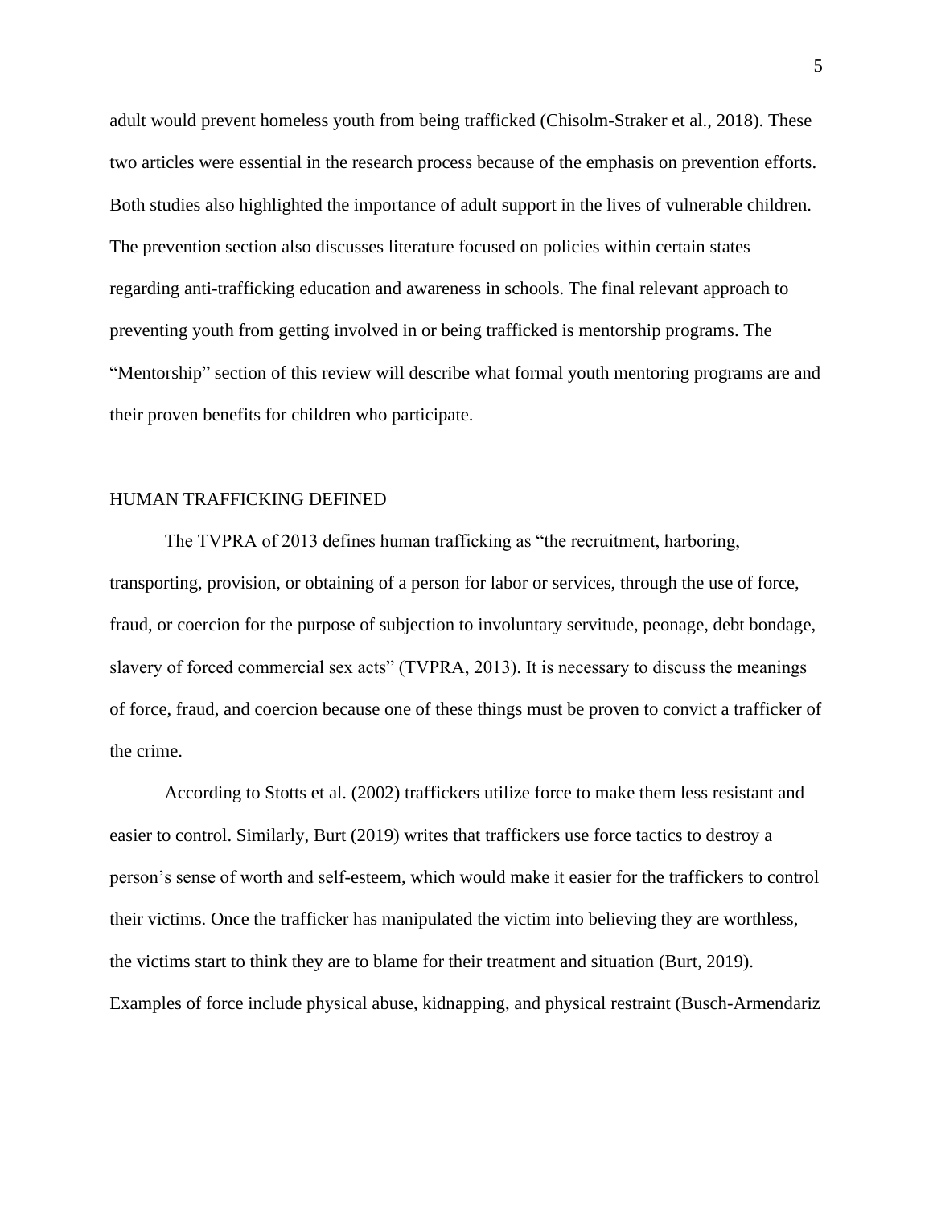adult would prevent homeless youth from being trafficked (Chisolm-Straker et al., 2018). These two articles were essential in the research process because of the emphasis on prevention efforts. Both studies also highlighted the importance of adult support in the lives of vulnerable children. The prevention section also discusses literature focused on policies within certain states regarding anti-trafficking education and awareness in schools. The final relevant approach to preventing youth from getting involved in or being trafficked is mentorship programs. The "Mentorship" section of this review will describe what formal youth mentoring programs are and their proven benefits for children who participate.

## HUMAN TRAFFICKING DEFINED

The TVPRA of 2013 defines human trafficking as "the recruitment, harboring, transporting, provision, or obtaining of a person for labor or services, through the use of force, fraud, or coercion for the purpose of subjection to involuntary servitude, peonage, debt bondage, slavery of forced commercial sex acts" (TVPRA, 2013). It is necessary to discuss the meanings of force, fraud, and coercion because one of these things must be proven to convict a trafficker of the crime.

According to Stotts et al. (2002) traffickers utilize force to make them less resistant and easier to control. Similarly, Burt (2019) writes that traffickers use force tactics to destroy a person's sense of worth and self-esteem, which would make it easier for the traffickers to control their victims. Once the trafficker has manipulated the victim into believing they are worthless, the victims start to think they are to blame for their treatment and situation (Burt, 2019). Examples of force include physical abuse, kidnapping, and physical restraint (Busch-Armendariz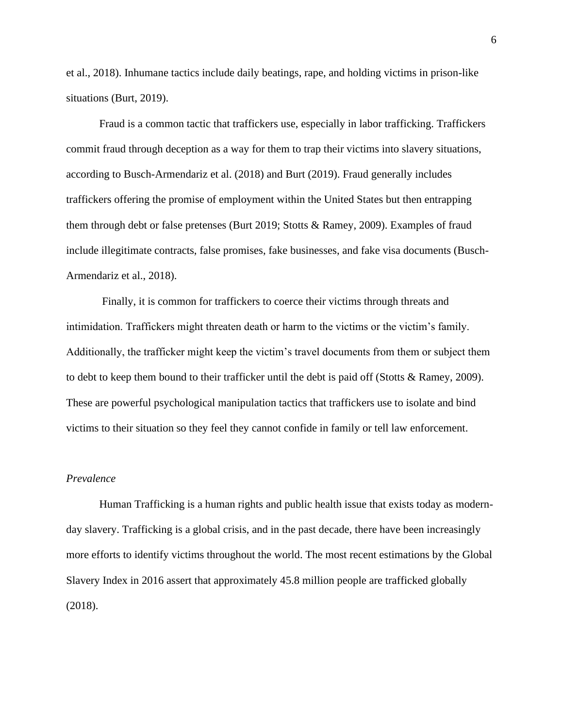et al., 2018). Inhumane tactics include daily beatings, rape, and holding victims in prison-like situations (Burt, 2019).

Fraud is a common tactic that traffickers use, especially in labor trafficking. Traffickers commit fraud through deception as a way for them to trap their victims into slavery situations, according to Busch-Armendariz et al. (2018) and Burt (2019). Fraud generally includes traffickers offering the promise of employment within the United States but then entrapping them through debt or false pretenses (Burt 2019; Stotts & Ramey, 2009). Examples of fraud include illegitimate contracts, false promises, fake businesses, and fake visa documents (Busch-Armendariz et al., 2018).

Finally, it is common for traffickers to coerce their victims through threats and intimidation. Traffickers might threaten death or harm to the victims or the victim's family. Additionally, the trafficker might keep the victim's travel documents from them or subject them to debt to keep them bound to their trafficker until the debt is paid off (Stotts & Ramey, 2009). These are powerful psychological manipulation tactics that traffickers use to isolate and bind victims to their situation so they feel they cannot confide in family or tell law enforcement.

*Prevalence*

Human Trafficking is a human rights and public health issue that exists today as modern-day slavery. Trafficking is a global crisis, and in the past decade, there have been increasingly more efforts to identify victims throughout the world. The most recent estimations by the Global Slavery Index in 2016 assert that approximately 45.8 million people are trafficked globally (2018).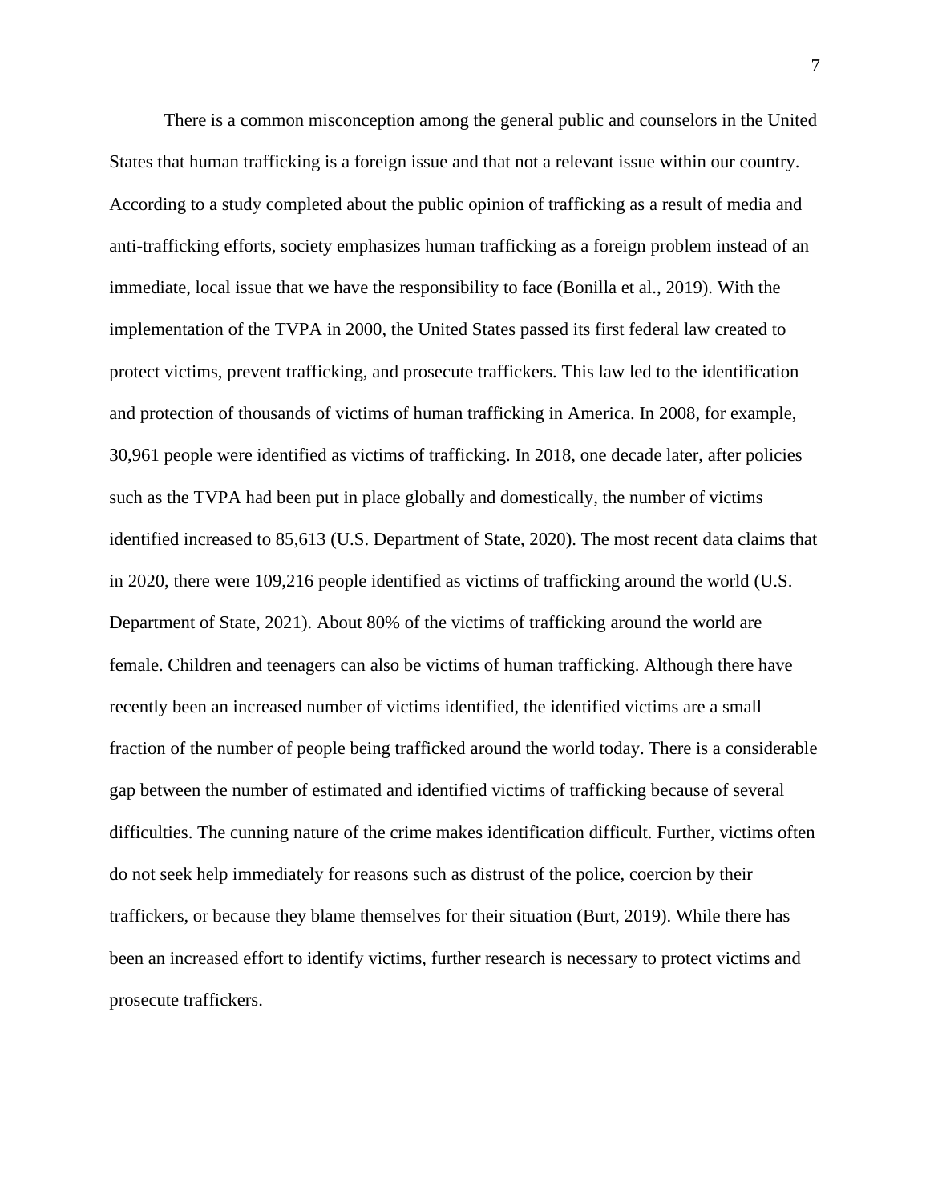There is a common misconception among the general public and counselors in the United States that human trafficking is a foreign issue and that not a relevant issue within our country. According to a study completed about the public opinion of trafficking as a result of media and anti-trafficking efforts, society emphasizes human trafficking as a foreign problem instead of an immediate, local issue that we have the responsibility to face (Bonilla et al., 2019). With the implementation of the TVPA in 2000, the United States passed its first federal law created to protect victims, prevent trafficking, and prosecute traffickers. This law led to the identification and protection of thousands of victims of human trafficking in America. In 2008, for example, 30,961 people were identified as victims of trafficking. In 2018, one decade later, after policies such as the TVPA had been put in place globally and domestically, the number of victims identified increased to 85,613 (U.S. Department of State, 2020). The most recent data claims that in 2020, there were 109,216 people identified as victims of trafficking around the world (U.S. Department of State, 2021). About 80% of the victims of trafficking around the world are female. Children and teenagers can also be victims of human trafficking. Although there have recently been an increased number of victims identified, the identified victims are a small fraction of the number of people being trafficked around the world today. There is a considerable gap between the number of estimated and identified victims of trafficking because of several difficulties. The cunning nature of the crime makes identification difficult. Further, victims often do not seek help immediately for reasons such as distrust of the police, coercion by their traffickers, or because they blame themselves for their situation (Burt, 2019). While there has been an increased effort to identify victims, further research is necessary to protect victims and prosecute traffickers.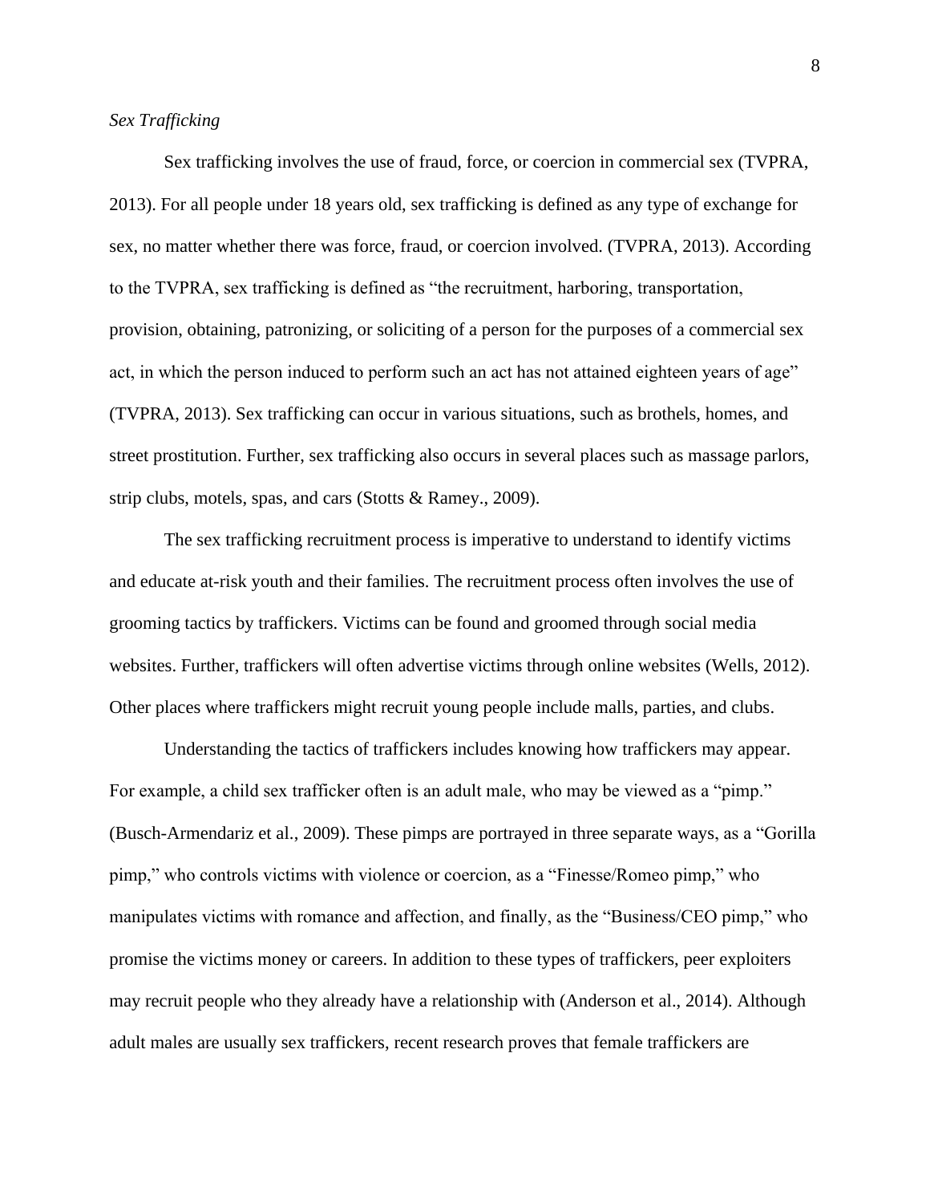*Sex Trafficking*

Sex trafficking involves the use of fraud, force, or coercion in commercial sex (TVPRA, 2013). For all people under 18 years old, sex trafficking is defined as any type of exchange for sex, no matter whether there was force, fraud, or coercion involved. (TVPRA, 2013). According to the TVPRA, sex trafficking is defined as "the recruitment, harboring, transportation, provision, obtaining, patronizing, or soliciting of a person for the purposes of a commercial sex act, in which the person induced to perform such an act has not attained eighteen years of age" (TVPRA, 2013). Sex trafficking can occur in various situations, such as brothels, homes, and street prostitution. Further, sex trafficking also occurs in several places such as massage parlors, strip clubs, motels, spas, and cars (Stotts & Ramey., 2009).

The sex trafficking recruitment process is imperative to understand to identify victims and educate at-risk youth and their families. The recruitment process often involves the use of grooming tactics by traffickers. Victims can be found and groomed through social media websites. Further, traffickers will often advertise victims through online websites (Wells, 2012). Other places where traffickers might recruit young people include malls, parties, and clubs.

Understanding the tactics of traffickers includes knowing how traffickers may appear. For example, a child sex trafficker often is an adult male, who may be viewed as a "pimp." (Busch-Armendariz et al., 2009). These pimps are portrayed in three separate ways, as a "Gorilla pimp," who controls victims with violence or coercion, as a "Finesse/Romeo pimp," who manipulates victims with romance and affection, and finally, as the "Business/CEO pimp," who promise the victims money or careers. In addition to these types of traffickers, peer exploiters may recruit people who they already have a relationship with (Anderson et al., 2014). Although adult males are usually sex traffickers, recent research proves that female traffickers are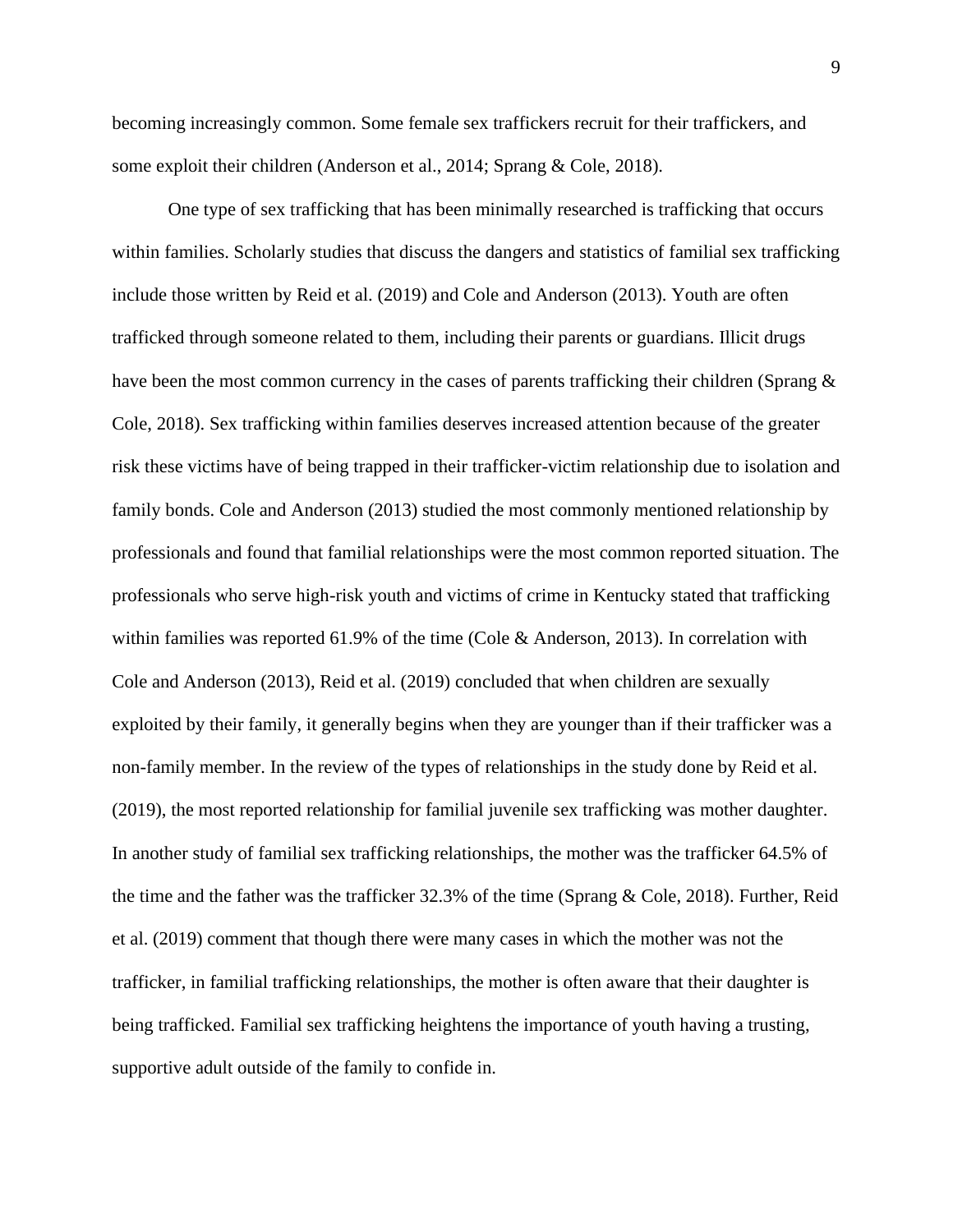becoming increasingly common. Some female sex traffickers recruit for their traffickers, and some exploit their children (Anderson et al., 2014; Sprang & Cole, 2018).

One type of sex trafficking that has been minimally researched is trafficking that occurs within families. Scholarly studies that discuss the dangers and statistics of familial sex trafficking include those written by Reid et al. (2019) and Cole and Anderson (2013). Youth are often trafficked through someone related to them, including their parents or guardians. Illicit drugs have been the most common currency in the cases of parents trafficking their children (Sprang & Cole, 2018). Sex trafficking within families deserves increased attention because of the greater risk these victims have of being trapped in their trafficker-victim relationship due to isolation and family bonds. Cole and Anderson (2013) studied the most commonly mentioned relationship by professionals and found that familial relationships were the most common reported situation. The professionals who serve high-risk youth and victims of crime in Kentucky stated that trafficking within families was reported 61.9% of the time (Cole & Anderson, 2013). In correlation with Cole and Anderson (2013), Reid et al. (2019) concluded that when children are sexually exploited by their family, it generally begins when they are younger than if their trafficker was a non-family member. In the review of the types of relationships in the study done by Reid et al. (2019), the most reported relationship for familial juvenile sex trafficking was mother daughter. In another study of familial sex trafficking relationships, the mother was the trafficker 64.5% of the time and the father was the trafficker 32.3% of the time (Sprang & Cole, 2018). Further, Reid et al. (2019) comment that though there were many cases in which the mother was not the trafficker, in familial trafficking relationships, the mother is often aware that their daughter is being trafficked. Familial sex trafficking heightens the importance of youth having a trusting, supportive adult outside of the family to confide in.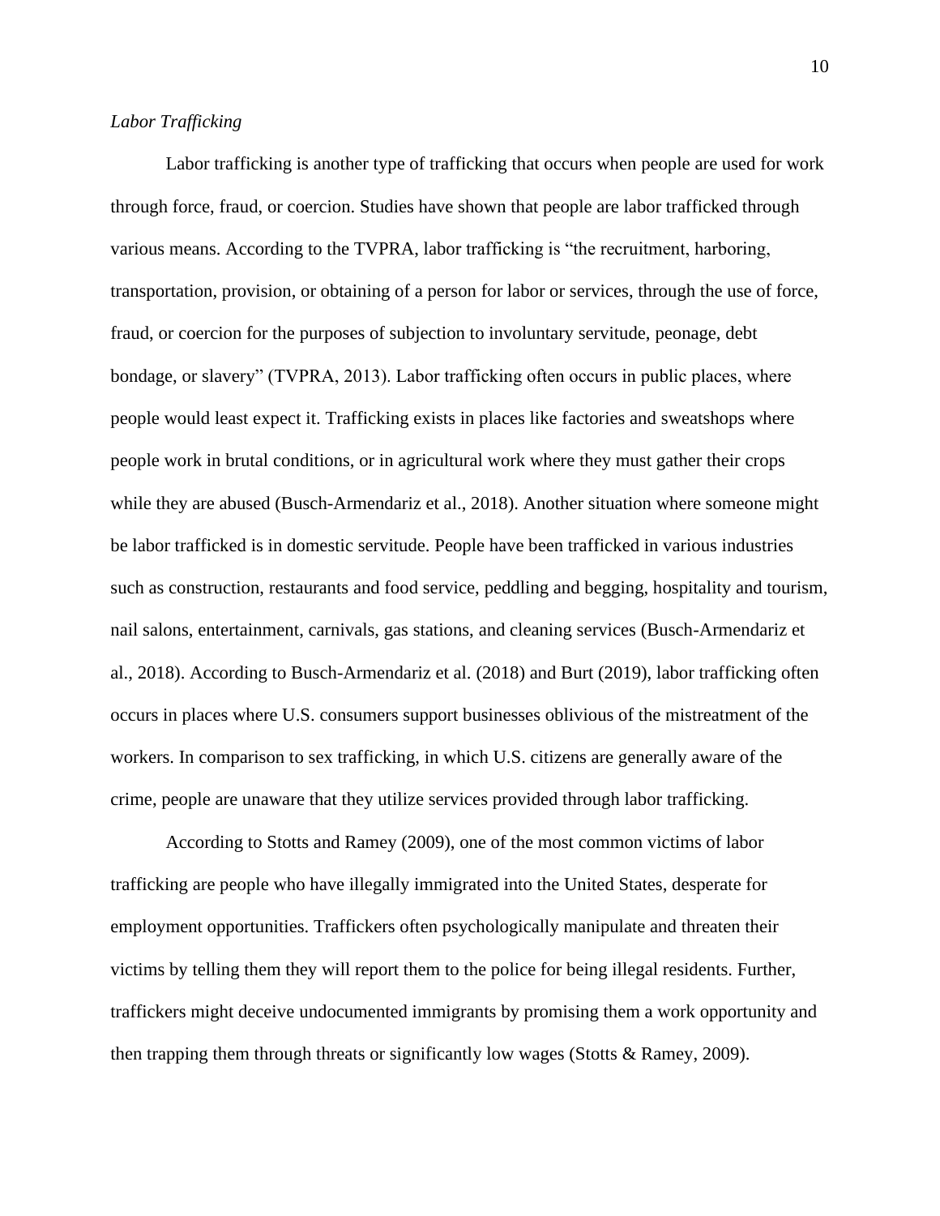*Labor Trafficking*

Labor trafficking is another type of trafficking that occurs when people are used for work through force, fraud, or coercion. Studies have shown that people are labor trafficked through various means. According to the TVPRA, labor trafficking is "the recruitment, harboring, transportation, provision, or obtaining of a person for labor or services, through the use of force, fraud, or coercion for the purposes of subjection to involuntary servitude, peonage, debt bondage, or slavery" (TVPRA, 2013). Labor trafficking often occurs in public places, where people would least expect it. Trafficking exists in places like factories and sweatshops where people work in brutal conditions, or in agricultural work where they must gather their crops while they are abused (Busch-Armendariz et al., 2018). Another situation where someone might be labor trafficked is in domestic servitude. People have been trafficked in various industries such as construction, restaurants and food service, peddling and begging, hospitality and tourism, nail salons, entertainment, carnivals, gas stations, and cleaning services (Busch-Armendariz et al., 2018). According to Busch-Armendariz et al. (2018) and Burt (2019), labor trafficking often occurs in places where U.S. consumers support businesses oblivious of the mistreatment of the workers. In comparison to sex trafficking, in which U.S. citizens are generally aware of the crime, people are unaware that they utilize services provided through labor trafficking.

According to Stotts and Ramey (2009), one of the most common victims of labor trafficking are people who have illegally immigrated into the United States, desperate for employment opportunities. Traffickers often psychologically manipulate and threaten their victims by telling them they will report them to the police for being illegal residents. Further, traffickers might deceive undocumented immigrants by promising them a work opportunity and then trapping them through threats or significantly low wages (Stotts & Ramey, 2009).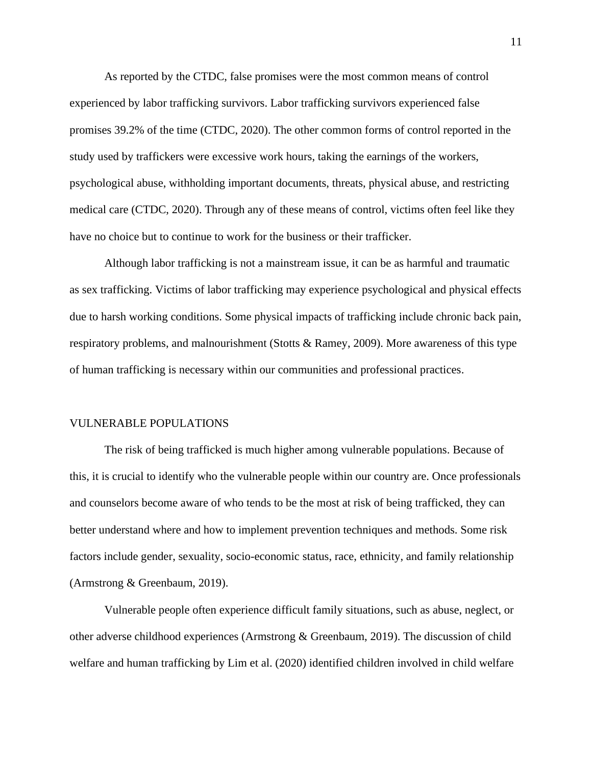As reported by the CTDC, false promises were the most common means of control experienced by labor trafficking survivors. Labor trafficking survivors experienced false promises 39.2% of the time (CTDC, 2020). The other common forms of control reported in the study used by traffickers were excessive work hours, taking the earnings of the workers, psychological abuse, withholding important documents, threats, physical abuse, and restricting medical care (CTDC, 2020). Through any of these means of control, victims often feel like they have no choice but to continue to work for the business or their trafficker.

Although labor trafficking is not a mainstream issue, it can be as harmful and traumatic as sex trafficking. Victims of labor trafficking may experience psychological and physical effects due to harsh working conditions. Some physical impacts of trafficking include chronic back pain, respiratory problems, and malnourishment (Stotts & Ramey, 2009). More awareness of this type of human trafficking is necessary within our communities and professional practices.

## VULNERABLE POPULATIONS

The risk of being trafficked is much higher among vulnerable populations. Because of this, it is crucial to identify who the vulnerable people within our country are. Once professionals and counselors become aware of who tends to be the most at risk of being trafficked, they can better understand where and how to implement prevention techniques and methods. Some risk factors include gender, sexuality, socio-economic status, race, ethnicity, and family relationship (Armstrong & Greenbaum, 2019).

Vulnerable people often experience difficult family situations, such as abuse, neglect, or other adverse childhood experiences (Armstrong & Greenbaum, 2019). The discussion of child welfare and human trafficking by Lim et al. (2020) identified children involved in child welfare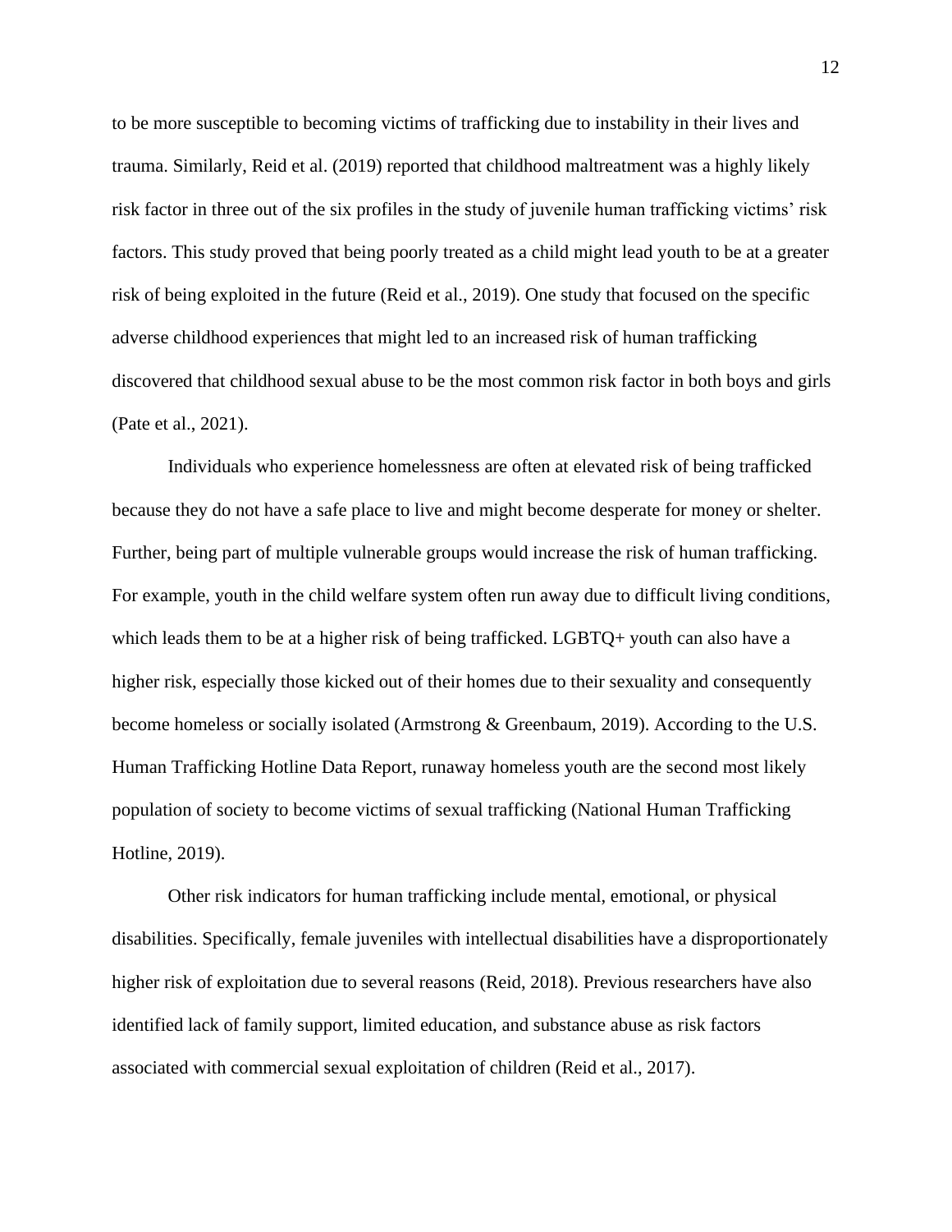to be more susceptible to becoming victims of trafficking due to instability in their lives and trauma. Similarly, Reid et al. (2019) reported that childhood maltreatment was a highly likely risk factor in three out of the six profiles in the study of juvenile human trafficking victims' risk factors. This study proved that being poorly treated as a child might lead youth to be at a greater risk of being exploited in the future (Reid et al., 2019). One study that focused on the specific adverse childhood experiences that might led to an increased risk of human trafficking discovered that childhood sexual abuse to be the most common risk factor in both boys and girls (Pate et al., 2021).

Individuals who experience homelessness are often at elevated risk of being trafficked because they do not have a safe place to live and might become desperate for money or shelter. Further, being part of multiple vulnerable groups would increase the risk of human trafficking. For example, youth in the child welfare system often run away due to difficult living conditions, which leads them to be at a higher risk of being trafficked. LGBTQ+ youth can also have a higher risk, especially those kicked out of their homes due to their sexuality and consequently become homeless or socially isolated (Armstrong & Greenbaum, 2019). According to the U.S. Human Trafficking Hotline Data Report, runaway homeless youth are the second most likely population of society to become victims of sexual trafficking (National Human Trafficking Hotline, 2019).

Other risk indicators for human trafficking include mental, emotional, or physical disabilities. Specifically, female juveniles with intellectual disabilities have a disproportionately higher risk of exploitation due to several reasons (Reid, 2018). Previous researchers have also identified lack of family support, limited education, and substance abuse as risk factors associated with commercial sexual exploitation of children (Reid et al., 2017).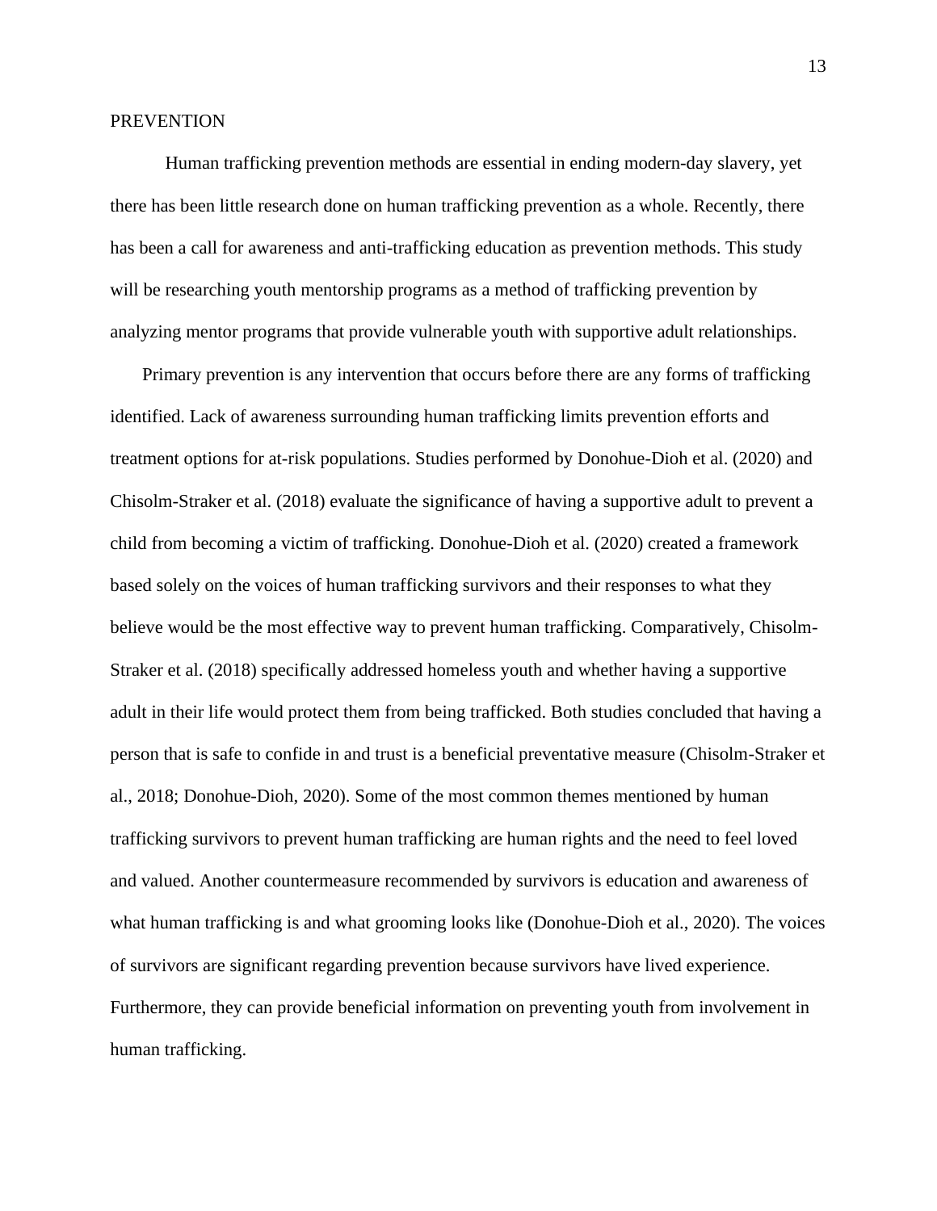## PREVENTION

Human trafficking prevention methods are essential in ending modern-day slavery, yet there has been little research done on human trafficking prevention as a whole. Recently, there has been a call for awareness and anti-trafficking education as prevention methods. This study will be researching youth mentorship programs as a method of trafficking prevention by analyzing mentor programs that provide vulnerable youth with supportive adult relationships.

Primary prevention is any intervention that occurs before there are any forms of trafficking identified. Lack of awareness surrounding human trafficking limits prevention efforts and treatment options for at-risk populations. Studies performed by Donohue-Dioh et al. (2020) and Chisolm-Straker et al. (2018) evaluate the significance of having a supportive adult to prevent a child from becoming a victim of trafficking. Donohue-Dioh et al. (2020) created a framework based solely on the voices of human trafficking survivors and their responses to what they believe would be the most effective way to prevent human trafficking. Comparatively, Chisolm-Straker et al. (2018) specifically addressed homeless youth and whether having a supportive adult in their life would protect them from being trafficked. Both studies concluded that having a person that is safe to confide in and trust is a beneficial preventative measure (Chisolm-Straker et al., 2018; Donohue-Dioh, 2020). Some of the most common themes mentioned by human trafficking survivors to prevent human trafficking are human rights and the need to feel loved and valued. Another countermeasure recommended by survivors is education and awareness of what human trafficking is and what grooming looks like (Donohue-Dioh et al., 2020). The voices of survivors are significant regarding prevention because survivors have lived experience. Furthermore, they can provide beneficial information on preventing youth from involvement in human trafficking.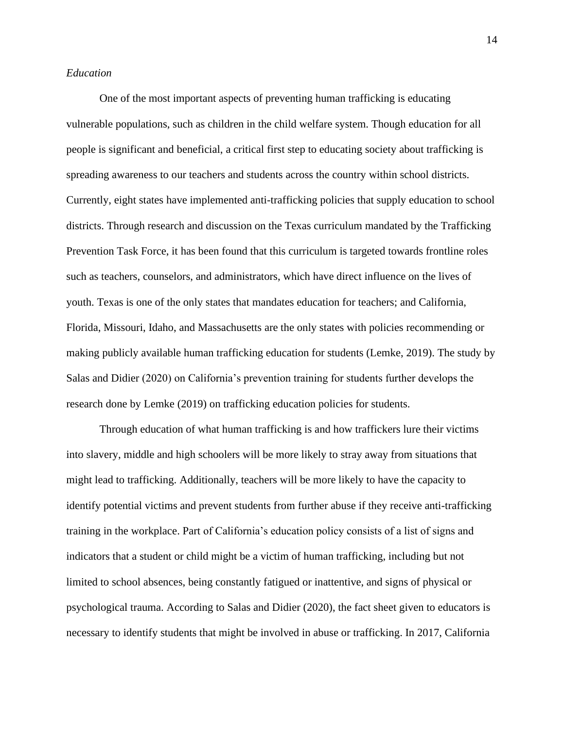*Education*

One of the most important aspects of preventing human trafficking is educating vulnerable populations, such as children in the child welfare system. Though education for all people is significant and beneficial, a critical first step to educating society about trafficking is spreading awareness to our teachers and students across the country within school districts. Currently, eight states have implemented anti-trafficking policies that supply education to school districts. Through research and discussion on the Texas curriculum mandated by the Trafficking Prevention Task Force, it has been found that this curriculum is targeted towards frontline roles such as teachers, counselors, and administrators, which have direct influence on the lives of youth. Texas is one of the only states that mandates education for teachers; and California, Florida, Missouri, Idaho, and Massachusetts are the only states with policies recommending or making publicly available human trafficking education for students (Lemke, 2019). The study by Salas and Didier (2020) on California's prevention training for students further develops the research done by Lemke (2019) on trafficking education policies for students.

Through education of what human trafficking is and how traffickers lure their victims into slavery, middle and high schoolers will be more likely to stray away from situations that might lead to trafficking. Additionally, teachers will be more likely to have the capacity to identify potential victims and prevent students from further abuse if they receive anti-trafficking training in the workplace. Part of California's education policy consists of a list of signs and indicators that a student or child might be a victim of human trafficking, including but not limited to school absences, being constantly fatigued or inattentive, and signs of physical or psychological trauma. According to Salas and Didier (2020), the fact sheet given to educators is necessary to identify students that might be involved in abuse or trafficking. In 2017, California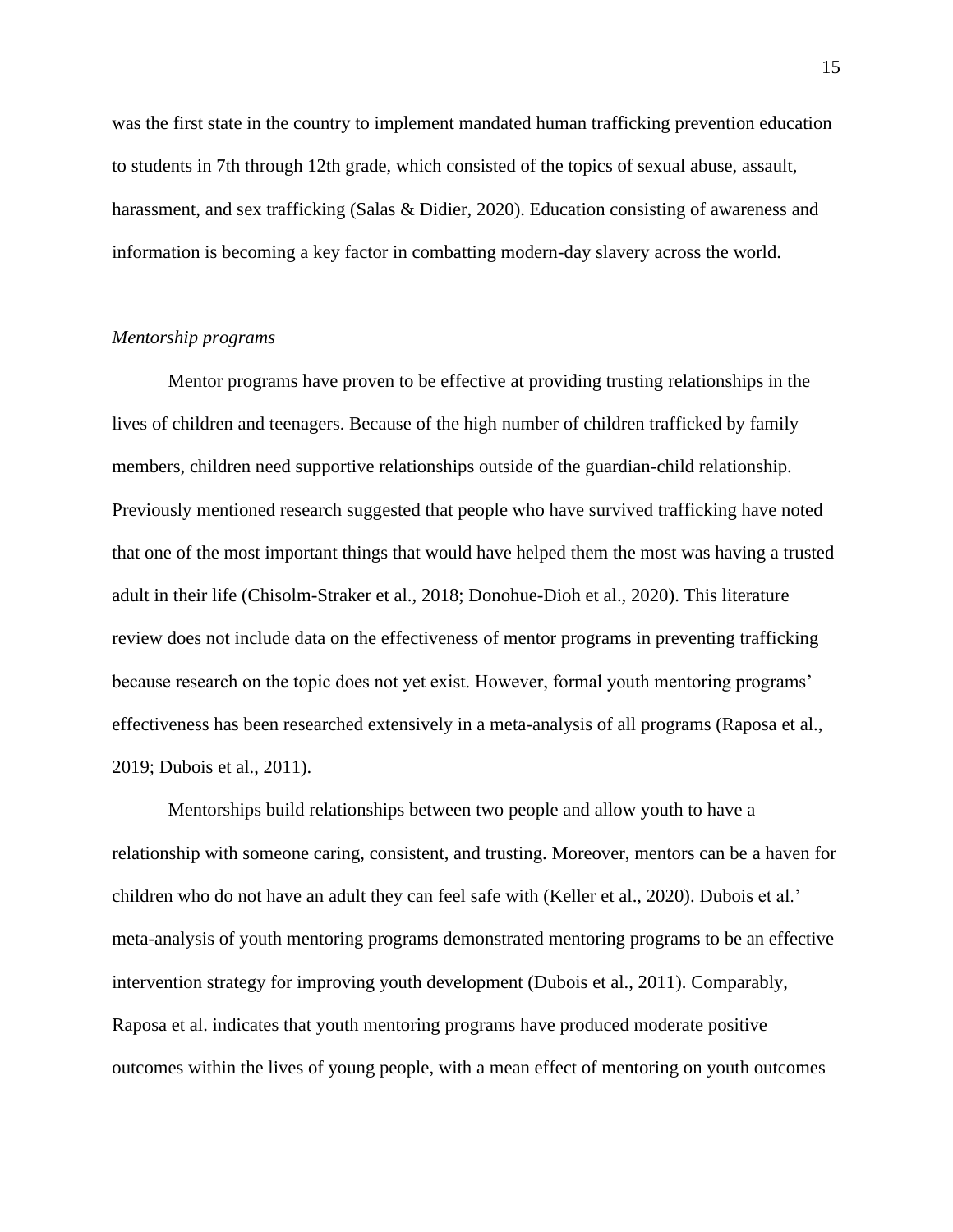was the first state in the country to implement mandated human trafficking prevention education to students in 7th through 12th grade, which consisted of the topics of sexual abuse, assault, harassment, and sex trafficking (Salas & Didier, 2020). Education consisting of awareness and information is becoming a key factor in combatting modern-day slavery across the world.

### *Mentorship programs*

Mentor programs have proven to be effective at providing trusting relationships in the lives of children and teenagers. Because of the high number of children trafficked by family members, children need supportive relationships outside of the guardian-child relationship. Previously mentioned research suggested that people who have survived trafficking have noted that one of the most important things that would have helped them the most was having a trusted adult in their life (Chisolm-Straker et al., 2018; Donohue-Dioh et al., 2020). This literature review does not include data on the effectiveness of mentor programs in preventing trafficking because research on the topic does not yet exist. However, formal youth mentoring programs' effectiveness has been researched extensively in a meta-analysis of all programs (Raposa et al., 2019; Dubois et al., 2011).

Mentorships build relationships between two people and allow youth to have a relationship with someone caring, consistent, and trusting. Moreover, mentors can be a haven for children who do not have an adult they can feel safe with (Keller et al., 2020). Dubois et al.' meta-analysis of youth mentoring programs demonstrated mentoring programs to be an effective intervention strategy for improving youth development (Dubois et al., 2011). Comparably, Raposa et al. indicates that youth mentoring programs have produced moderate positive outcomes within the lives of young people, with a mean effect of mentoring on youth outcomes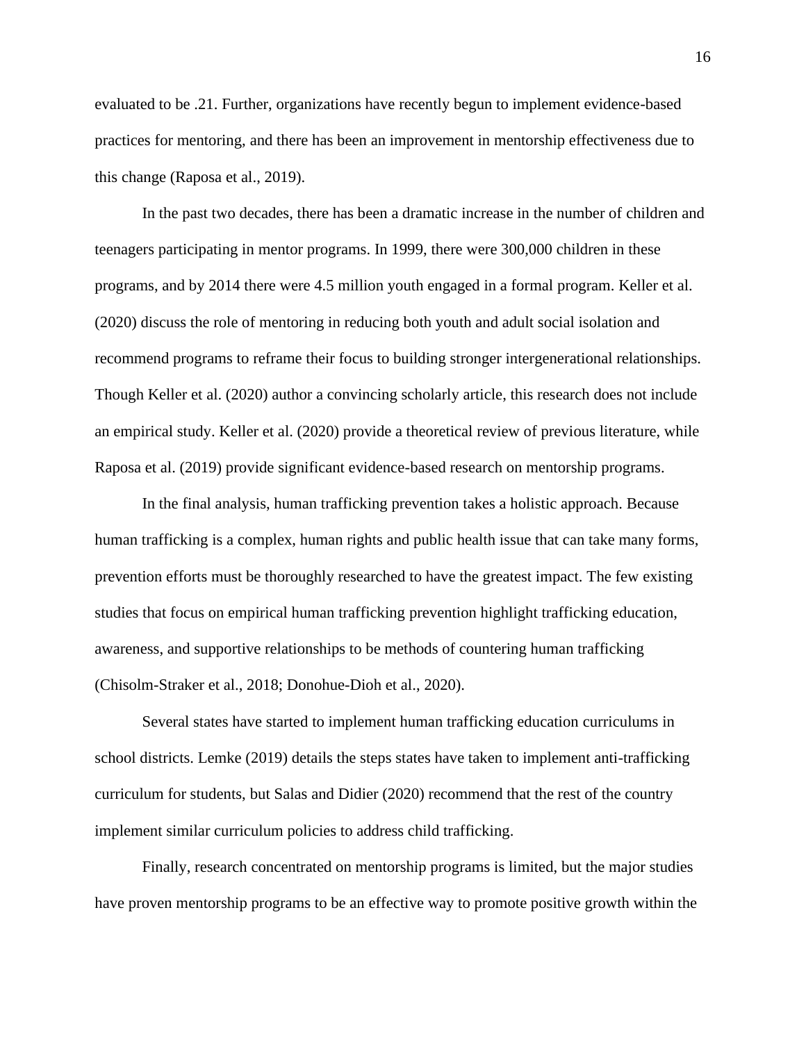evaluated to be .21. Further, organizations have recently begun to implement evidence-based practices for mentoring, and there has been an improvement in mentorship effectiveness due to this change (Raposa et al., 2019).

In the past two decades, there has been a dramatic increase in the number of children and teenagers participating in mentor programs. In 1999, there were 300,000 children in these programs, and by 2014 there were 4.5 million youth engaged in a formal program. Keller et al. (2020) discuss the role of mentoring in reducing both youth and adult social isolation and recommend programs to reframe their focus to building stronger intergenerational relationships. Though Keller et al. (2020) author a convincing scholarly article, this research does not include an empirical study. Keller et al. (2020) provide a theoretical review of previous literature, while Raposa et al. (2019) provide significant evidence-based research on mentorship programs.

In the final analysis, human trafficking prevention takes a holistic approach. Because human trafficking is a complex, human rights and public health issue that can take many forms, prevention efforts must be thoroughly researched to have the greatest impact. The few existing studies that focus on empirical human trafficking prevention highlight trafficking education, awareness, and supportive relationships to be methods of countering human trafficking (Chisolm-Straker et al., 2018; Donohue-Dioh et al., 2020).

Several states have started to implement human trafficking education curriculums in school districts. Lemke (2019) details the steps states have taken to implement anti-trafficking curriculum for students, but Salas and Didier (2020) recommend that the rest of the country implement similar curriculum policies to address child trafficking.

Finally, research concentrated on mentorship programs is limited, but the major studies have proven mentorship programs to be an effective way to promote positive growth within the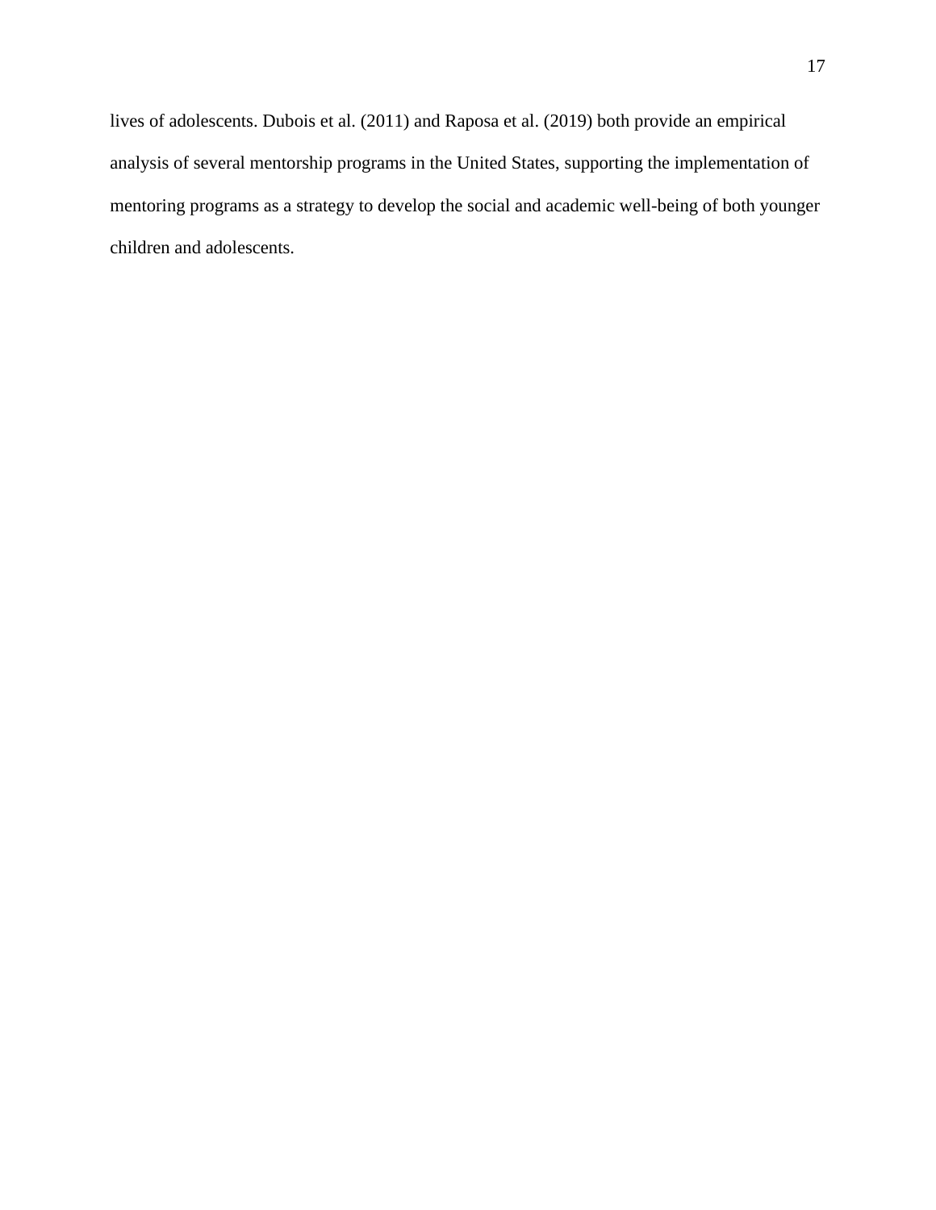lives of adolescents. Dubois et al. (2011) and Raposa et al. (2019) both provide an empirical analysis of several mentorship programs in the United States, supporting the implementation of mentoring programs as a strategy to develop the social and academic well-being of both younger children and adolescents.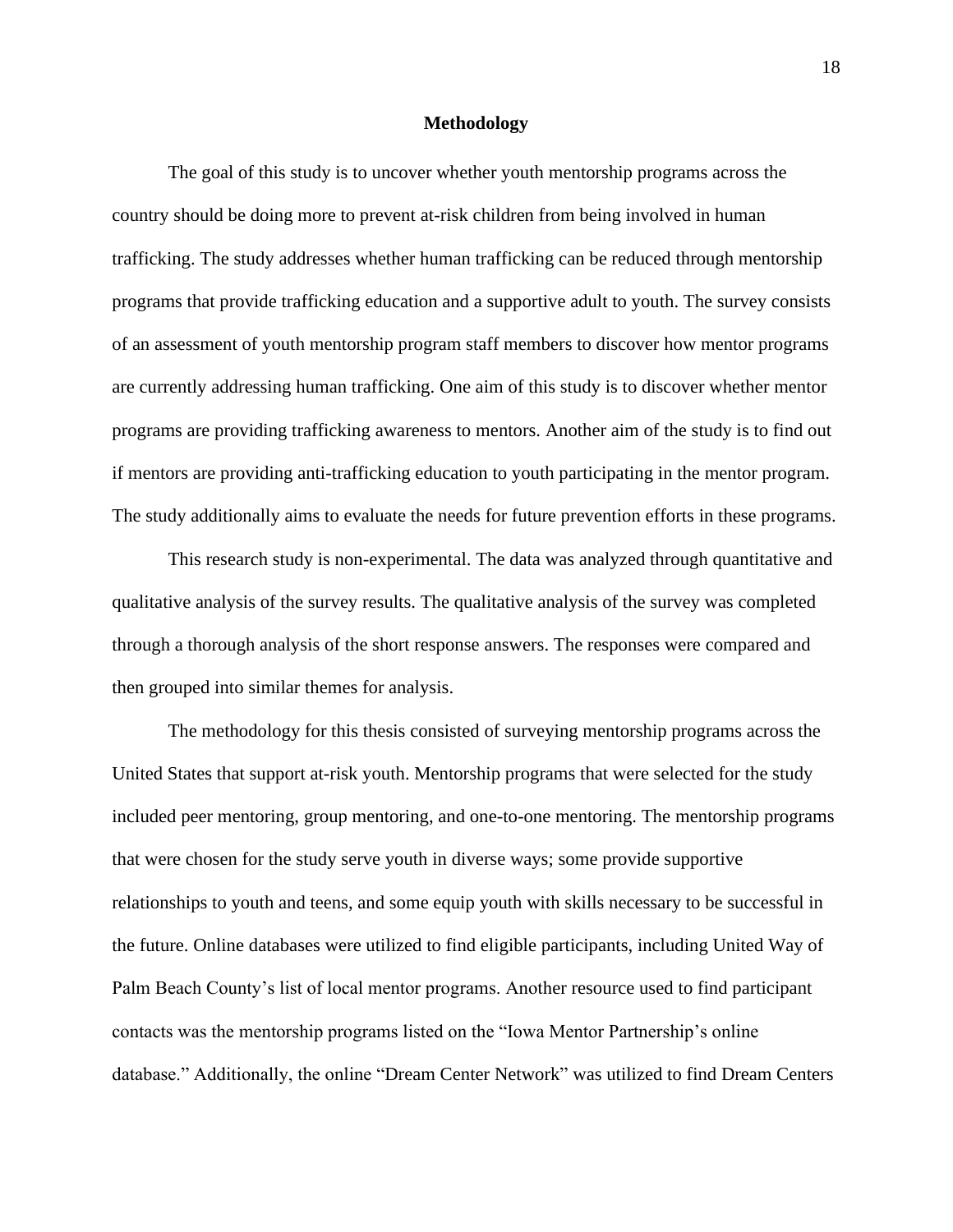## Methodology

The goal of this study is to uncover whether youth mentorship programs across the country should be doing more to prevent at-risk children from being involved in human trafficking. The study addresses whether human trafficking can be reduced through mentorship programs that provide trafficking education and a supportive adult to youth. The survey consists of an assessment of youth mentorship program staff members to discover how mentor programs are currently addressing human trafficking. One aim of this study is to discover whether mentor programs are providing trafficking awareness to mentors. Another aim of the study is to find out if mentors are providing anti-trafficking education to youth participating in the mentor program. The study additionally aims to evaluate the needs for future prevention efforts in these programs.

This research study is non-experimental. The data was analyzed through quantitative and qualitative analysis of the survey results. The qualitative analysis of the survey was completed through a thorough analysis of the short response answers. The responses were compared and then grouped into similar themes for analysis.

The methodology for this thesis consisted of surveying mentorship programs across the United States that support at-risk youth. Mentorship programs that were selected for the study included peer mentoring, group mentoring, and one-to-one mentoring. The mentorship programs that were chosen for the study serve youth in diverse ways; some provide supportive relationships to youth and teens, and some equip youth with skills necessary to be successful in the future. Online databases were utilized to find eligible participants, including United Way of Palm Beach County's list of local mentor programs. Another resource used to find participant contacts was the mentorship programs listed on the "Iowa Mentor Partnership's online database." Additionally, the online "Dream Center Network" was utilized to find Dream Centers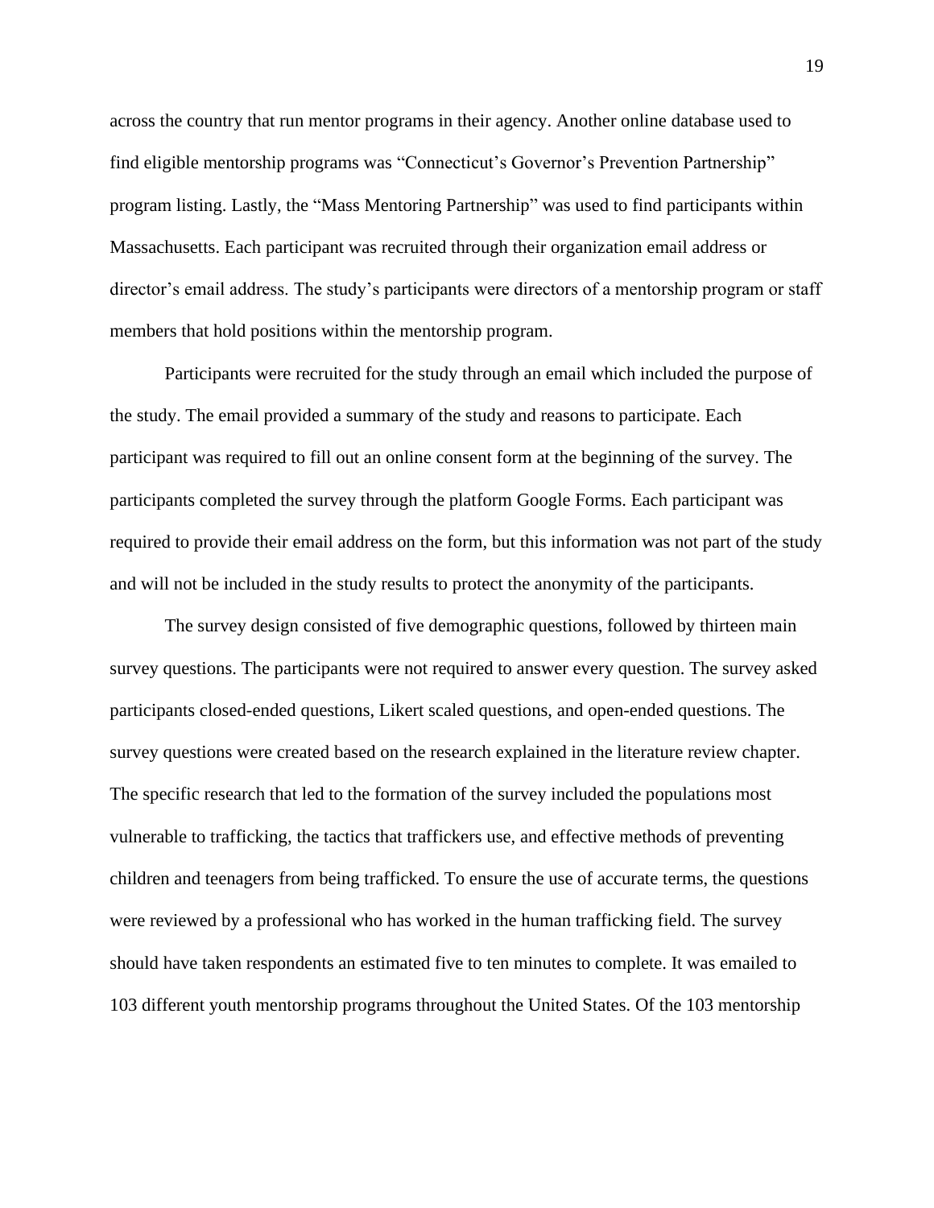across the country that run mentor programs in their agency. Another online database used to find eligible mentorship programs was "Connecticut's Governor's Prevention Partnership" program listing. Lastly, the "Mass Mentoring Partnership" was used to find participants within Massachusetts. Each participant was recruited through their organization email address or director's email address. The study's participants were directors of a mentorship program or staff members that hold positions within the mentorship program.

Participants were recruited for the study through an email which included the purpose of the study. The email provided a summary of the study and reasons to participate. Each participant was required to fill out an online consent form at the beginning of the survey. The participants completed the survey through the platform Google Forms. Each participant was required to provide their email address on the form, but this information was not part of the study and will not be included in the study results to protect the anonymity of the participants.

The survey design consisted of five demographic questions, followed by thirteen main survey questions. The participants were not required to answer every question. The survey asked participants closed-ended questions, Likert scaled questions, and open-ended questions. The survey questions were created based on the research explained in the literature review chapter. The specific research that led to the formation of the survey included the populations most vulnerable to trafficking, the tactics that traffickers use, and effective methods of preventing children and teenagers from being trafficked. To ensure the use of accurate terms, the questions were reviewed by a professional who has worked in the human trafficking field. The survey should have taken respondents an estimated five to ten minutes to complete. It was emailed to 103 different youth mentorship programs throughout the United States. Of the 103 mentorship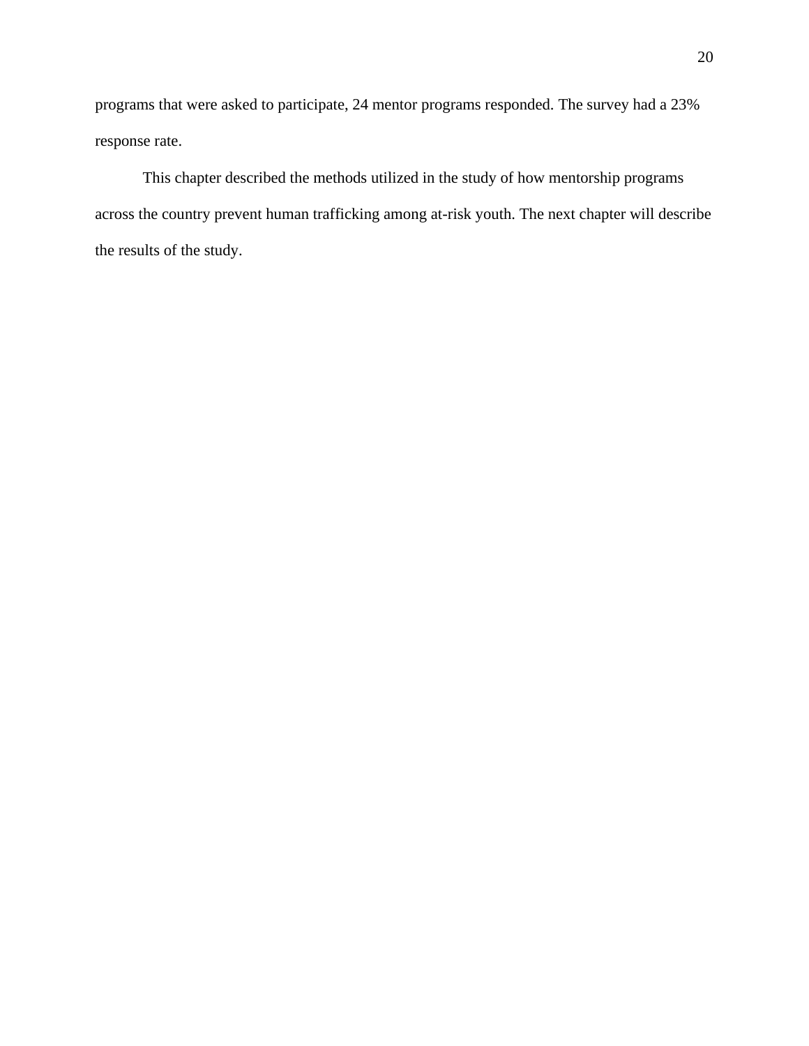programs that were asked to participate, 24 mentor programs responded. The survey had a 23% response rate.

This chapter described the methods utilized in the study of how mentorship programs across the country prevent human trafficking among at-risk youth. The next chapter will describe the results of the study.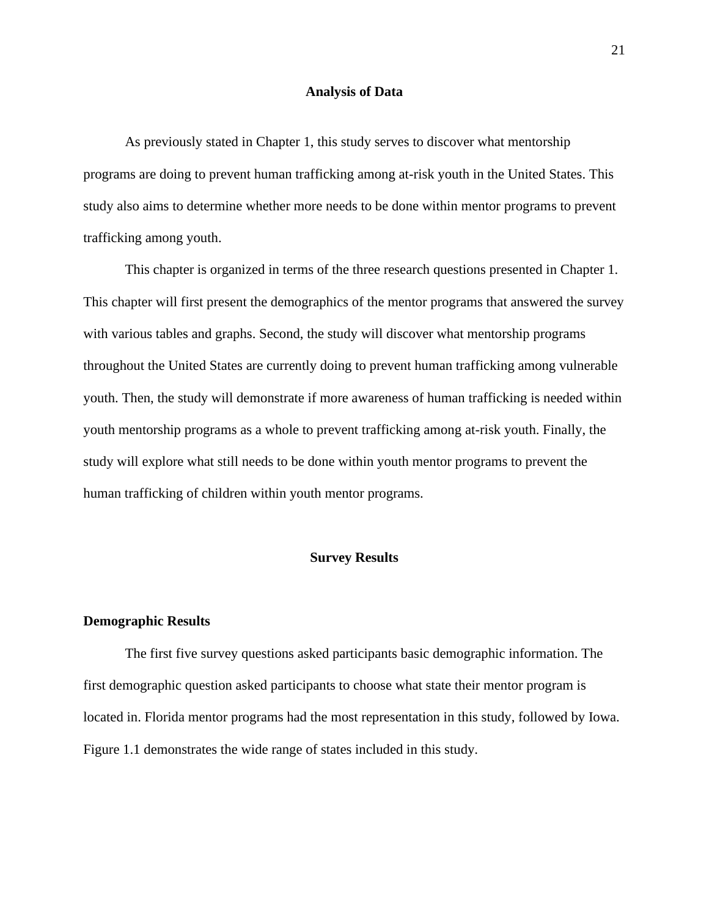# Analysis of Data

As previously stated in Chapter 1, this study serves to discover what mentorship programs are doing to prevent human trafficking among at-risk youth in the United States. This study also aims to determine whether more needs to be done within mentor programs to prevent trafficking among youth.

This chapter is organized in terms of the three research questions presented in Chapter 1. This chapter will first present the demographics of the mentor programs that answered the survey with various tables and graphs. Second, the study will discover what mentorship programs throughout the United States are currently doing to prevent human trafficking among vulnerable youth. Then, the study will demonstrate if more awareness of human trafficking is needed within youth mentorship programs as a whole to prevent trafficking among at-risk youth. Finally, the study will explore what still needs to be done within youth mentor programs to prevent the human trafficking of children within youth mentor programs.

## Survey Results

### Demographic Results

The first five survey questions asked participants basic demographic information. The first demographic question asked participants to choose what state their mentor program is located in. Florida mentor programs had the most representation in this study, followed by Iowa. Figure 1.1 demonstrates the wide range of states included in this study.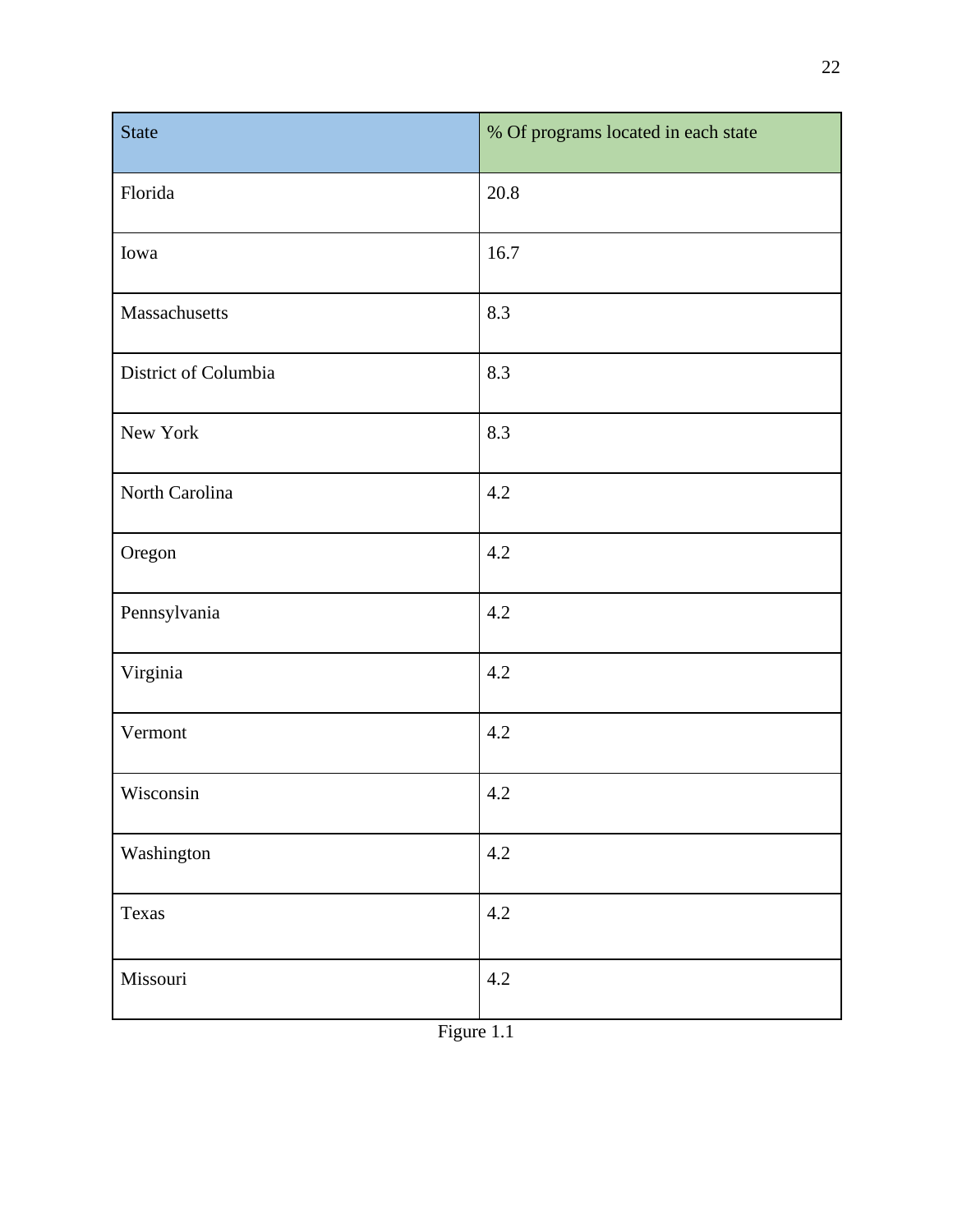| State | % Of programs located in each state |
|---|---|
| Florida | 20.8 |
| Iowa | 16.7 |
| Massachusetts | 8.3 |
| District of Columbia | 8.3 |
| New York | 8.3 |
| North Carolina | 4.2 |
| Oregon | 4.2 |
| Pennsylvania | 4.2 |
| Virginia | 4.2 |
| Vermont | 4.2 |
| Wisconsin | 4.2 |
| Washington | 4.2 |
| Texas | 4.2 |
| Missouri | 4.2 |

Figure 1.1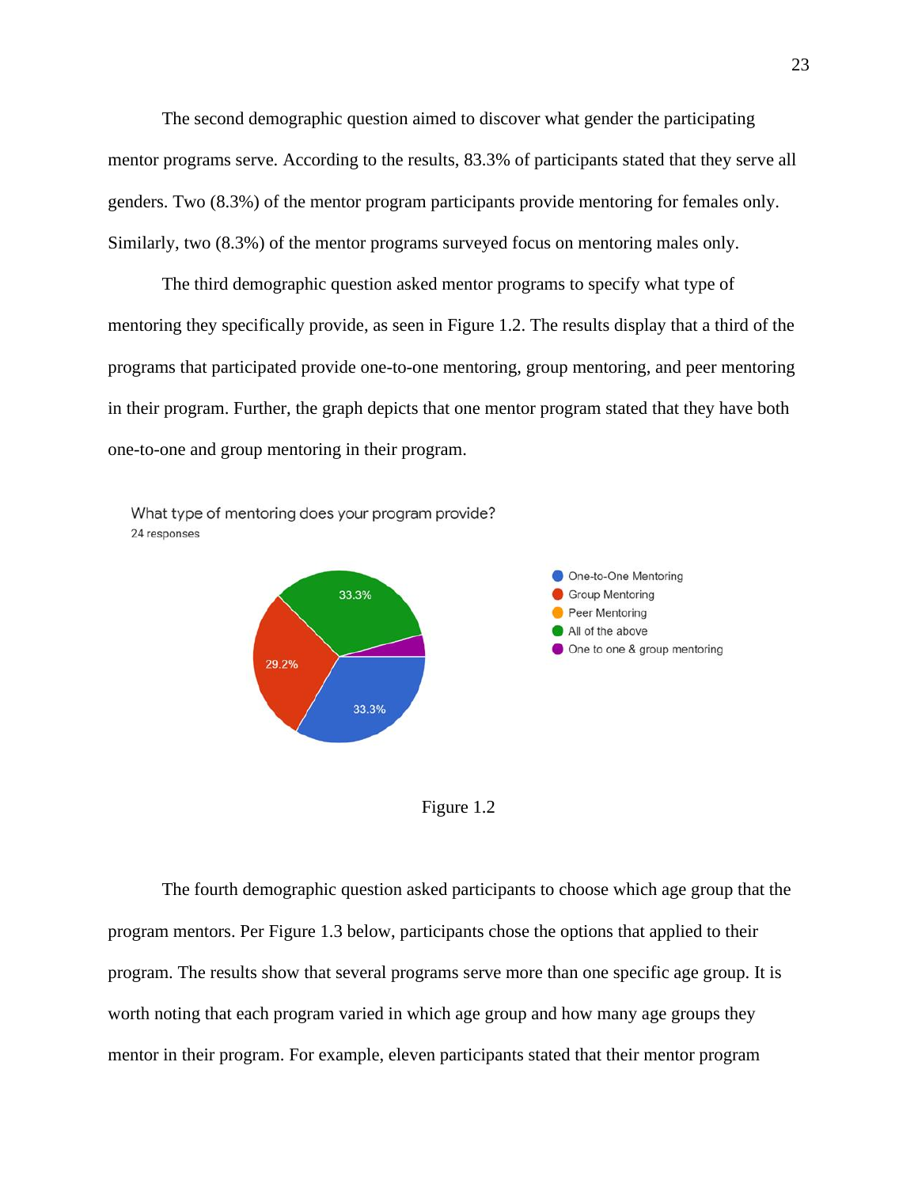The second demographic question aimed to discover what gender the participating mentor programs serve. According to the results, 83.3% of participants stated that they serve all genders. Two (8.3%) of the mentor program participants provide mentoring for females only. Similarly, two (8.3%) of the mentor programs surveyed focus on mentoring males only.

The third demographic question asked mentor programs to specify what type of mentoring they specifically provide, as seen in Figure 1.2. The results display that a third of the programs that participated provide one-to-one mentoring, group mentoring, and peer mentoring in their program. Further, the graph depicts that one mentor program stated that they have both one-to-one and group mentoring in their program.

What type of mentoring does your program provide?
24 responses

- One-to-One Mentoring: 33.3%
- Group Mentoring: 29.2%
- Peer Mentoring
- All of the above: 33.3%
- One to one & group mentoring

Figure 1.2

The fourth demographic question asked participants to choose which age group that the program mentors. Per Figure 1.3 below, participants chose the options that applied to their program. The results show that several programs serve more than one specific age group. It is worth noting that each program varied in which age group and how many age groups they mentor in their program. For example, eleven participants stated that their mentor program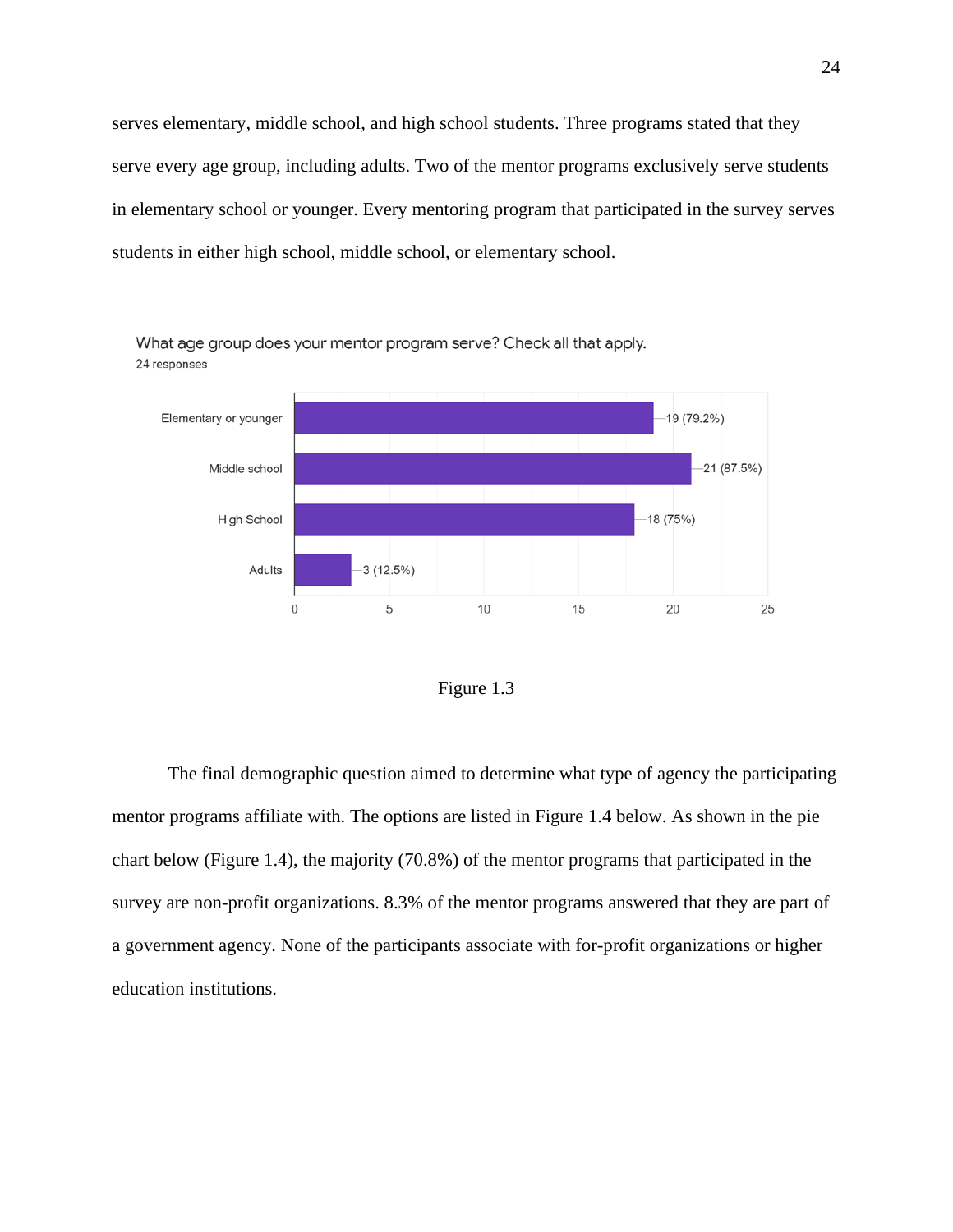serves elementary, middle school, and high school students. Three programs stated that they serve every age group, including adults. Two of the mentor programs exclusively serve students in elementary school or younger. Every mentoring program that participated in the survey serves students in either high school, middle school, or elementary school.

What age group does your mentor program serve? Check all that apply.
24 responses

| Age group | Responses |
| --- | --- |
| Elementary or younger | 19 (79.2%) |
| Middle school | 21 (87.5%) |
| High School | 18 (75%) |
| Adults | 3 (12.5%) |

Figure 1.3

The final demographic question aimed to determine what type of agency the participating mentor programs affiliate with. The options are listed in Figure 1.4 below. As shown in the pie chart below (Figure 1.4), the majority (70.8%) of the mentor programs that participated in the survey are non-profit organizations. 8.3% of the mentor programs answered that they are part of a government agency. None of the participants associate with for-profit organizations or higher education institutions.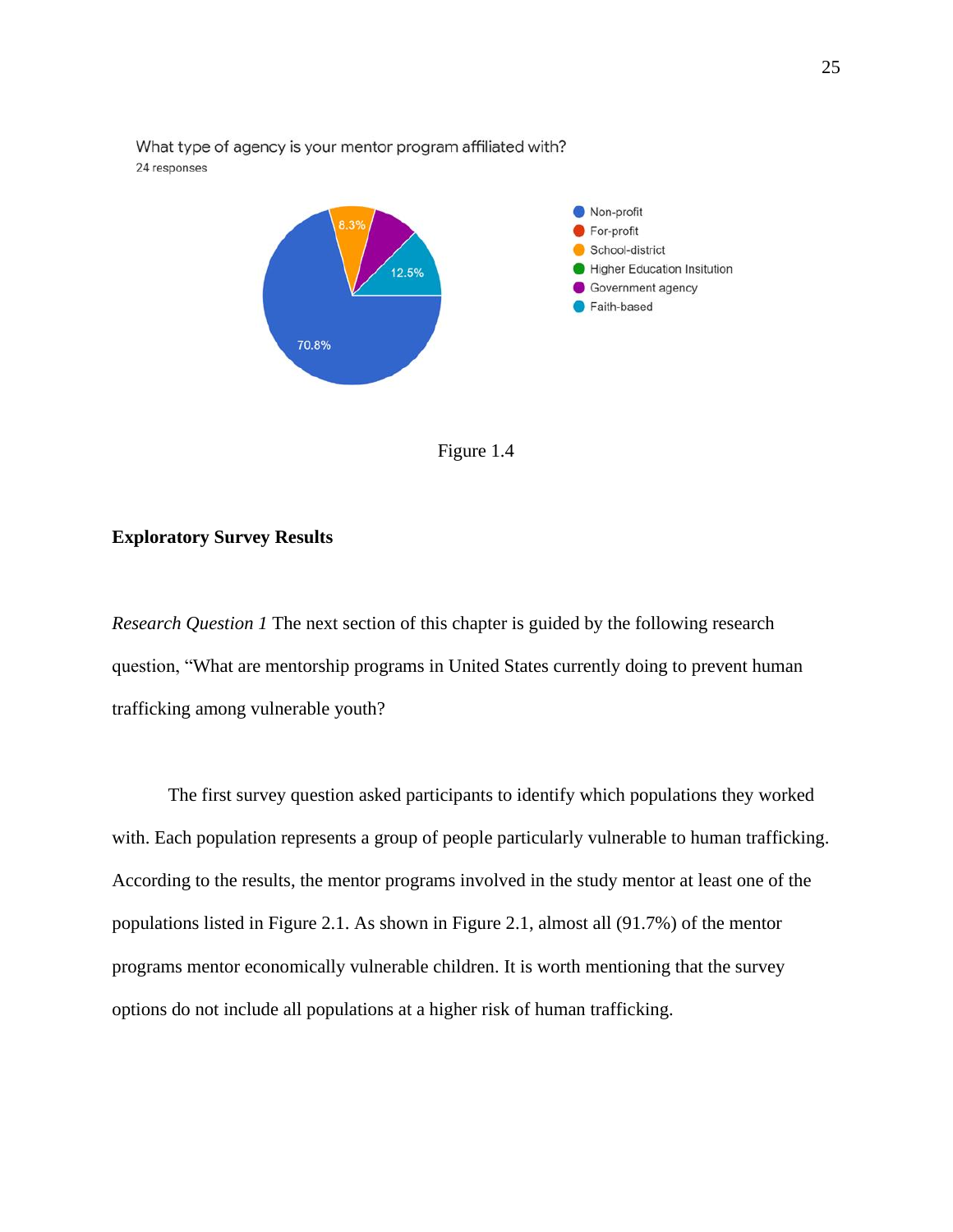What type of agency is your mentor program affiliated with?
24 responses

- Non-profit: 70.8%
- For-profit
- School-district: 8.3%
- Higher Education Insitution
- Government agency
- Faith-based: 12.5%

Figure 1.4

**Exploratory Survey Results**

*Research Question 1* The next section of this chapter is guided by the following research question, "What are mentorship programs in United States currently doing to prevent human trafficking among vulnerable youth?

The first survey question asked participants to identify which populations they worked with. Each population represents a group of people particularly vulnerable to human trafficking. According to the results, the mentor programs involved in the study mentor at least one of the populations listed in Figure 2.1. As shown in Figure 2.1, almost all (91.7%) of the mentor programs mentor economically vulnerable children. It is worth mentioning that the survey options do not include all populations at a higher risk of human trafficking.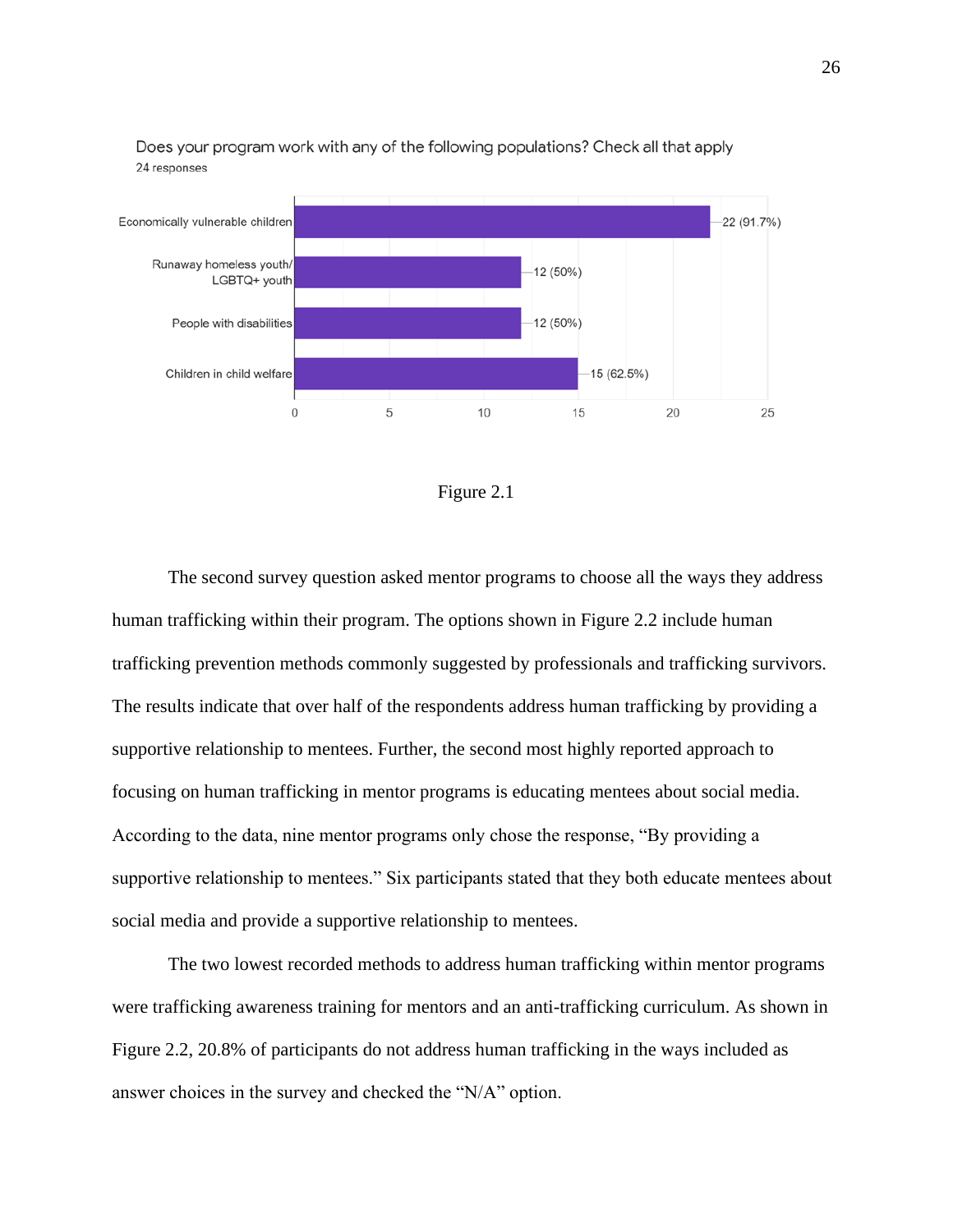Does your program work with any of the following populations? Check all that apply
24 responses

| Population | Responses |
| --- | --- |
| Economically vulnerable children | 22 (91.7%) |
| Runaway homeless youth/ LGBTQ+ youth | 12 (50%) |
| People with disabilities | 12 (50%) |
| Children in child welfare | 15 (62.5%) |

Figure 2.1

The second survey question asked mentor programs to choose all the ways they address human trafficking within their program. The options shown in Figure 2.2 include human trafficking prevention methods commonly suggested by professionals and trafficking survivors. The results indicate that over half of the respondents address human trafficking by providing a supportive relationship to mentees. Further, the second most highly reported approach to focusing on human trafficking in mentor programs is educating mentees about social media. According to the data, nine mentor programs only chose the response, "By providing a supportive relationship to mentees." Six participants stated that they both educate mentees about social media and provide a supportive relationship to mentees.

The two lowest recorded methods to address human trafficking within mentor programs were trafficking awareness training for mentors and an anti-trafficking curriculum. As shown in Figure 2.2, 20.8% of participants do not address human trafficking in the ways included as answer choices in the survey and checked the "N/A" option.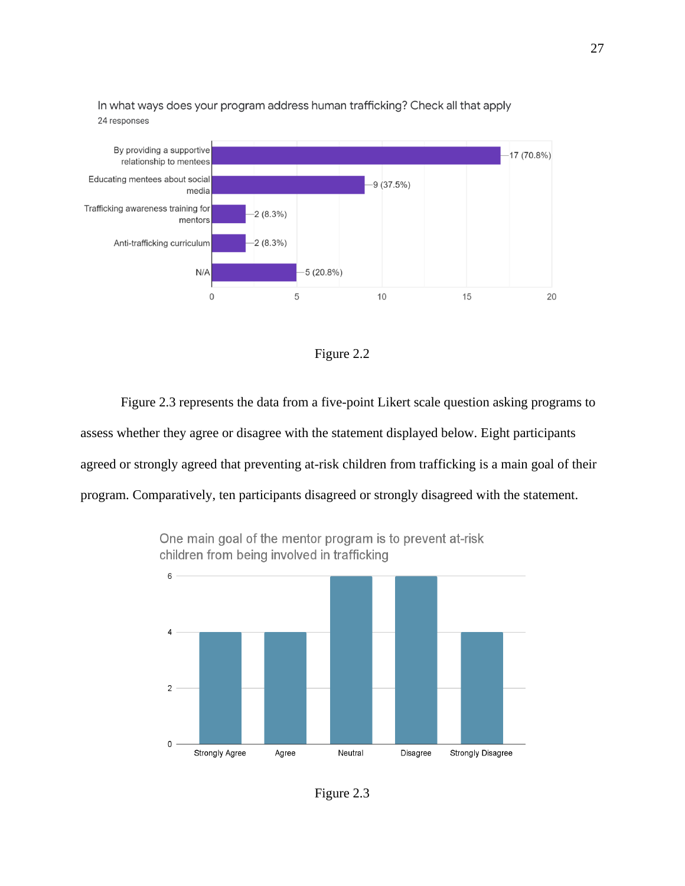In what ways does your program address human trafficking? Check all that apply

24 responses

| Response | Count (%) |
| --- | --- |
| By providing a supportive relationship to mentees | 17 (70.8%) |
| Educating mentees about social media | 9 (37.5%) |
| Trafficking awareness training for mentors | 2 (8.3%) |
| Anti-trafficking curriculum | 2 (8.3%) |
| N/A | 5 (20.8%) |

Figure 2.2

Figure 2.3 represents the data from a five-point Likert scale question asking programs to assess whether they agree or disagree with the statement displayed below. Eight participants agreed or strongly agreed that preventing at-risk children from trafficking is a main goal of their program. Comparatively, ten participants disagreed or strongly disagreed with the statement.

One main goal of the mentor program is to prevent at-risk children from being involved in trafficking

| Strongly Agree | Agree | Neutral | Disagree | Strongly Disagree |
| --- | --- | --- | --- | --- |
| 4 | 4 | 6 | 6 | 4 |

Figure 2.3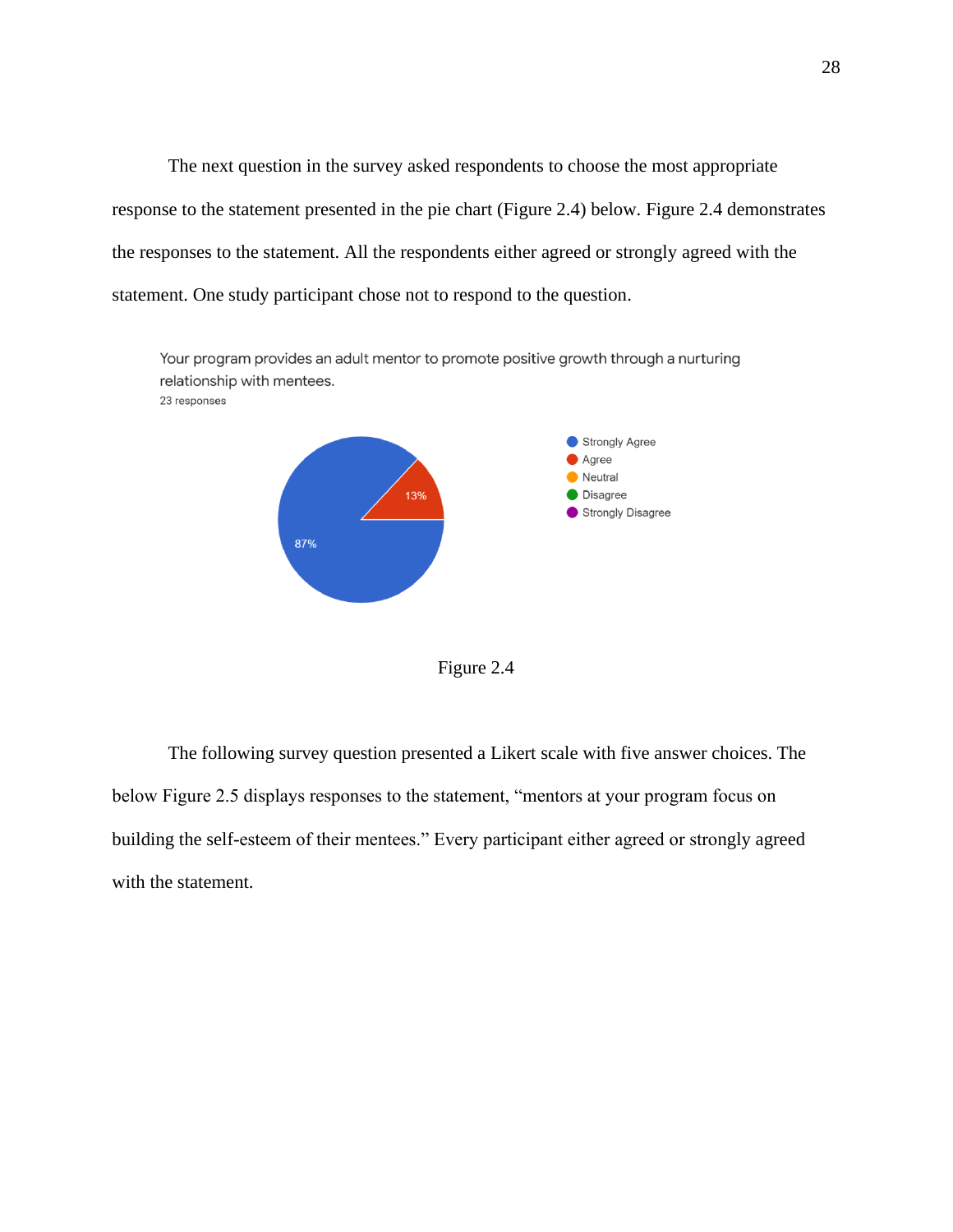The next question in the survey asked respondents to choose the most appropriate response to the statement presented in the pie chart (Figure 2.4) below. Figure 2.4 demonstrates the responses to the statement. All the respondents either agreed or strongly agreed with the statement. One study participant chose not to respond to the question.

Your program provides an adult mentor to promote positive growth through a nurturing relationship with mentees.
23 responses

Figure 2.4

The following survey question presented a Likert scale with five answer choices. The below Figure 2.5 displays responses to the statement, "mentors at your program focus on building the self-esteem of their mentees." Every participant either agreed or strongly agreed with the statement.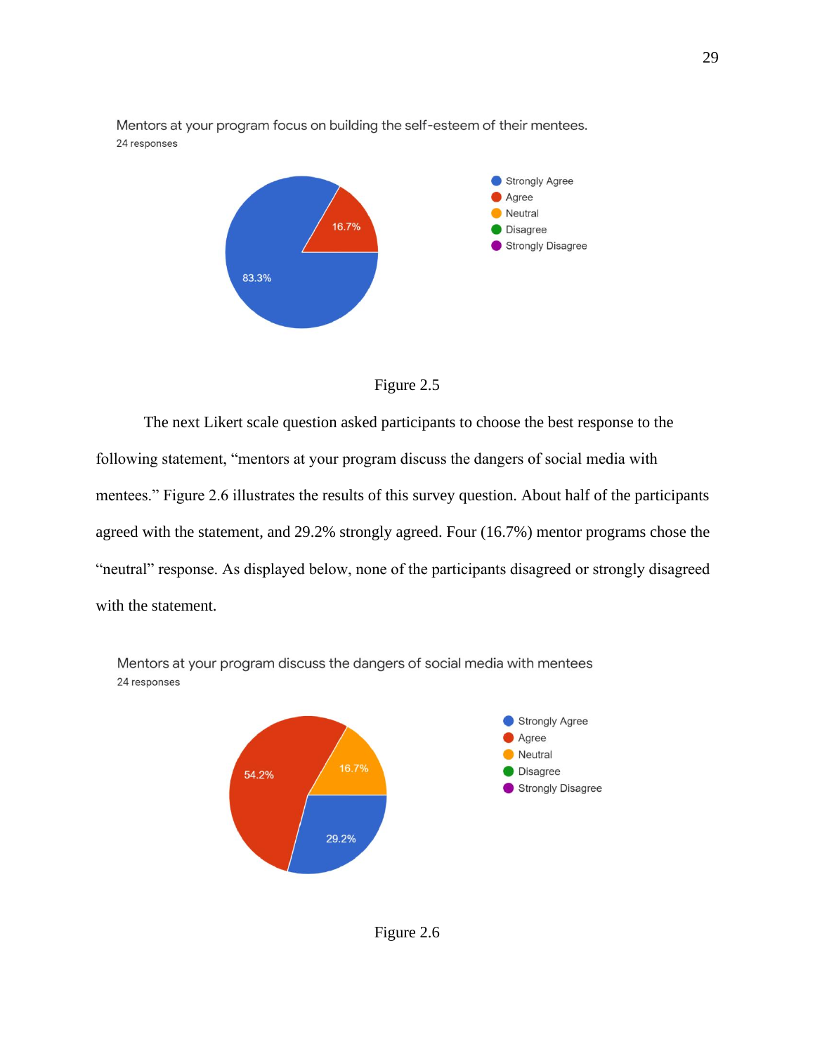Mentors at your program focus on building the self-esteem of their mentees.
24 responses

Figure 2.5

The next Likert scale question asked participants to choose the best response to the following statement, "mentors at your program discuss the dangers of social media with mentees." Figure 2.6 illustrates the results of this survey question. About half of the participants agreed with the statement, and 29.2% strongly agreed. Four (16.7%) mentor programs chose the "neutral" response. As displayed below, none of the participants disagreed or strongly disagreed with the statement.

Mentors at your program discuss the dangers of social media with mentees
24 responses

Figure 2.6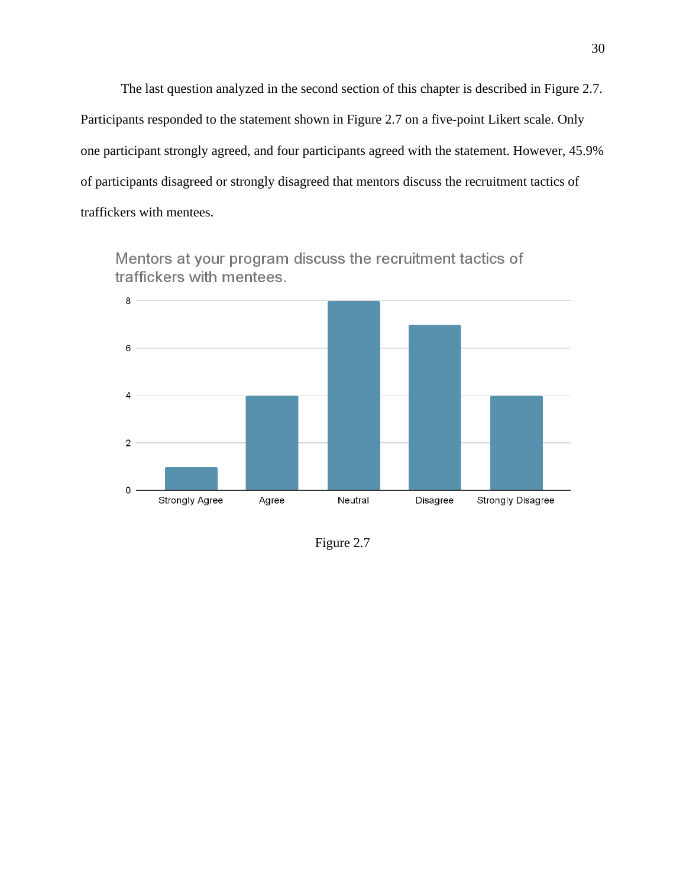The last question analyzed in the second section of this chapter is described in Figure 2.7. Participants responded to the statement shown in Figure 2.7 on a five-point Likert scale. Only one participant strongly agreed, and four participants agreed with the statement. However, 45.9% of participants disagreed or strongly disagreed that mentors discuss the recruitment tactics of traffickers with mentees.

Mentors at your program discuss the recruitment tactics of traffickers with mentees.

| Strongly Agree | Agree | Neutral | Disagree | Strongly Disagree |
|---|---|---|---|---|
| 1 | 4 | 8 | 7 | 4 |

Figure 2.7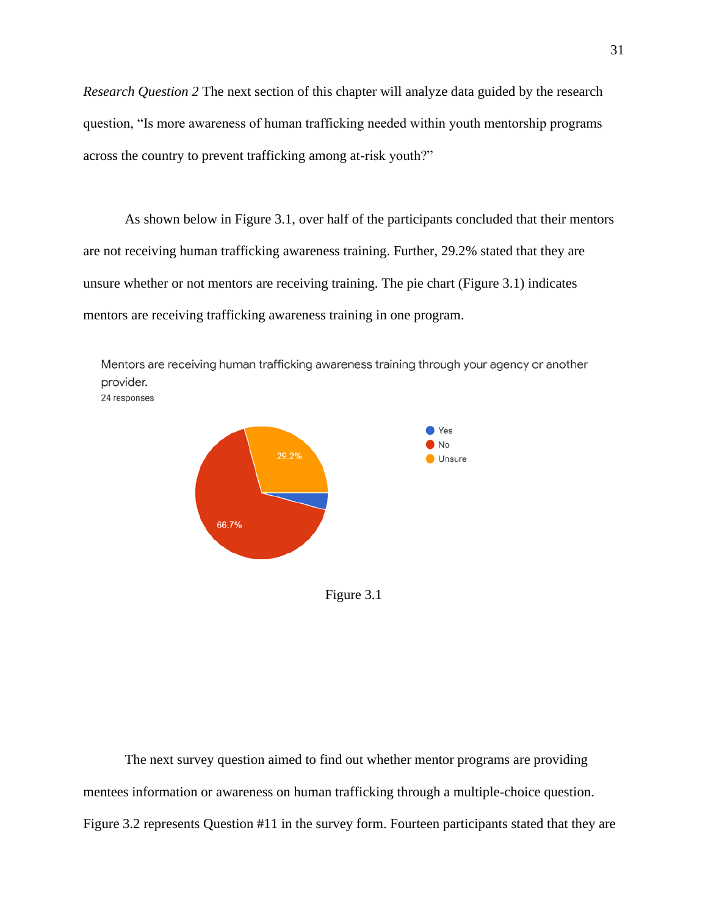*Research Question 2* The next section of this chapter will analyze data guided by the research question, "Is more awareness of human trafficking needed within youth mentorship programs across the country to prevent trafficking among at-risk youth?"

As shown below in Figure 3.1, over half of the participants concluded that their mentors are not receiving human trafficking awareness training. Further, 29.2% stated that they are unsure whether or not mentors are receiving training. The pie chart (Figure 3.1) indicates mentors are receiving trafficking awareness training in one program.

Mentors are receiving human trafficking awareness training through your agency or another provider.
24 responses

| Response | Percentage |
|---|---|
| Yes | |
| No | 66.7% |
| Unsure | 29.2% |

Figure 3.1

The next survey question aimed to find out whether mentor programs are providing mentees information or awareness on human trafficking through a multiple-choice question. Figure 3.2 represents Question #11 in the survey form. Fourteen participants stated that they are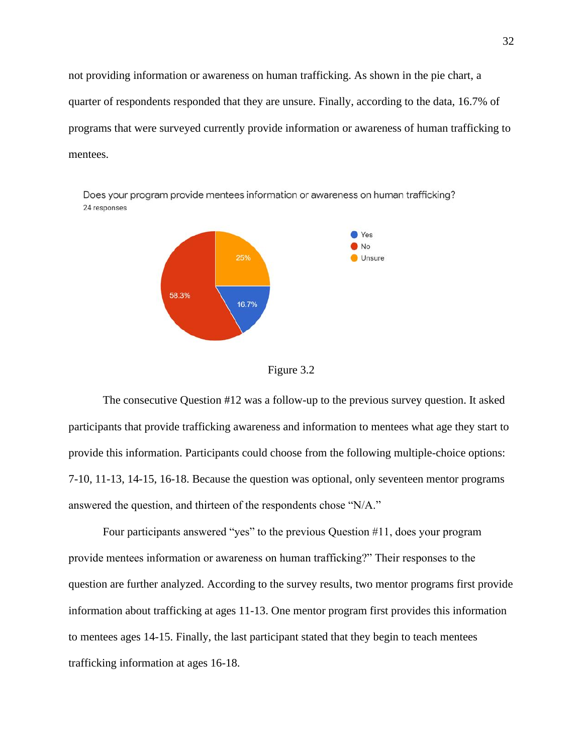not providing information or awareness on human trafficking. As shown in the pie chart, a quarter of respondents responded that they are unsure. Finally, according to the data, 16.7% of programs that were surveyed currently provide information or awareness of human trafficking to mentees.

Does your program provide mentees information or awareness on human trafficking?
24 responses

- Yes: 16.7%
- No: 58.3%
- Unsure: 25%

Figure 3.2

The consecutive Question #12 was a follow-up to the previous survey question. It asked participants that provide trafficking awareness and information to mentees what age they start to provide this information. Participants could choose from the following multiple-choice options: 7-10, 11-13, 14-15, 16-18. Because the question was optional, only seventeen mentor programs answered the question, and thirteen of the respondents chose "N/A."

Four participants answered "yes" to the previous Question #11, does your program provide mentees information or awareness on human trafficking?" Their responses to the question are further analyzed. According to the survey results, two mentor programs first provide information about trafficking at ages 11-13. One mentor program first provides this information to mentees ages 14-15. Finally, the last participant stated that they begin to teach mentees trafficking information at ages 16-18.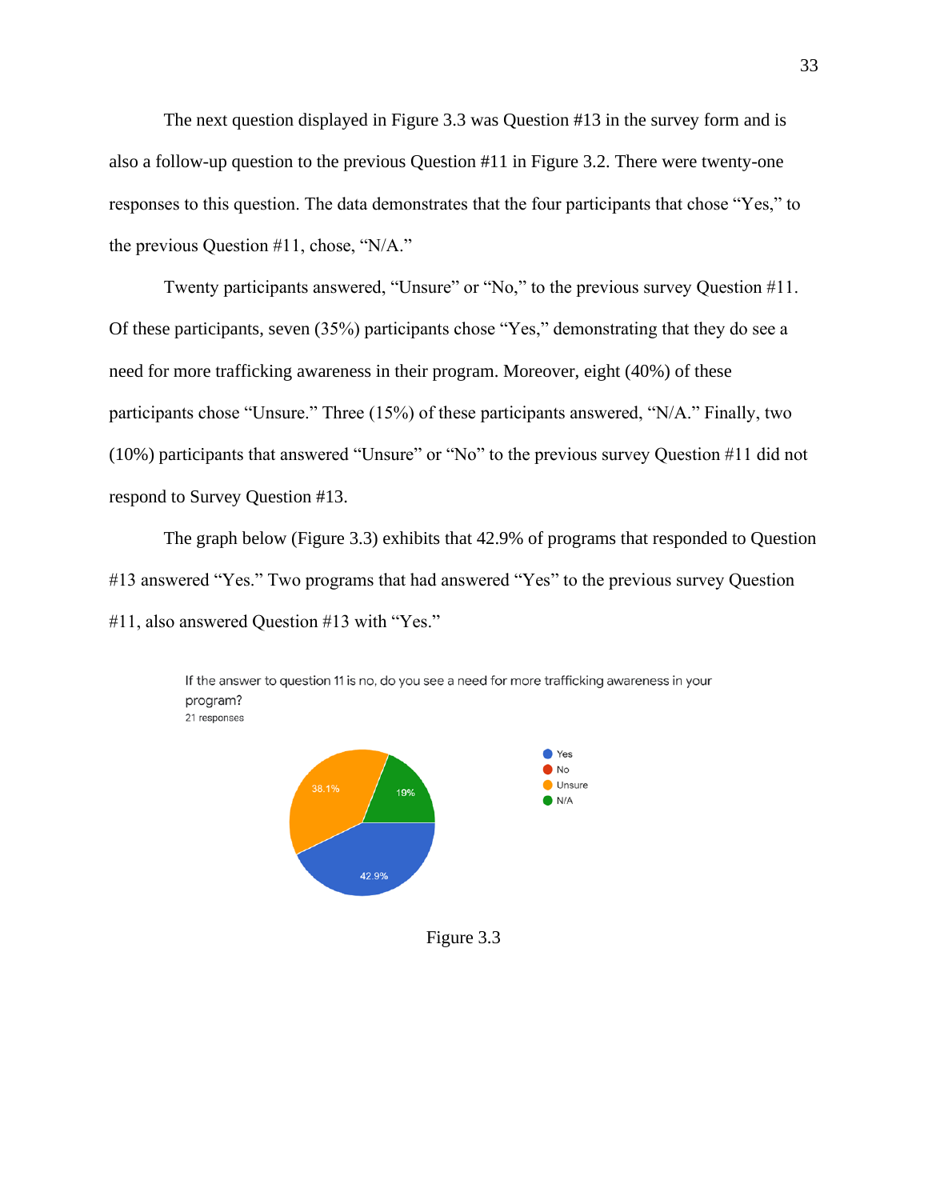The next question displayed in Figure 3.3 was Question #13 in the survey form and is also a follow-up question to the previous Question #11 in Figure 3.2. There were twenty-one responses to this question. The data demonstrates that the four participants that chose "Yes," to the previous Question #11, chose, "N/A."

Twenty participants answered, "Unsure" or "No," to the previous survey Question #11. Of these participants, seven (35%) participants chose "Yes," demonstrating that they do see a need for more trafficking awareness in their program. Moreover, eight (40%) of these participants chose "Unsure." Three (15%) of these participants answered, "N/A." Finally, two (10%) participants that answered "Unsure" or "No" to the previous survey Question #11 did not respond to Survey Question #13.

The graph below (Figure 3.3) exhibits that 42.9% of programs that responded to Question #13 answered "Yes." Two programs that had answered "Yes" to the previous survey Question #11, also answered Question #13 with "Yes."

If the answer to question 11 is no, do you see a need for more trafficking awareness in your program?
21 responses

- Yes: 42.9%
- No
- Unsure: 38.1%
- N/A: 19%

Figure 3.3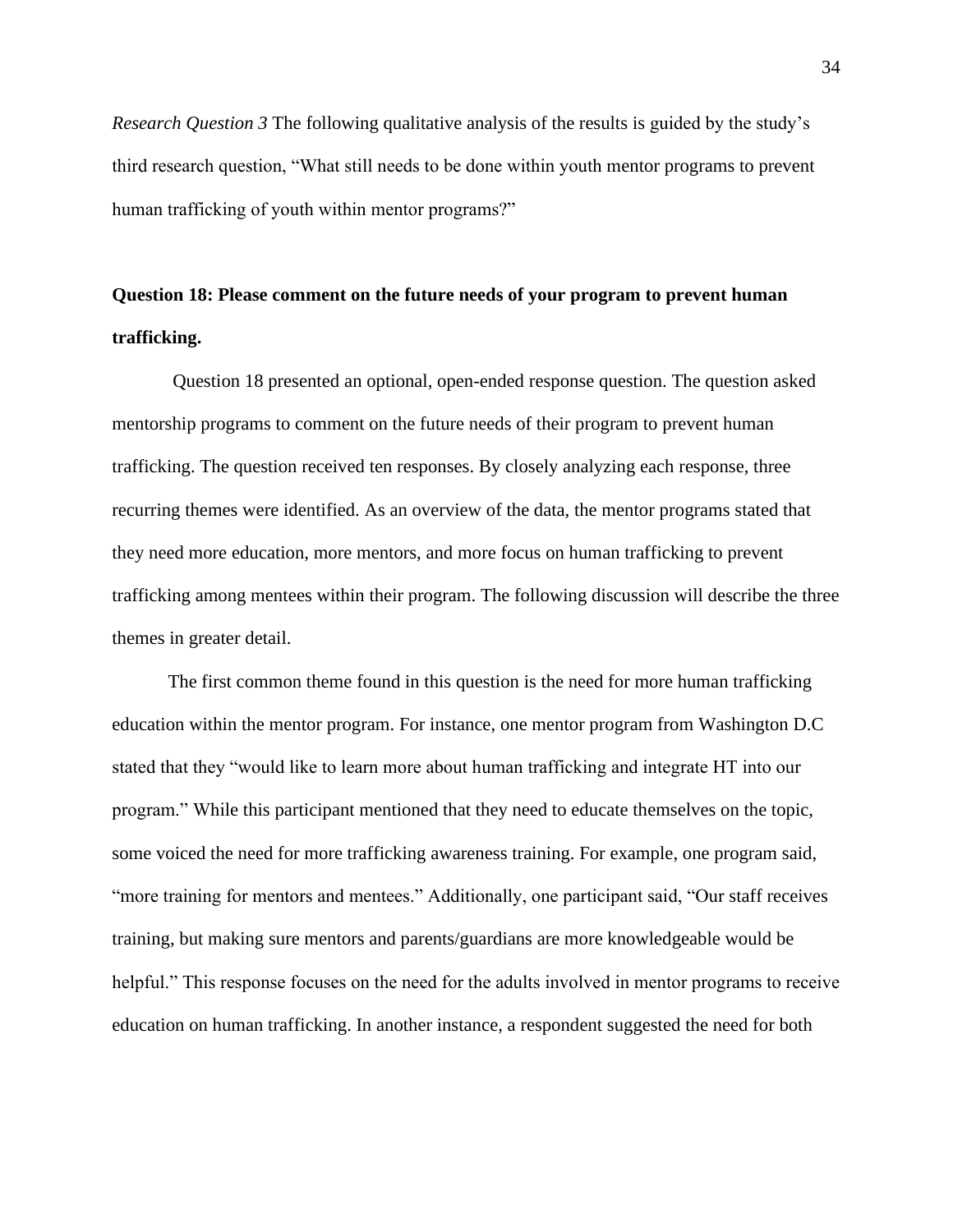*Research Question 3* The following qualitative analysis of the results is guided by the study's third research question, "What still needs to be done within youth mentor programs to prevent human trafficking of youth within mentor programs?"

**Question 18: Please comment on the future needs of your program to prevent human trafficking.**

Question 18 presented an optional, open-ended response question. The question asked mentorship programs to comment on the future needs of their program to prevent human trafficking. The question received ten responses. By closely analyzing each response, three recurring themes were identified. As an overview of the data, the mentor programs stated that they need more education, more mentors, and more focus on human trafficking to prevent trafficking among mentees within their program. The following discussion will describe the three themes in greater detail.

The first common theme found in this question is the need for more human trafficking education within the mentor program. For instance, one mentor program from Washington D.C stated that they "would like to learn more about human trafficking and integrate HT into our program." While this participant mentioned that they need to educate themselves on the topic, some voiced the need for more trafficking awareness training. For example, one program said, "more training for mentors and mentees." Additionally, one participant said, "Our staff receives training, but making sure mentors and parents/guardians are more knowledgeable would be helpful." This response focuses on the need for the adults involved in mentor programs to receive education on human trafficking. In another instance, a respondent suggested the need for both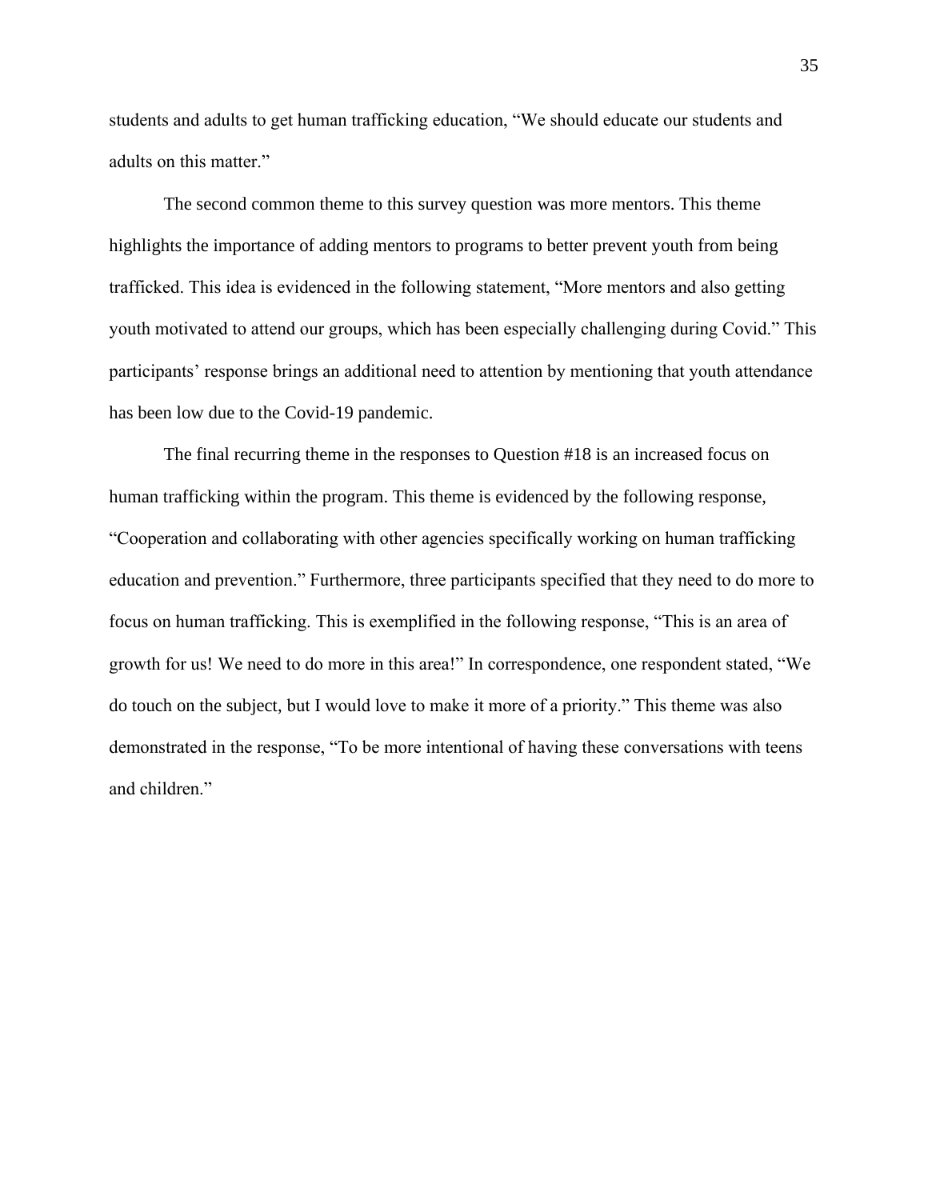students and adults to get human trafficking education, "We should educate our students and adults on this matter."

The second common theme to this survey question was more mentors. This theme highlights the importance of adding mentors to programs to better prevent youth from being trafficked. This idea is evidenced in the following statement, "More mentors and also getting youth motivated to attend our groups, which has been especially challenging during Covid." This participants' response brings an additional need to attention by mentioning that youth attendance has been low due to the Covid-19 pandemic.

The final recurring theme in the responses to Question #18 is an increased focus on human trafficking within the program. This theme is evidenced by the following response, "Cooperation and collaborating with other agencies specifically working on human trafficking education and prevention." Furthermore, three participants specified that they need to do more to focus on human trafficking. This is exemplified in the following response, "This is an area of growth for us! We need to do more in this area!" In correspondence, one respondent stated, "We do touch on the subject, but I would love to make it more of a priority." This theme was also demonstrated in the response, "To be more intentional of having these conversations with teens and children."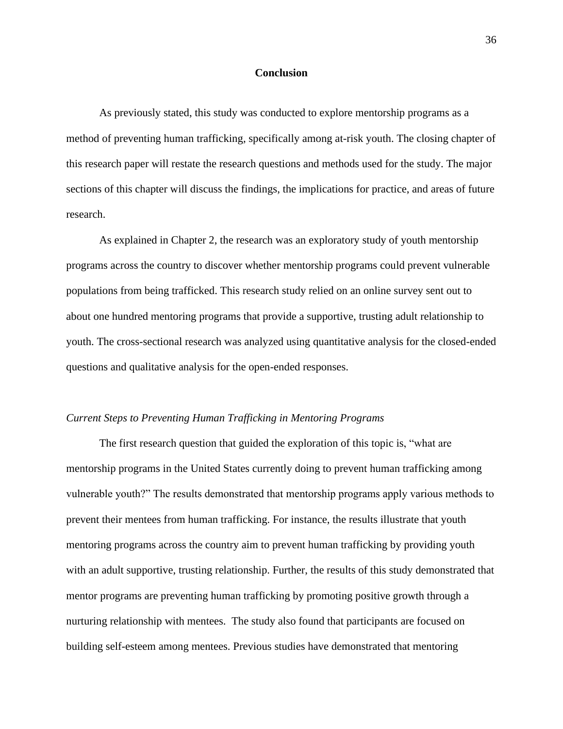## Conclusion

As previously stated, this study was conducted to explore mentorship programs as a method of preventing human trafficking, specifically among at-risk youth. The closing chapter of this research paper will restate the research questions and methods used for the study. The major sections of this chapter will discuss the findings, the implications for practice, and areas of future research.

As explained in Chapter 2, the research was an exploratory study of youth mentorship programs across the country to discover whether mentorship programs could prevent vulnerable populations from being trafficked. This research study relied on an online survey sent out to about one hundred mentoring programs that provide a supportive, trusting adult relationship to youth. The cross-sectional research was analyzed using quantitative analysis for the closed-ended questions and qualitative analysis for the open-ended responses.

### *Current Steps to Preventing Human Trafficking in Mentoring Programs*

The first research question that guided the exploration of this topic is, "what are mentorship programs in the United States currently doing to prevent human trafficking among vulnerable youth?" The results demonstrated that mentorship programs apply various methods to prevent their mentees from human trafficking. For instance, the results illustrate that youth mentoring programs across the country aim to prevent human trafficking by providing youth with an adult supportive, trusting relationship. Further, the results of this study demonstrated that mentor programs are preventing human trafficking by promoting positive growth through a nurturing relationship with mentees. The study also found that participants are focused on building self-esteem among mentees. Previous studies have demonstrated that mentoring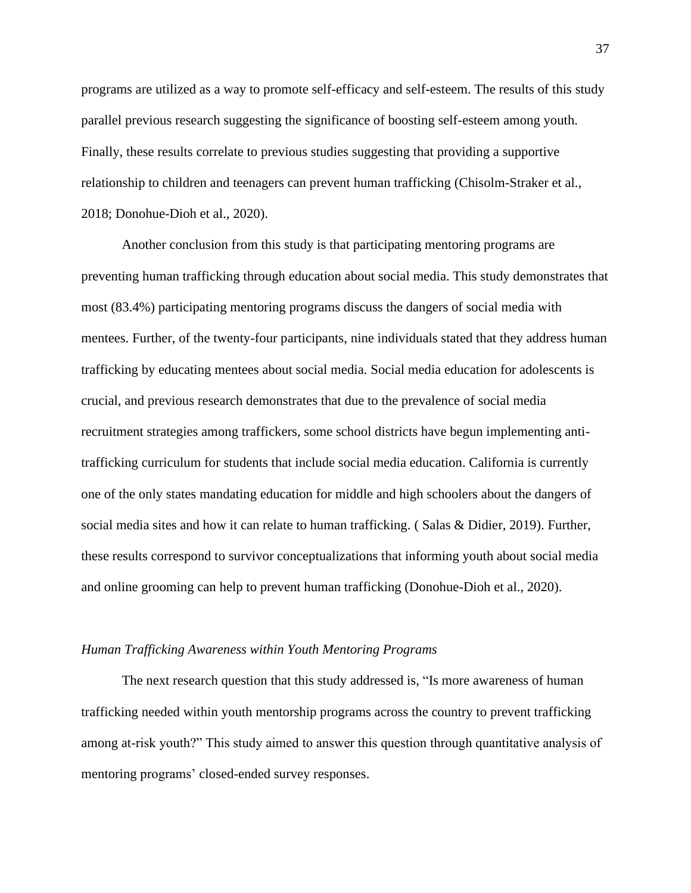programs are utilized as a way to promote self-efficacy and self-esteem. The results of this study parallel previous research suggesting the significance of boosting self-esteem among youth. Finally, these results correlate to previous studies suggesting that providing a supportive relationship to children and teenagers can prevent human trafficking (Chisolm-Straker et al., 2018; Donohue-Dioh et al., 2020).

Another conclusion from this study is that participating mentoring programs are preventing human trafficking through education about social media. This study demonstrates that most (83.4%) participating mentoring programs discuss the dangers of social media with mentees. Further, of the twenty-four participants, nine individuals stated that they address human trafficking by educating mentees about social media. Social media education for adolescents is crucial, and previous research demonstrates that due to the prevalence of social media recruitment strategies among traffickers, some school districts have begun implementing anti-trafficking curriculum for students that include social media education. California is currently one of the only states mandating education for middle and high schoolers about the dangers of social media sites and how it can relate to human trafficking. ( Salas & Didier, 2019). Further, these results correspond to survivor conceptualizations that informing youth about social media and online grooming can help to prevent human trafficking (Donohue-Dioh et al., 2020).

### *Human Trafficking Awareness within Youth Mentoring Programs*

The next research question that this study addressed is, "Is more awareness of human trafficking needed within youth mentorship programs across the country to prevent trafficking among at-risk youth?" This study aimed to answer this question through quantitative analysis of mentoring programs' closed-ended survey responses.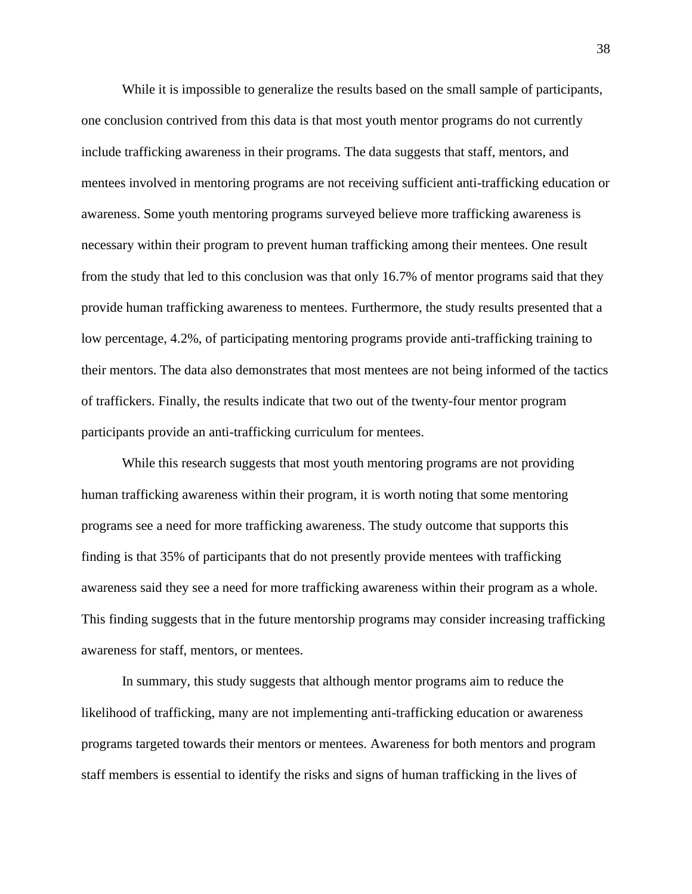While it is impossible to generalize the results based on the small sample of participants, one conclusion contrived from this data is that most youth mentor programs do not currently include trafficking awareness in their programs. The data suggests that staff, mentors, and mentees involved in mentoring programs are not receiving sufficient anti-trafficking education or awareness. Some youth mentoring programs surveyed believe more trafficking awareness is necessary within their program to prevent human trafficking among their mentees. One result from the study that led to this conclusion was that only 16.7% of mentor programs said that they provide human trafficking awareness to mentees. Furthermore, the study results presented that a low percentage, 4.2%, of participating mentoring programs provide anti-trafficking training to their mentors. The data also demonstrates that most mentees are not being informed of the tactics of traffickers. Finally, the results indicate that two out of the twenty-four mentor program participants provide an anti-trafficking curriculum for mentees.

While this research suggests that most youth mentoring programs are not providing human trafficking awareness within their program, it is worth noting that some mentoring programs see a need for more trafficking awareness. The study outcome that supports this finding is that 35% of participants that do not presently provide mentees with trafficking awareness said they see a need for more trafficking awareness within their program as a whole. This finding suggests that in the future mentorship programs may consider increasing trafficking awareness for staff, mentors, or mentees.

In summary, this study suggests that although mentor programs aim to reduce the likelihood of trafficking, many are not implementing anti-trafficking education or awareness programs targeted towards their mentors or mentees. Awareness for both mentors and program staff members is essential to identify the risks and signs of human trafficking in the lives of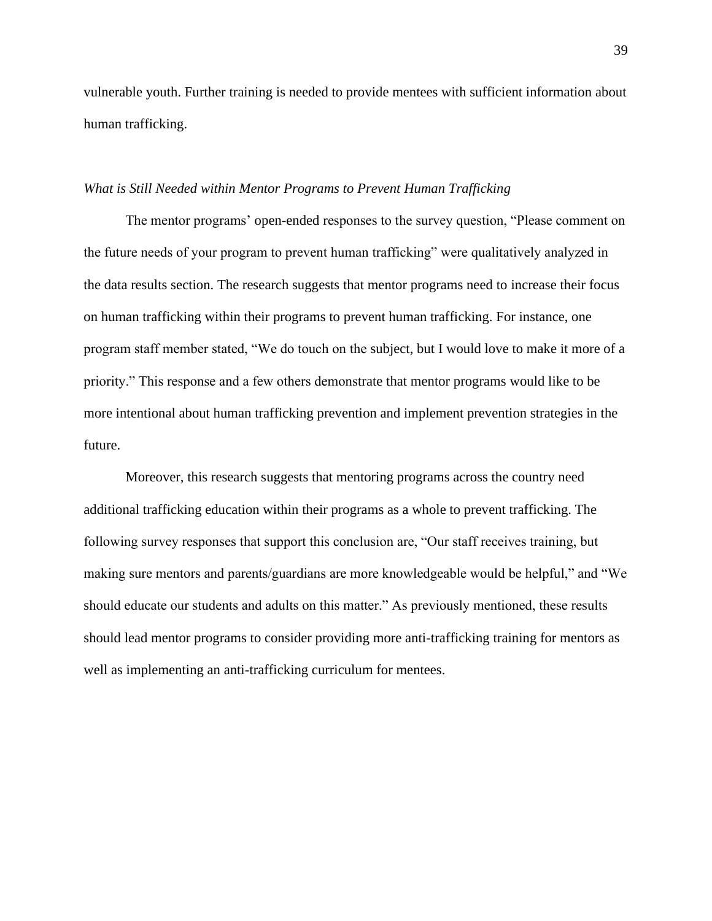vulnerable youth. Further training is needed to provide mentees with sufficient information about human trafficking.

*What is Still Needed within Mentor Programs to Prevent Human Trafficking*

The mentor programs' open-ended responses to the survey question, "Please comment on the future needs of your program to prevent human trafficking" were qualitatively analyzed in the data results section. The research suggests that mentor programs need to increase their focus on human trafficking within their programs to prevent human trafficking. For instance, one program staff member stated, "We do touch on the subject, but I would love to make it more of a priority." This response and a few others demonstrate that mentor programs would like to be more intentional about human trafficking prevention and implement prevention strategies in the future.

Moreover, this research suggests that mentoring programs across the country need additional trafficking education within their programs as a whole to prevent trafficking. The following survey responses that support this conclusion are, "Our staff receives training, but making sure mentors and parents/guardians are more knowledgeable would be helpful," and "We should educate our students and adults on this matter." As previously mentioned, these results should lead mentor programs to consider providing more anti-trafficking training for mentors as well as implementing an anti-trafficking curriculum for mentees.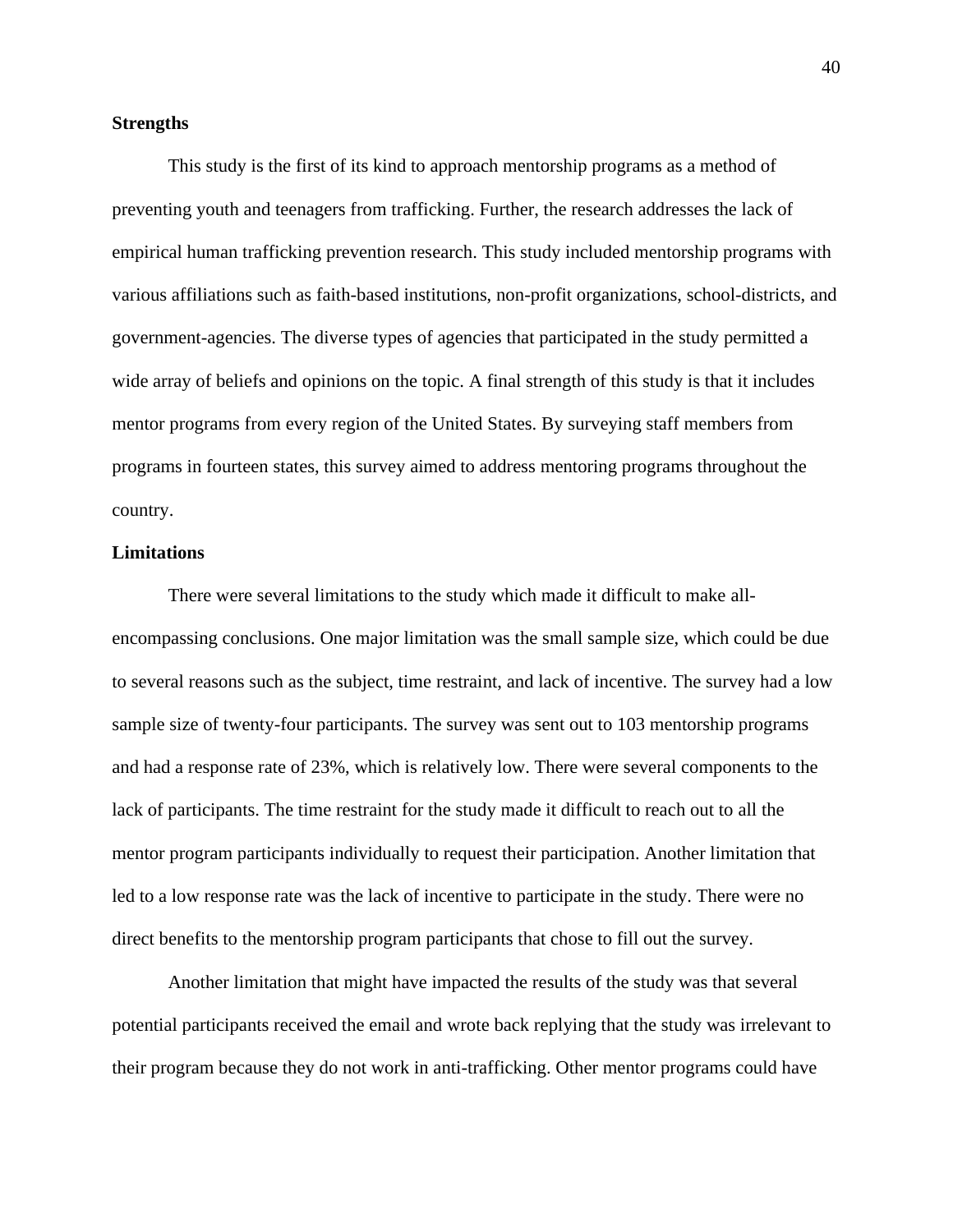**Strengths**

This study is the first of its kind to approach mentorship programs as a method of preventing youth and teenagers from trafficking. Further, the research addresses the lack of empirical human trafficking prevention research. This study included mentorship programs with various affiliations such as faith-based institutions, non-profit organizations, school-districts, and government-agencies. The diverse types of agencies that participated in the study permitted a wide array of beliefs and opinions on the topic. A final strength of this study is that it includes mentor programs from every region of the United States. By surveying staff members from programs in fourteen states, this survey aimed to address mentoring programs throughout the country.

**Limitations**

There were several limitations to the study which made it difficult to make all-encompassing conclusions. One major limitation was the small sample size, which could be due to several reasons such as the subject, time restraint, and lack of incentive. The survey had a low sample size of twenty-four participants. The survey was sent out to 103 mentorship programs and had a response rate of 23%, which is relatively low. There were several components to the lack of participants. The time restraint for the study made it difficult to reach out to all the mentor program participants individually to request their participation. Another limitation that led to a low response rate was the lack of incentive to participate in the study. There were no direct benefits to the mentorship program participants that chose to fill out the survey.

Another limitation that might have impacted the results of the study was that several potential participants received the email and wrote back replying that the study was irrelevant to their program because they do not work in anti-trafficking. Other mentor programs could have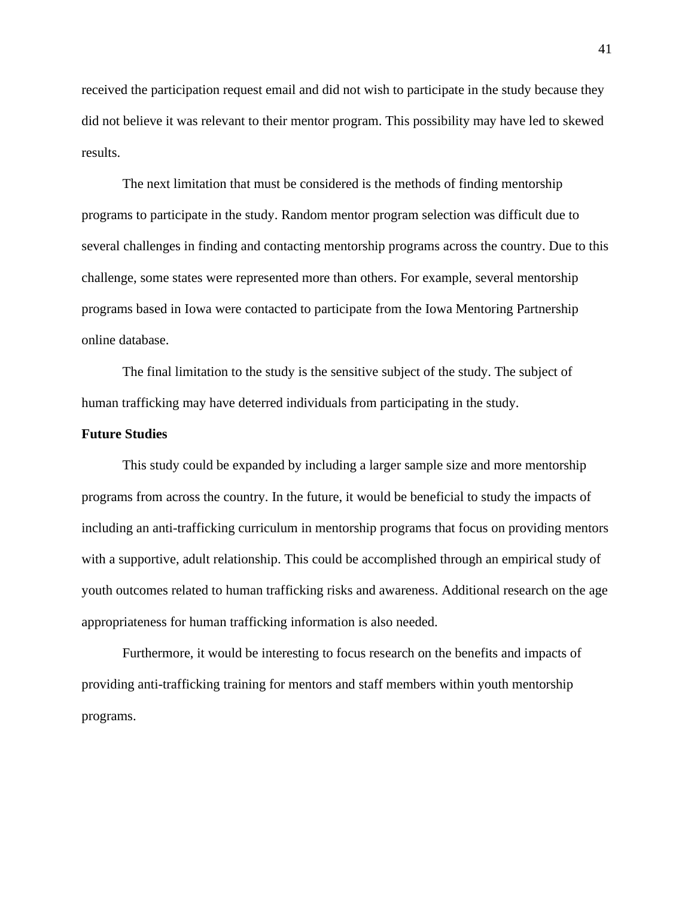received the participation request email and did not wish to participate in the study because they did not believe it was relevant to their mentor program. This possibility may have led to skewed results.

The next limitation that must be considered is the methods of finding mentorship programs to participate in the study. Random mentor program selection was difficult due to several challenges in finding and contacting mentorship programs across the country. Due to this challenge, some states were represented more than others. For example, several mentorship programs based in Iowa were contacted to participate from the Iowa Mentoring Partnership online database.

The final limitation to the study is the sensitive subject of the study. The subject of human trafficking may have deterred individuals from participating in the study.

**Future Studies**

This study could be expanded by including a larger sample size and more mentorship programs from across the country. In the future, it would be beneficial to study the impacts of including an anti-trafficking curriculum in mentorship programs that focus on providing mentors with a supportive, adult relationship. This could be accomplished through an empirical study of youth outcomes related to human trafficking risks and awareness. Additional research on the age appropriateness for human trafficking information is also needed.

Furthermore, it would be interesting to focus research on the benefits and impacts of providing anti-trafficking training for mentors and staff members within youth mentorship programs.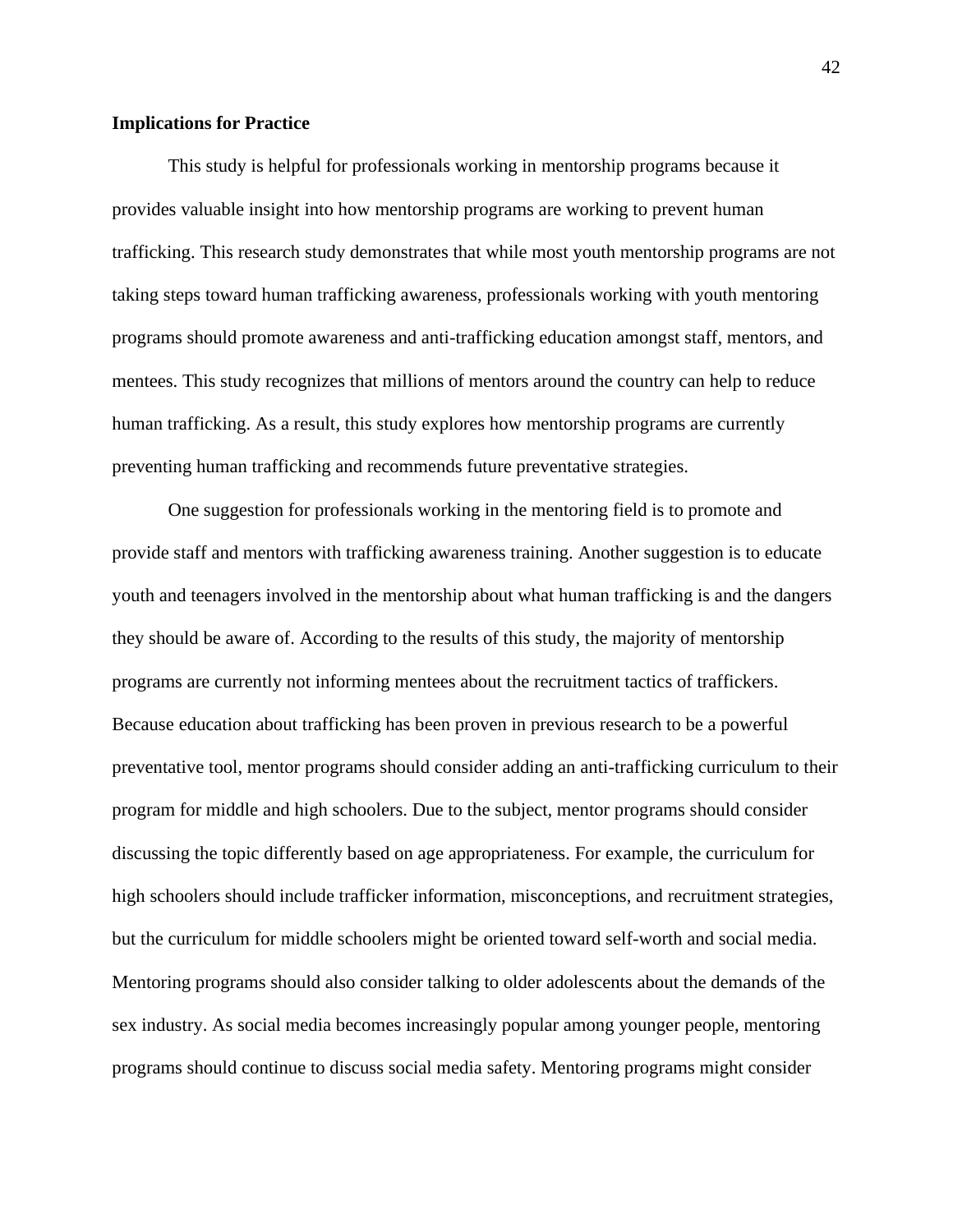**Implications for Practice**

This study is helpful for professionals working in mentorship programs because it provides valuable insight into how mentorship programs are working to prevent human trafficking. This research study demonstrates that while most youth mentorship programs are not taking steps toward human trafficking awareness, professionals working with youth mentoring programs should promote awareness and anti-trafficking education amongst staff, mentors, and mentees. This study recognizes that millions of mentors around the country can help to reduce human trafficking. As a result, this study explores how mentorship programs are currently preventing human trafficking and recommends future preventative strategies.

One suggestion for professionals working in the mentoring field is to promote and provide staff and mentors with trafficking awareness training. Another suggestion is to educate youth and teenagers involved in the mentorship about what human trafficking is and the dangers they should be aware of. According to the results of this study, the majority of mentorship programs are currently not informing mentees about the recruitment tactics of traffickers. Because education about trafficking has been proven in previous research to be a powerful preventative tool, mentor programs should consider adding an anti-trafficking curriculum to their program for middle and high schoolers. Due to the subject, mentor programs should consider discussing the topic differently based on age appropriateness. For example, the curriculum for high schoolers should include trafficker information, misconceptions, and recruitment strategies, but the curriculum for middle schoolers might be oriented toward self-worth and social media. Mentoring programs should also consider talking to older adolescents about the demands of the sex industry. As social media becomes increasingly popular among younger people, mentoring programs should continue to discuss social media safety. Mentoring programs might consider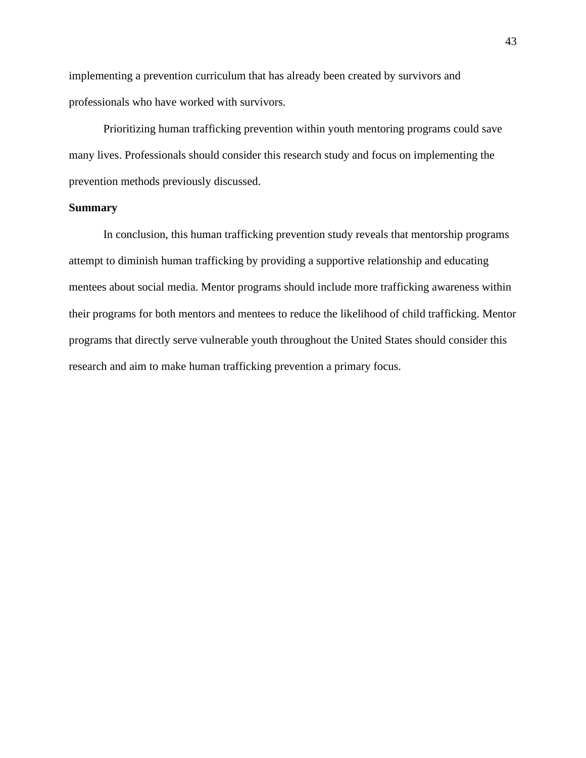implementing a prevention curriculum that has already been created by survivors and professionals who have worked with survivors.

Prioritizing human trafficking prevention within youth mentoring programs could save many lives. Professionals should consider this research study and focus on implementing the prevention methods previously discussed.

**Summary**

In conclusion, this human trafficking prevention study reveals that mentorship programs attempt to diminish human trafficking by providing a supportive relationship and educating mentees about social media. Mentor programs should include more trafficking awareness within their programs for both mentors and mentees to reduce the likelihood of child trafficking. Mentor programs that directly serve vulnerable youth throughout the United States should consider this research and aim to make human trafficking prevention a primary focus.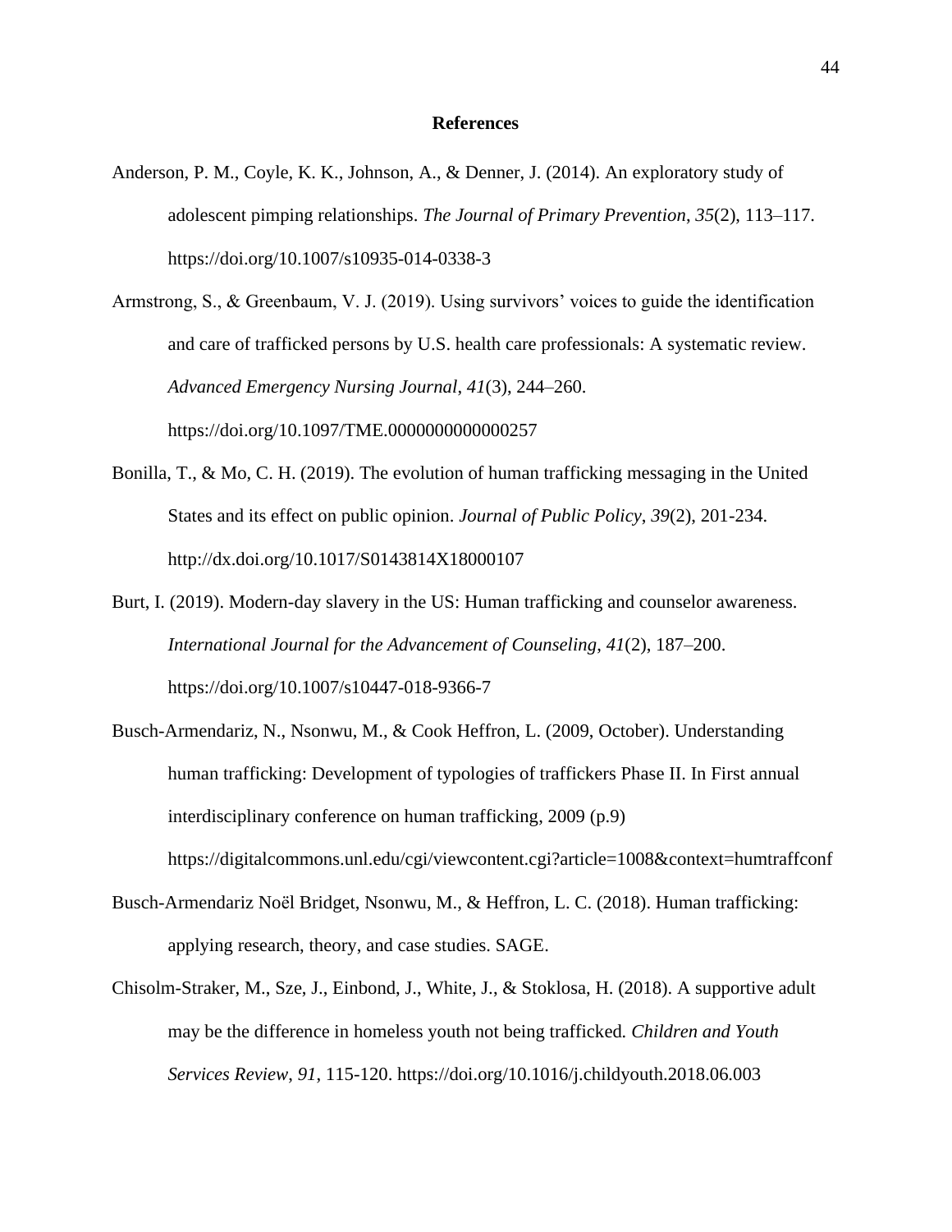# References

Anderson, P. M., Coyle, K. K., Johnson, A., & Denner, J. (2014). An exploratory study of adolescent pimping relationships. *The Journal of Primary Prevention*, *35*(2), 113–117. https://doi.org/10.1007/s10935-014-0338-3

Armstrong, S., & Greenbaum, V. J. (2019). Using survivors' voices to guide the identification and care of trafficked persons by U.S. health care professionals: A systematic review. *Advanced Emergency Nursing Journal*, *41*(3), 244–260. https://doi.org/10.1097/TME.0000000000000257

Bonilla, T., & Mo, C. H. (2019). The evolution of human trafficking messaging in the United States and its effect on public opinion. *Journal of Public Policy*, *39*(2), 201-234. http://dx.doi.org/10.1017/S0143814X18000107

Burt, I. (2019). Modern-day slavery in the US: Human trafficking and counselor awareness. *International Journal for the Advancement of Counseling*, *41*(2), 187–200. https://doi.org/10.1007/s10447-018-9366-7

Busch-Armendariz, N., Nsonwu, M., & Cook Heffron, L. (2009, October). Understanding human trafficking: Development of typologies of traffickers Phase II. In First annual interdisciplinary conference on human trafficking, 2009 (p.9) https://digitalcommons.unl.edu/cgi/viewcontent.cgi?article=1008&context=humtraffconf

Busch-Armendariz Noël Bridget, Nsonwu, M., & Heffron, L. C. (2018). Human trafficking: applying research, theory, and case studies. SAGE.

Chisolm-Straker, M., Sze, J., Einbond, J., White, J., & Stoklosa, H. (2018). A supportive adult may be the difference in homeless youth not being trafficked. *Children and Youth Services Review*, *91*, 115-120. https://doi.org/10.1016/j.childyouth.2018.06.003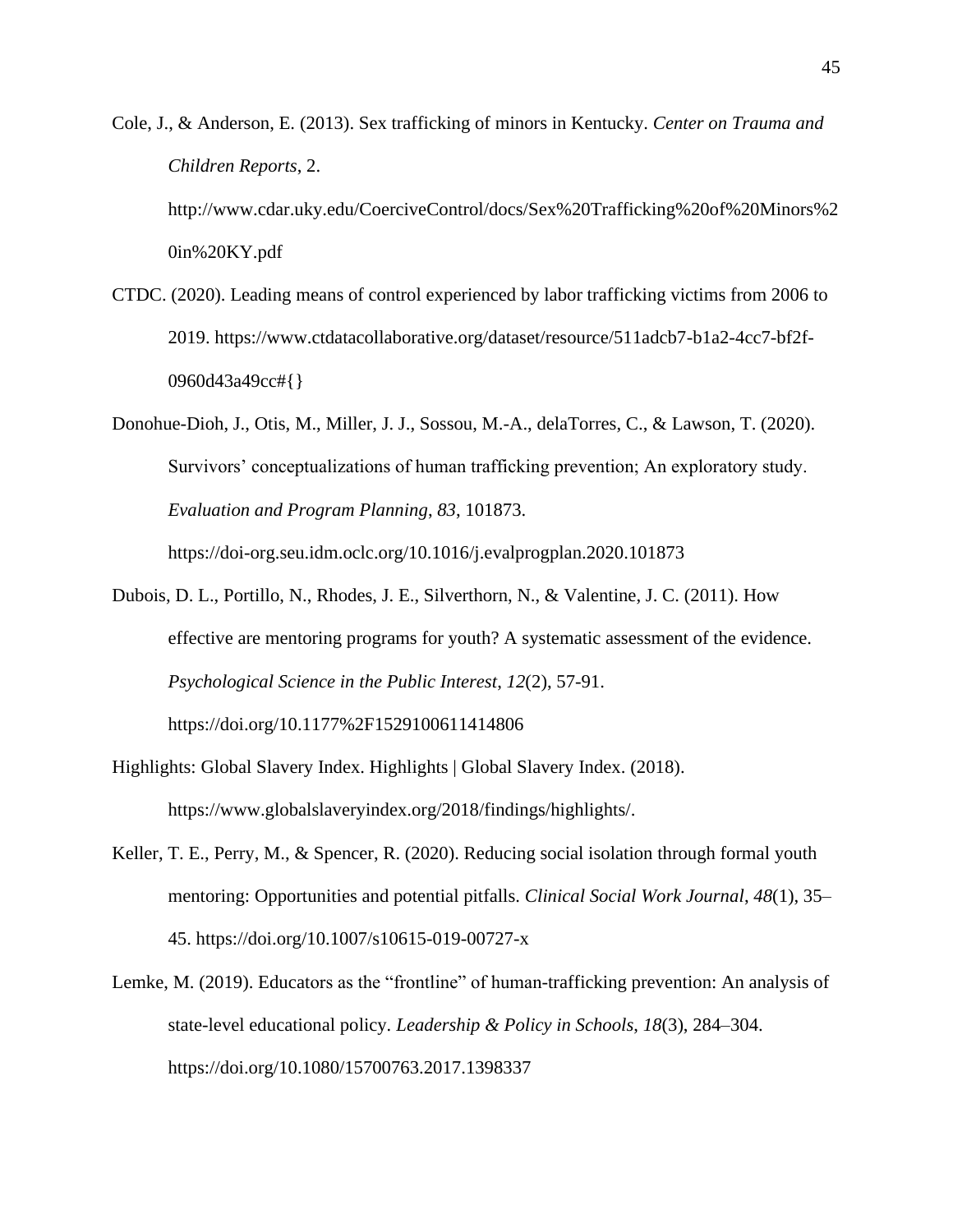Cole, J., & Anderson, E. (2013). Sex trafficking of minors in Kentucky. *Center on Trauma and Children Reports*, 2. http://www.cdar.uky.edu/CoerciveControl/docs/Sex%20Trafficking%20of%20Minors%20in%20KY.pdf

CTDC. (2020). Leading means of control experienced by labor trafficking victims from 2006 to 2019. https://www.ctdatacollaborative.org/dataset/resource/511adcb7-b1a2-4cc7-bf2f-0960d43a49cc#{}

Donohue-Dioh, J., Otis, M., Miller, J. J., Sossou, M.-A., delaTorres, C., & Lawson, T. (2020). Survivors' conceptualizations of human trafficking prevention; An exploratory study. *Evaluation and Program Planning*, *83*, 101873. https://doi-org.seu.idm.oclc.org/10.1016/j.evalprogplan.2020.101873

Dubois, D. L., Portillo, N., Rhodes, J. E., Silverthorn, N., & Valentine, J. C. (2011). How effective are mentoring programs for youth? A systematic assessment of the evidence. *Psychological Science in the Public Interest*, *12*(2), 57-91. https://doi.org/10.1177%2F1529100611414806

Highlights: Global Slavery Index. Highlights | Global Slavery Index. (2018). https://www.globalslaveryindex.org/2018/findings/highlights/.

Keller, T. E., Perry, M., & Spencer, R. (2020). Reducing social isolation through formal youth mentoring: Opportunities and potential pitfalls. *Clinical Social Work Journal*, *48*(1), 35–45. https://doi.org/10.1007/s10615-019-00727-x

Lemke, M. (2019). Educators as the "frontline" of human-trafficking prevention: An analysis of state-level educational policy. *Leadership & Policy in Schools*, *18*(3), 284–304. https://doi.org/10.1080/15700763.2017.1398337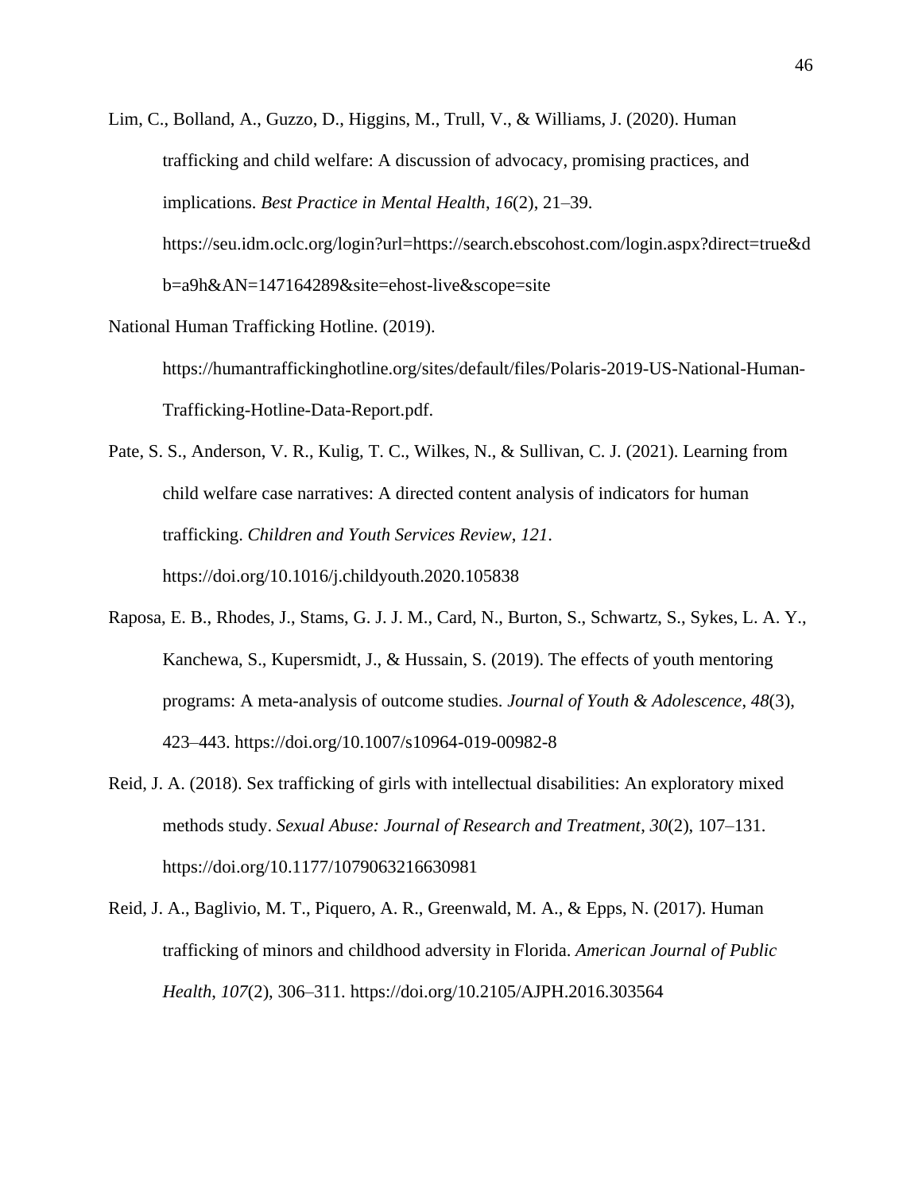Lim, C., Bolland, A., Guzzo, D., Higgins, M., Trull, V., & Williams, J. (2020). Human trafficking and child welfare: A discussion of advocacy, promising practices, and implications. *Best Practice in Mental Health*, *16*(2), 21–39. https://seu.idm.oclc.org/login?url=https://search.ebscohost.com/login.aspx?direct=true&db=a9h&AN=147164289&site=ehost-live&scope=site

National Human Trafficking Hotline. (2019). https://humantraffickinghotline.org/sites/default/files/Polaris-2019-US-National-Human-Trafficking-Hotline-Data-Report.pdf.

Pate, S. S., Anderson, V. R., Kulig, T. C., Wilkes, N., & Sullivan, C. J. (2021). Learning from child welfare case narratives: A directed content analysis of indicators for human trafficking. *Children and Youth Services Review*, *121*. https://doi.org/10.1016/j.childyouth.2020.105838

Raposa, E. B., Rhodes, J., Stams, G. J. J. M., Card, N., Burton, S., Schwartz, S., Sykes, L. A. Y., Kanchewa, S., Kupersmidt, J., & Hussain, S. (2019). The effects of youth mentoring programs: A meta-analysis of outcome studies. *Journal of Youth & Adolescence*, *48*(3), 423–443. https://doi.org/10.1007/s10964-019-00982-8

Reid, J. A. (2018). Sex trafficking of girls with intellectual disabilities: An exploratory mixed methods study. *Sexual Abuse: Journal of Research and Treatment*, *30*(2), 107–131. https://doi.org/10.1177/1079063216630981

Reid, J. A., Baglivio, M. T., Piquero, A. R., Greenwald, M. A., & Epps, N. (2017). Human trafficking of minors and childhood adversity in Florida. *American Journal of Public Health*, *107*(2), 306–311. https://doi.org/10.2105/AJPH.2016.303564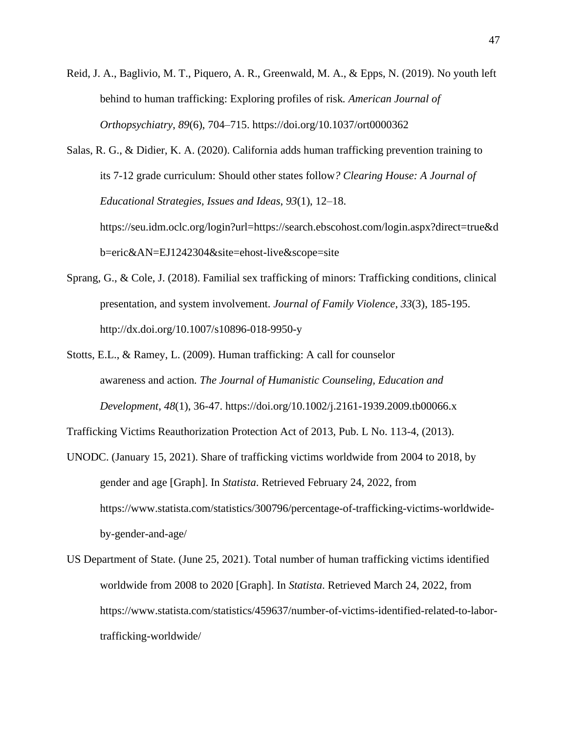Reid, J. A., Baglivio, M. T., Piquero, A. R., Greenwald, M. A., & Epps, N. (2019). No youth left behind to human trafficking: Exploring profiles of risk. *American Journal of Orthopsychiatry*, *89*(6), 704–715. https://doi.org/10.1037/ort0000362

Salas, R. G., & Didier, K. A. (2020). California adds human trafficking prevention training to its 7-12 grade curriculum: Should other states follow*? Clearing House: A Journal of Educational Strategies, Issues and Ideas*, *93*(1), 12–18. https://seu.idm.oclc.org/login?url=https://search.ebscohost.com/login.aspx?direct=true&db=eric&AN=EJ1242304&site=ehost-live&scope=site

Sprang, G., & Cole, J. (2018). Familial sex trafficking of minors: Trafficking conditions, clinical presentation, and system involvement. *Journal of Family Violence*, *33*(3), 185-195. http://dx.doi.org/10.1007/s10896-018-9950-y

Stotts, E.L., & Ramey, L. (2009). Human trafficking: A call for counselor awareness and action*. The Journal of Humanistic Counseling, Education and Development*, *48*(1), 36-47. https://doi.org/10.1002/j.2161-1939.2009.tb00066.x

Trafficking Victims Reauthorization Protection Act of 2013, Pub. L No. 113-4, (2013).

UNODC. (January 15, 2021). Share of trafficking victims worldwide from 2004 to 2018, by gender and age [Graph]. In *Statista*. Retrieved February 24, 2022, from https://www.statista.com/statistics/300796/percentage-of-trafficking-victims-worldwide-by-gender-and-age/

US Department of State. (June 25, 2021). Total number of human trafficking victims identified worldwide from 2008 to 2020 [Graph]. In *Statista*. Retrieved March 24, 2022, from https://www.statista.com/statistics/459637/number-of-victims-identified-related-to-labor-trafficking-worldwide/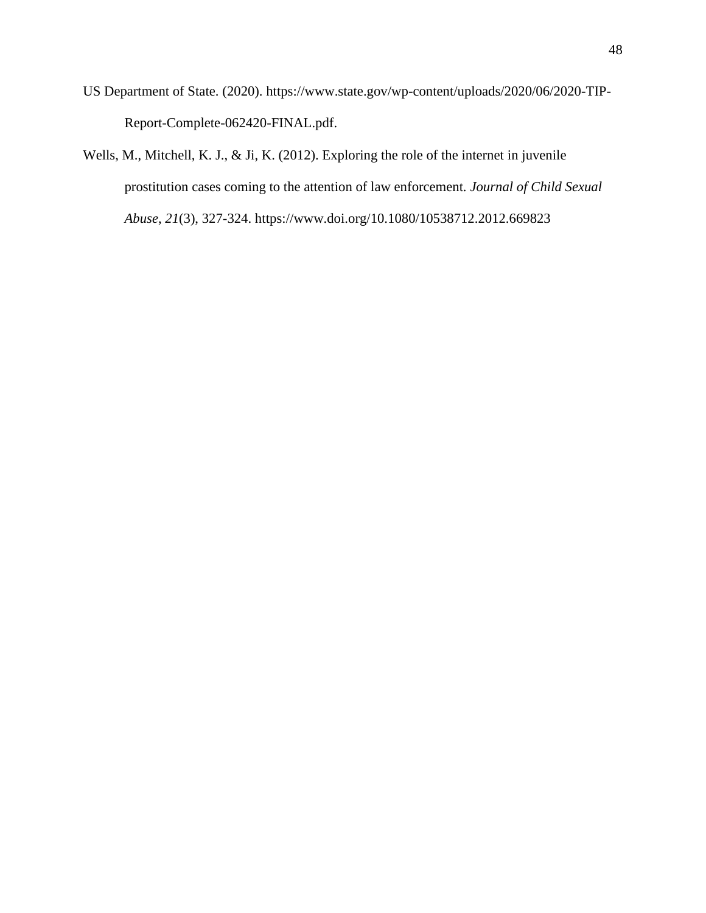US Department of State. (2020). https://www.state.gov/wp-content/uploads/2020/06/2020-TIP-Report-Complete-062420-FINAL.pdf.

Wells, M., Mitchell, K. J., & Ji, K. (2012). Exploring the role of the internet in juvenile prostitution cases coming to the attention of law enforcement. *Journal of Child Sexual Abuse*, *21*(3), 327-324. https://www.doi.org/10.1080/10538712.2012.669823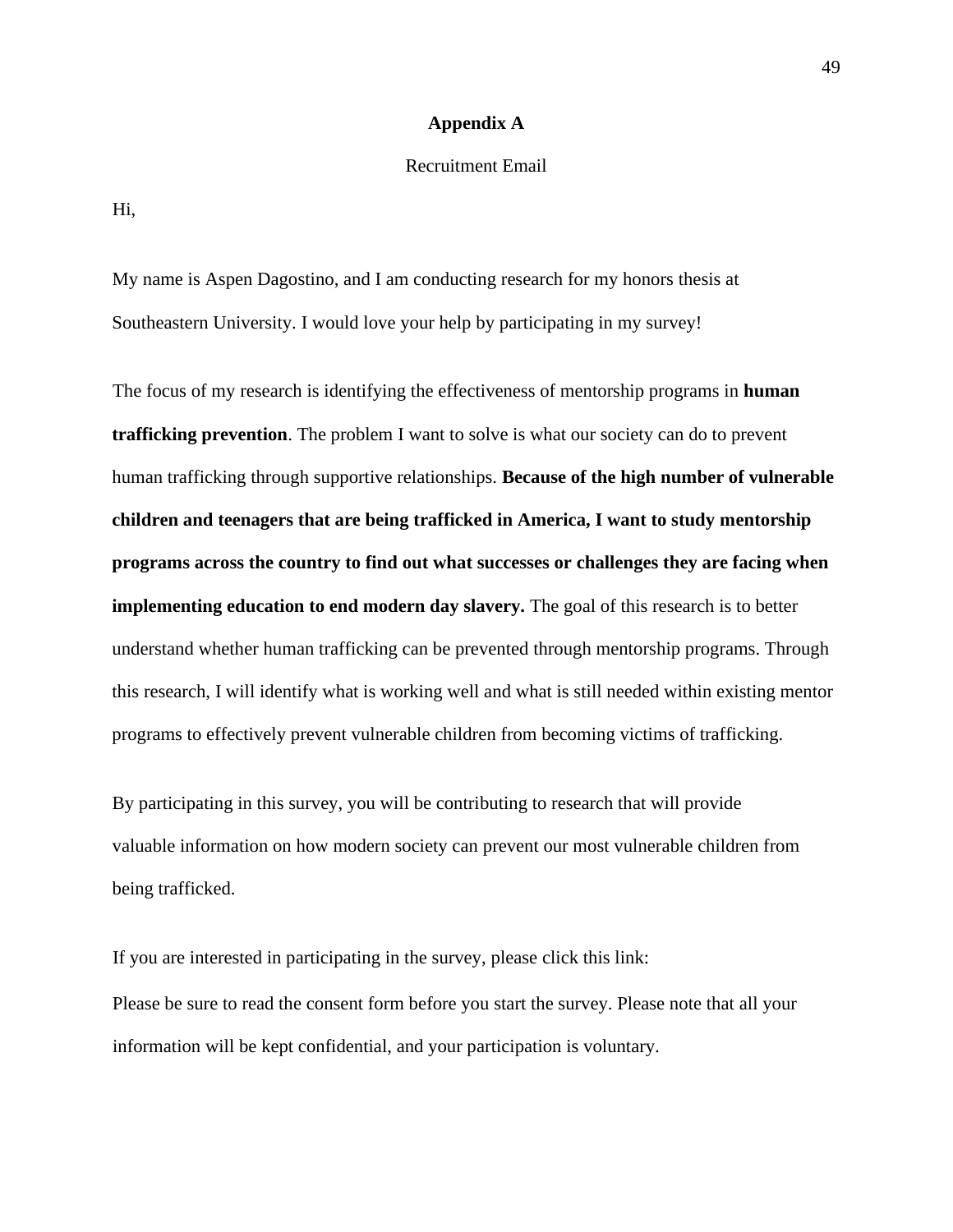# Appendix A

Recruitment Email

Hi,

My name is Aspen Dagostino, and I am conducting research for my honors thesis at Southeastern University. I would love your help by participating in my survey!

The focus of my research is identifying the effectiveness of mentorship programs in **human trafficking prevention**. The problem I want to solve is what our society can do to prevent human trafficking through supportive relationships. **Because of the high number of vulnerable children and teenagers that are being trafficked in America, I want to study mentorship programs across the country to find out what successes or challenges they are facing when implementing education to end modern day slavery.** The goal of this research is to better understand whether human trafficking can be prevented through mentorship programs. Through this research, I will identify what is working well and what is still needed within existing mentor programs to effectively prevent vulnerable children from becoming victims of trafficking.

By participating in this survey, you will be contributing to research that will provide valuable information on how modern society can prevent our most vulnerable children from being trafficked.

If you are interested in participating in the survey, please click this link:

Please be sure to read the consent form before you start the survey. Please note that all your information will be kept confidential, and your participation is voluntary.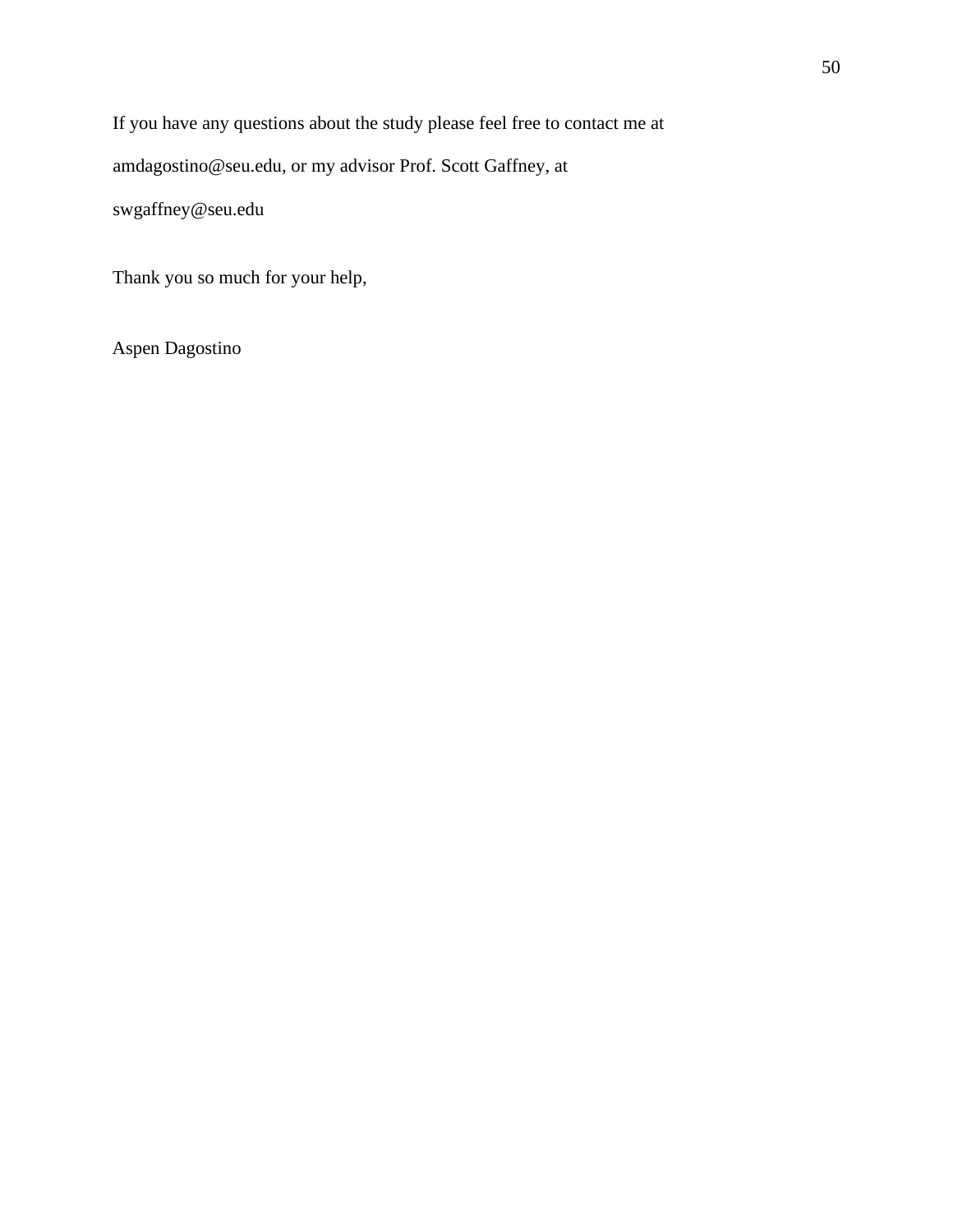If you have any questions about the study please feel free to contact me at amdagostino@seu.edu, or my advisor Prof. Scott Gaffney, at swgaffney@seu.edu

Thank you so much for your help,

Aspen Dagostino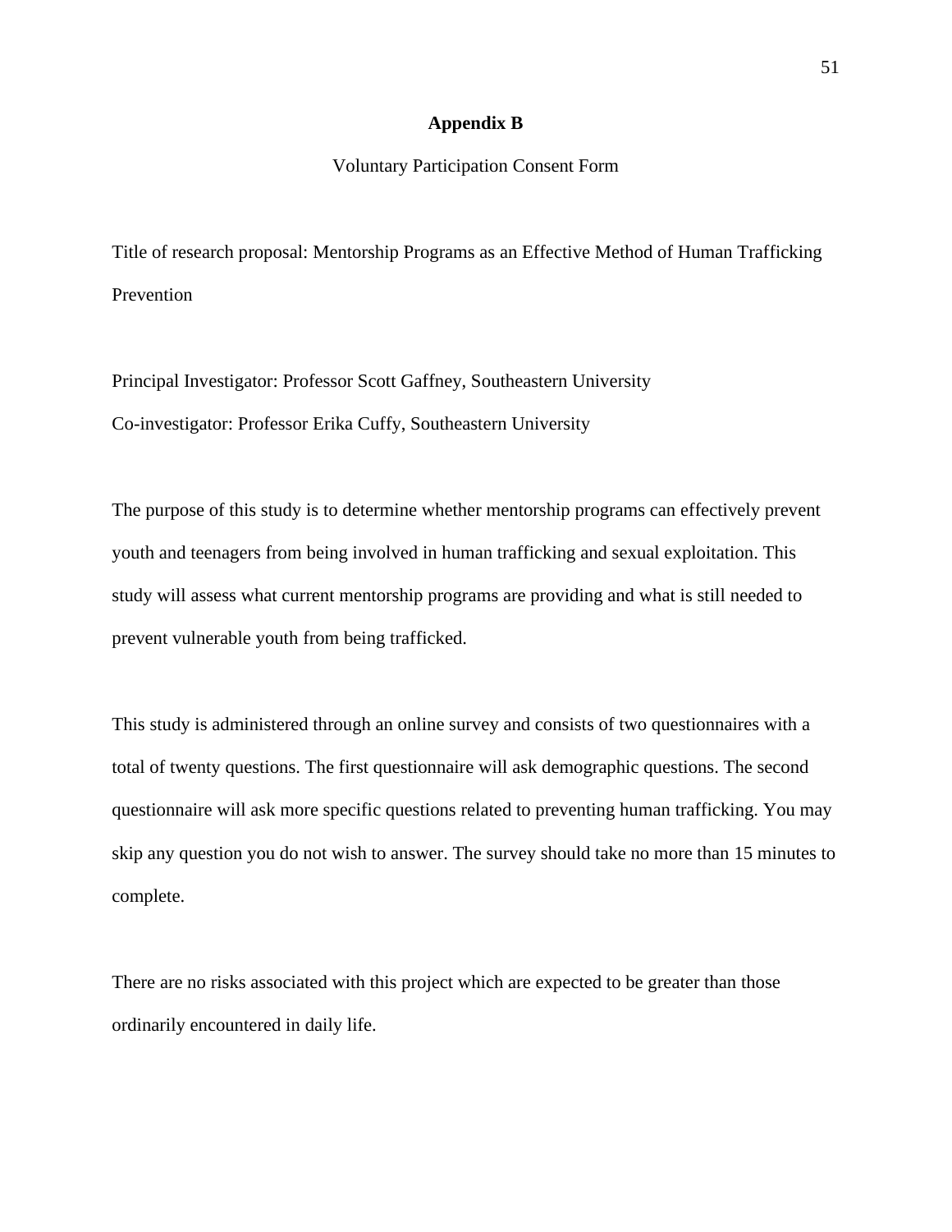# Appendix B

Voluntary Participation Consent Form

Title of research proposal: Mentorship Programs as an Effective Method of Human Trafficking Prevention

Principal Investigator: Professor Scott Gaffney, Southeastern University
Co-investigator: Professor Erika Cuffy, Southeastern University

The purpose of this study is to determine whether mentorship programs can effectively prevent youth and teenagers from being involved in human trafficking and sexual exploitation. This study will assess what current mentorship programs are providing and what is still needed to prevent vulnerable youth from being trafficked.

This study is administered through an online survey and consists of two questionnaires with a total of twenty questions. The first questionnaire will ask demographic questions. The second questionnaire will ask more specific questions related to preventing human trafficking. You may skip any question you do not wish to answer. The survey should take no more than 15 minutes to complete.

There are no risks associated with this project which are expected to be greater than those ordinarily encountered in daily life.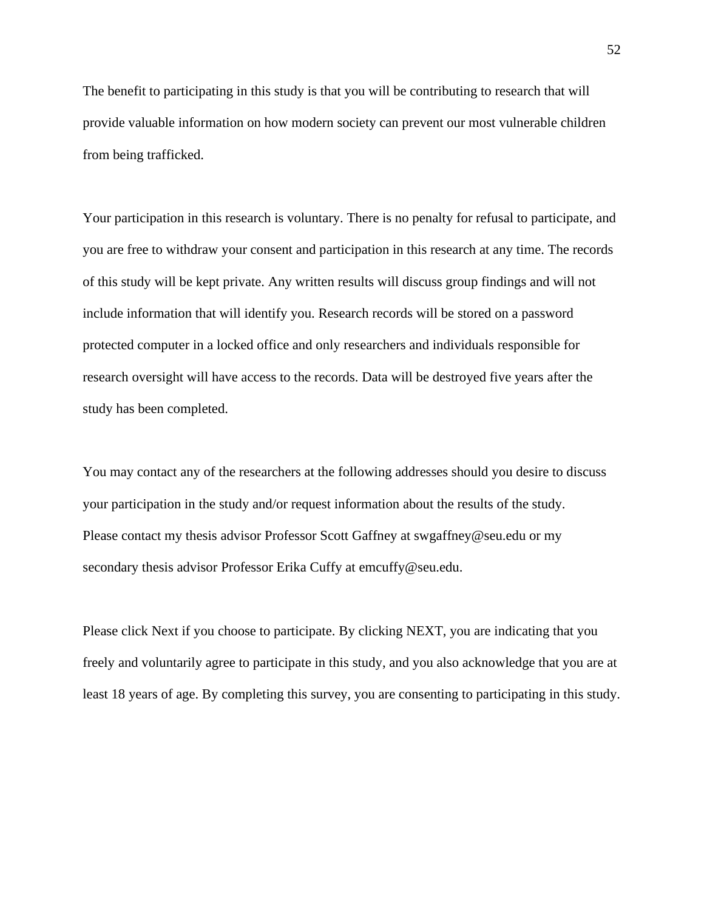The benefit to participating in this study is that you will be contributing to research that will provide valuable information on how modern society can prevent our most vulnerable children from being trafficked.

Your participation in this research is voluntary. There is no penalty for refusal to participate, and you are free to withdraw your consent and participation in this research at any time. The records of this study will be kept private. Any written results will discuss group findings and will not include information that will identify you. Research records will be stored on a password protected computer in a locked office and only researchers and individuals responsible for research oversight will have access to the records. Data will be destroyed five years after the study has been completed.

You may contact any of the researchers at the following addresses should you desire to discuss your participation in the study and/or request information about the results of the study. Please contact my thesis advisor Professor Scott Gaffney at swgaffney@seu.edu or my secondary thesis advisor Professor Erika Cuffy at emcuffy@seu.edu.

Please click Next if you choose to participate. By clicking NEXT, you are indicating that you freely and voluntarily agree to participate in this study, and you also acknowledge that you are at least 18 years of age. By completing this survey, you are consenting to participating in this study.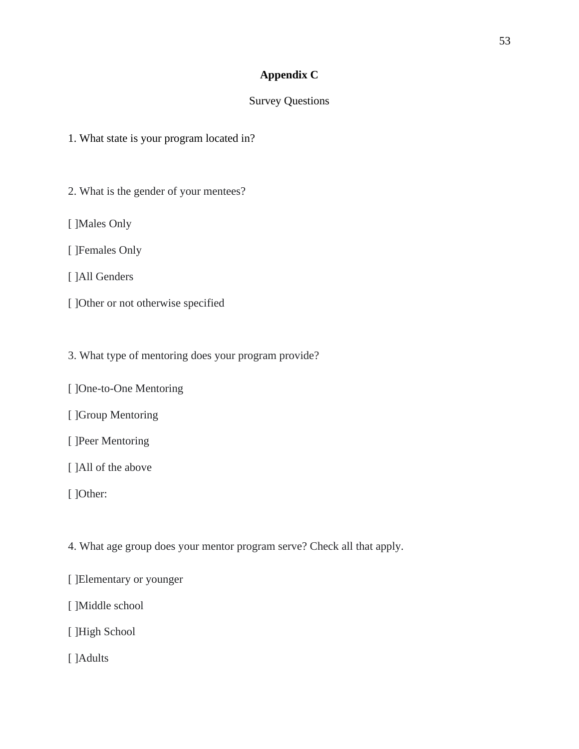## Appendix C

Survey Questions

1. What state is your program located in?

2. What is the gender of your mentees?

[ ]Males Only

[ ]Females Only

[ ]All Genders

[ ]Other or not otherwise specified

3. What type of mentoring does your program provide?

[ ]One-to-One Mentoring

[ ]Group Mentoring

[ ]Peer Mentoring

[ ]All of the above

[ ]Other:

4. What age group does your mentor program serve? Check all that apply.

[ ]Elementary or younger

[ ]Middle school

[ ]High School

[ ]Adults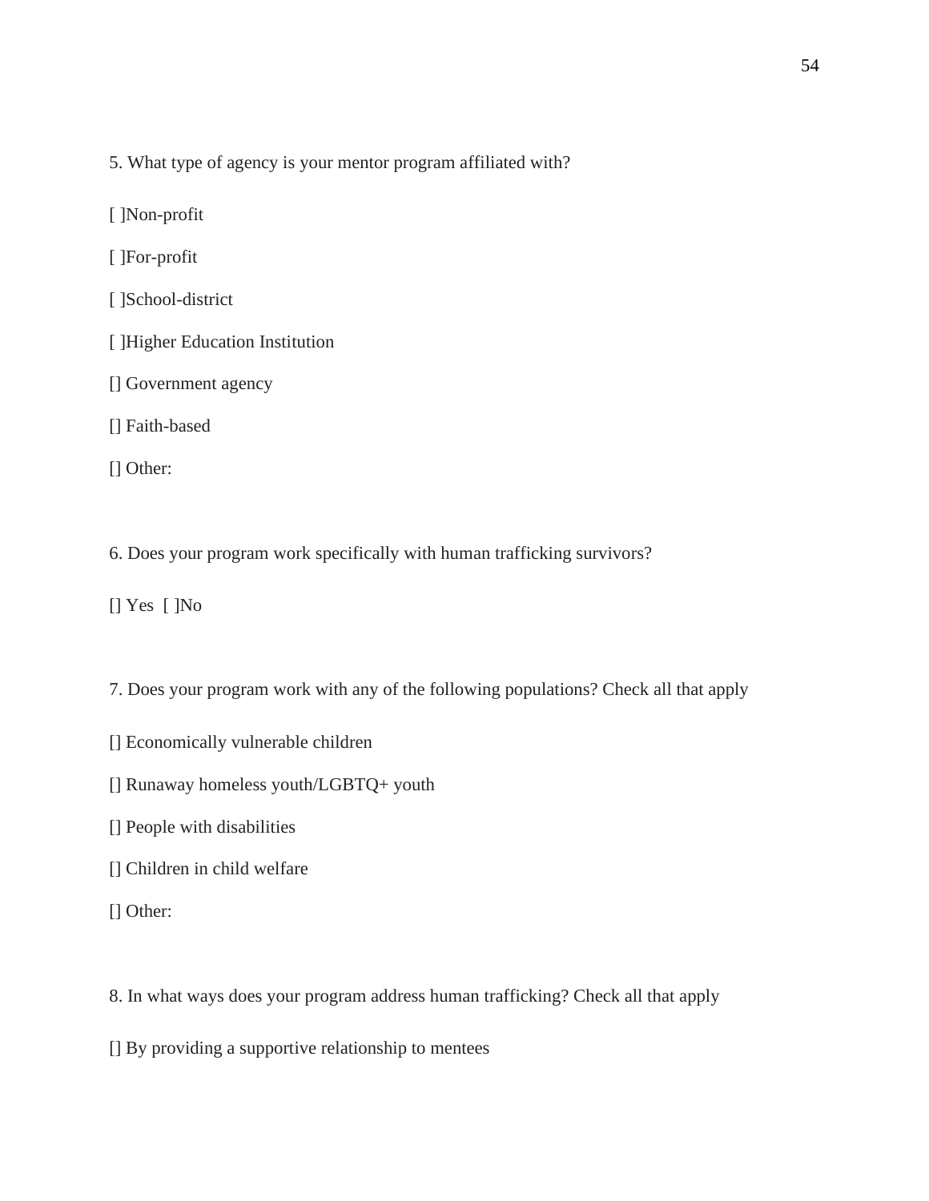5. What type of agency is your mentor program affiliated with?

[ ]Non-profit

[ ]For-profit

[ ]School-district

[ ]Higher Education Institution

[] Government agency

[] Faith-based

[] Other:

6. Does your program work specifically with human trafficking survivors?

[] Yes  [ ]No

7. Does your program work with any of the following populations? Check all that apply

[] Economically vulnerable children

[] Runaway homeless youth/LGBTQ+ youth

[] People with disabilities

[] Children in child welfare

[] Other:

8. In what ways does your program address human trafficking? Check all that apply

[] By providing a supportive relationship to mentees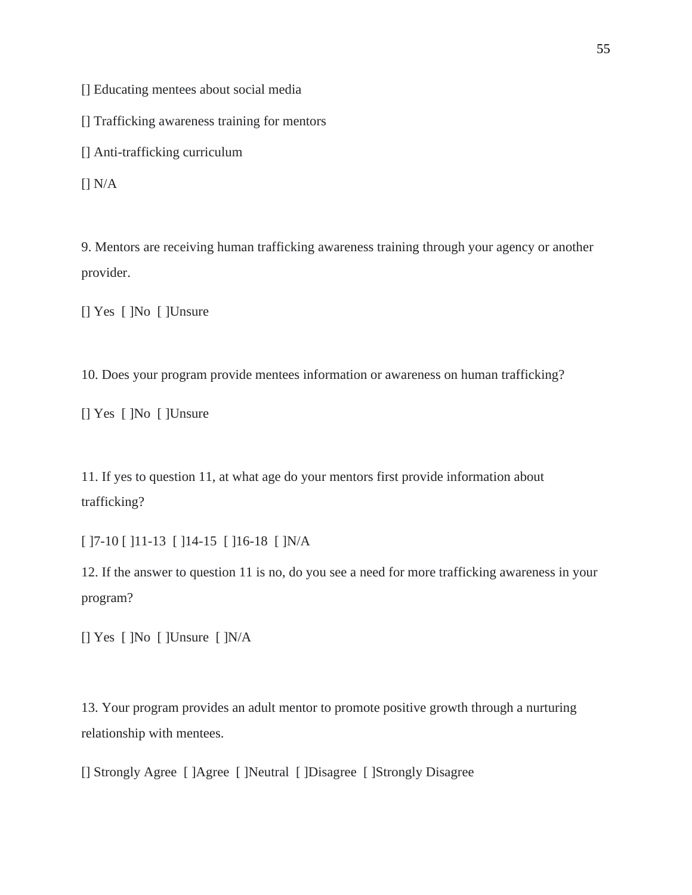[] Educating mentees about social media

[] Trafficking awareness training for mentors

[] Anti-trafficking curriculum

[] N/A

9. Mentors are receiving human trafficking awareness training through your agency or another provider.

[] Yes  [ ]No  [ ]Unsure

10. Does your program provide mentees information or awareness on human trafficking?

[] Yes  [ ]No  [ ]Unsure

11. If yes to question 11, at what age do your mentors first provide information about trafficking?

[ ]7-10 [ ]11-13  [ ]14-15  [ ]16-18  [ ]N/A

12. If the answer to question 11 is no, do you see a need for more trafficking awareness in your program?

[] Yes  [ ]No  [ ]Unsure  [ ]N/A

13. Your program provides an adult mentor to promote positive growth through a nurturing relationship with mentees.

[] Strongly Agree  [ ]Agree  [ ]Neutral  [ ]Disagree  [ ]Strongly Disagree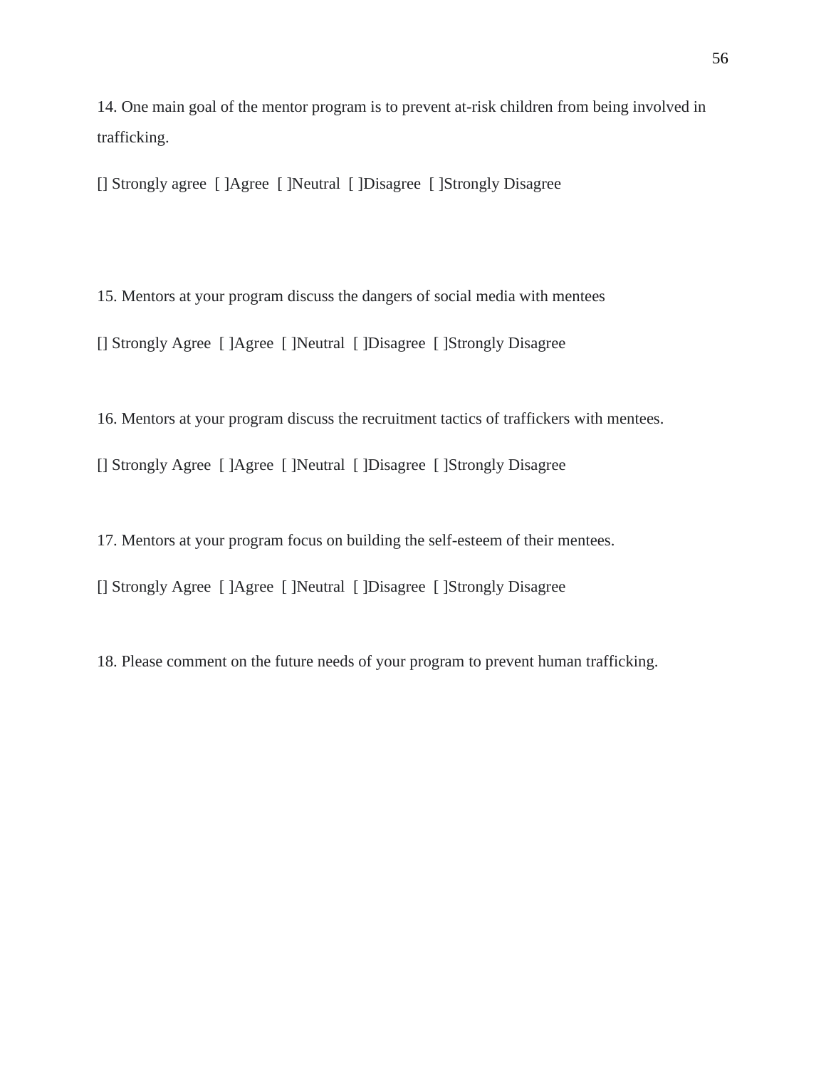14. One main goal of the mentor program is to prevent at-risk children from being involved in trafficking.

[] Strongly agree  [ ]Agree  [ ]Neutral  [ ]Disagree  [ ]Strongly Disagree

15. Mentors at your program discuss the dangers of social media with mentees

[] Strongly Agree  [ ]Agree  [ ]Neutral  [ ]Disagree  [ ]Strongly Disagree

16. Mentors at your program discuss the recruitment tactics of traffickers with mentees.

[] Strongly Agree  [ ]Agree  [ ]Neutral  [ ]Disagree  [ ]Strongly Disagree

17. Mentors at your program focus on building the self-esteem of their mentees.

[] Strongly Agree  [ ]Agree  [ ]Neutral  [ ]Disagree  [ ]Strongly Disagree

18. Please comment on the future needs of your program to prevent human trafficking.